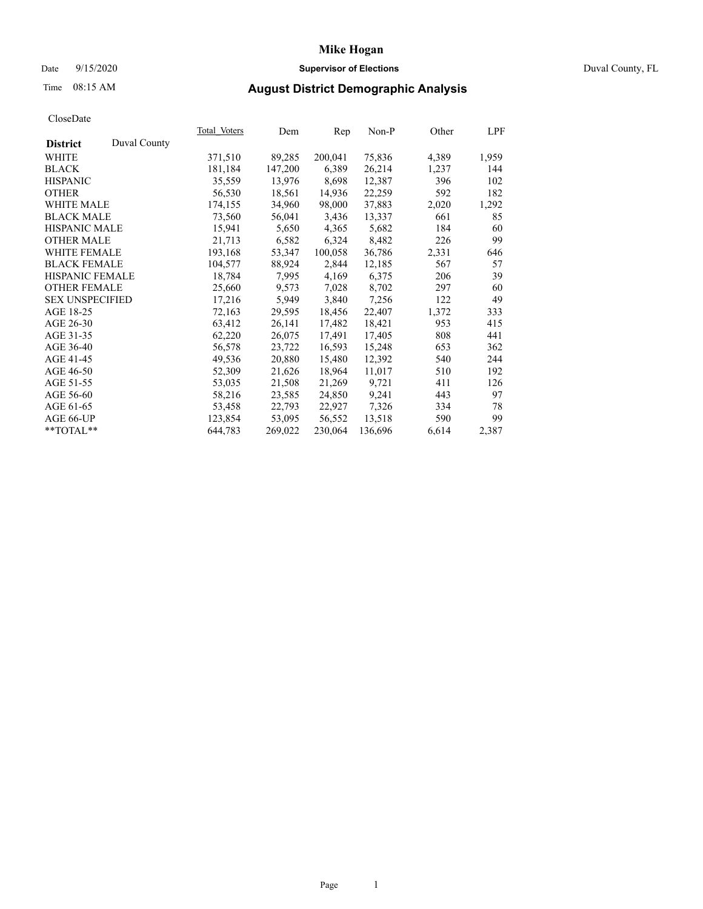# Mike Hogan

Date 9/15/2020 **Supervisor of Elections** Duval County, FL

Time 08:15 AM **August District Demographic Analysis**

CloseDate

| **District** Duval County | Total Voters | Dem | Rep | Non-P | Other | LPF |
|---|---|---|---|---|---|---|
| WHITE | 371,510 | 89,285 | 200,041 | 75,836 | 4,389 | 1,959 |
| BLACK | 181,184 | 147,200 | 6,389 | 26,214 | 1,237 | 144 |
| HISPANIC | 35,559 | 13,976 | 8,698 | 12,387 | 396 | 102 |
| OTHER | 56,530 | 18,561 | 14,936 | 22,259 | 592 | 182 |
| WHITE MALE | 174,155 | 34,960 | 98,000 | 37,883 | 2,020 | 1,292 |
| BLACK MALE | 73,560 | 56,041 | 3,436 | 13,337 | 661 | 85 |
| HISPANIC MALE | 15,941 | 5,650 | 4,365 | 5,682 | 184 | 60 |
| OTHER MALE | 21,713 | 6,582 | 6,324 | 8,482 | 226 | 99 |
| WHITE FEMALE | 193,168 | 53,347 | 100,058 | 36,786 | 2,331 | 646 |
| BLACK FEMALE | 104,577 | 88,924 | 2,844 | 12,185 | 567 | 57 |
| HISPANIC FEMALE | 18,784 | 7,995 | 4,169 | 6,375 | 206 | 39 |
| OTHER FEMALE | 25,660 | 9,573 | 7,028 | 8,702 | 297 | 60 |
| SEX UNSPECIFIED | 17,216 | 5,949 | 3,840 | 7,256 | 122 | 49 |
| AGE 18-25 | 72,163 | 29,595 | 18,456 | 22,407 | 1,372 | 333 |
| AGE 26-30 | 63,412 | 26,141 | 17,482 | 18,421 | 953 | 415 |
| AGE 31-35 | 62,220 | 26,075 | 17,491 | 17,405 | 808 | 441 |
| AGE 36-40 | 56,578 | 23,722 | 16,593 | 15,248 | 653 | 362 |
| AGE 41-45 | 49,536 | 20,880 | 15,480 | 12,392 | 540 | 244 |
| AGE 46-50 | 52,309 | 21,626 | 18,964 | 11,017 | 510 | 192 |
| AGE 51-55 | 53,035 | 21,508 | 21,269 | 9,721 | 411 | 126 |
| AGE 56-60 | 58,216 | 23,585 | 24,850 | 9,241 | 443 | 97 |
| AGE 61-65 | 53,458 | 22,793 | 22,927 | 7,326 | 334 | 78 |
| AGE 66-UP | 123,854 | 53,095 | 56,552 | 13,518 | 590 | 99 |
| **TOTAL** | 644,783 | 269,022 | 230,064 | 136,696 | 6,614 | 2,387 |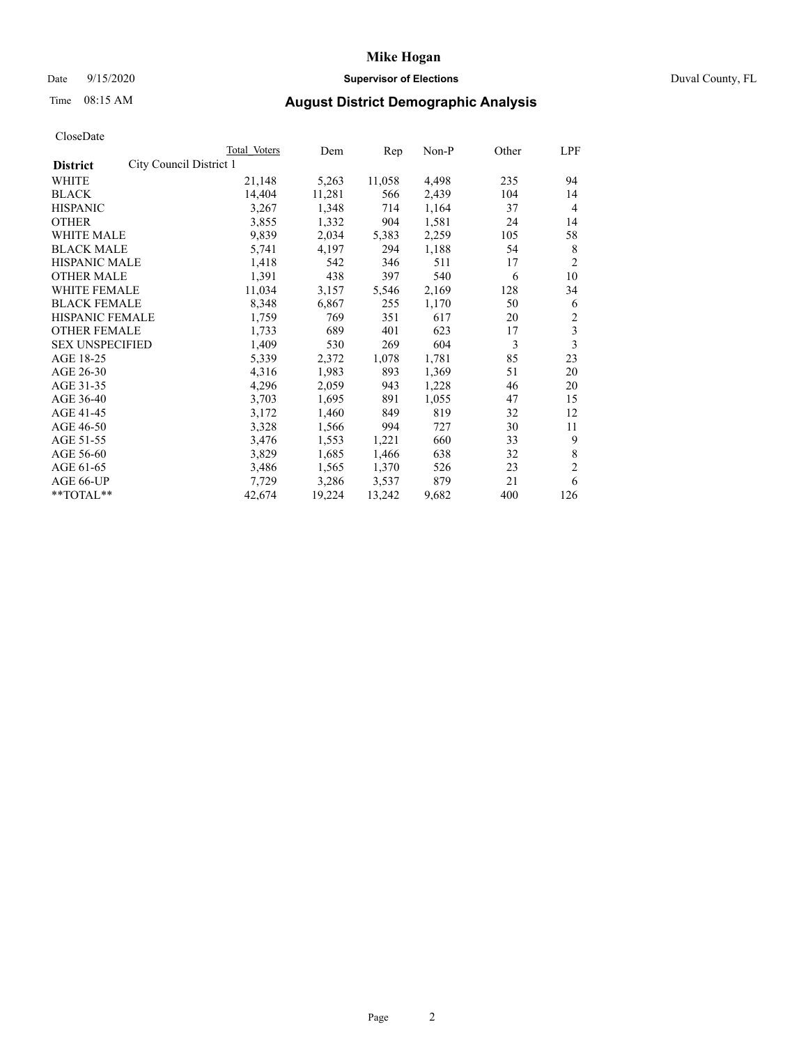# Mike Hogan

Date 9/15/2020 **Supervisor of Elections** Duval County, FL

Time 08:15 AM **August District Demographic Analysis**

CloseDate

| **District** | City Council District 1 | Total Voters | Dem | Rep | Non-P | Other | LPF |
|---|---|---|---|---|---|---|---|
| WHITE | | 21,148 | 5,263 | 11,058 | 4,498 | 235 | 94 |
| BLACK | | 14,404 | 11,281 | 566 | 2,439 | 104 | 14 |
| HISPANIC | | 3,267 | 1,348 | 714 | 1,164 | 37 | 4 |
| OTHER | | 3,855 | 1,332 | 904 | 1,581 | 24 | 14 |
| WHITE MALE | | 9,839 | 2,034 | 5,383 | 2,259 | 105 | 58 |
| BLACK MALE | | 5,741 | 4,197 | 294 | 1,188 | 54 | 8 |
| HISPANIC MALE | | 1,418 | 542 | 346 | 511 | 17 | 2 |
| OTHER MALE | | 1,391 | 438 | 397 | 540 | 6 | 10 |
| WHITE FEMALE | | 11,034 | 3,157 | 5,546 | 2,169 | 128 | 34 |
| BLACK FEMALE | | 8,348 | 6,867 | 255 | 1,170 | 50 | 6 |
| HISPANIC FEMALE | | 1,759 | 769 | 351 | 617 | 20 | 2 |
| OTHER FEMALE | | 1,733 | 689 | 401 | 623 | 17 | 3 |
| SEX UNSPECIFIED | | 1,409 | 530 | 269 | 604 | 3 | 3 |
| AGE 18-25 | | 5,339 | 2,372 | 1,078 | 1,781 | 85 | 23 |
| AGE 26-30 | | 4,316 | 1,983 | 893 | 1,369 | 51 | 20 |
| AGE 31-35 | | 4,296 | 2,059 | 943 | 1,228 | 46 | 20 |
| AGE 36-40 | | 3,703 | 1,695 | 891 | 1,055 | 47 | 15 |
| AGE 41-45 | | 3,172 | 1,460 | 849 | 819 | 32 | 12 |
| AGE 46-50 | | 3,328 | 1,566 | 994 | 727 | 30 | 11 |
| AGE 51-55 | | 3,476 | 1,553 | 1,221 | 660 | 33 | 9 |
| AGE 56-60 | | 3,829 | 1,685 | 1,466 | 638 | 32 | 8 |
| AGE 61-65 | | 3,486 | 1,565 | 1,370 | 526 | 23 | 2 |
| AGE 66-UP | | 7,729 | 3,286 | 3,537 | 879 | 21 | 6 |
| **TOTAL** | | 42,674 | 19,224 | 13,242 | 9,682 | 400 | 126 |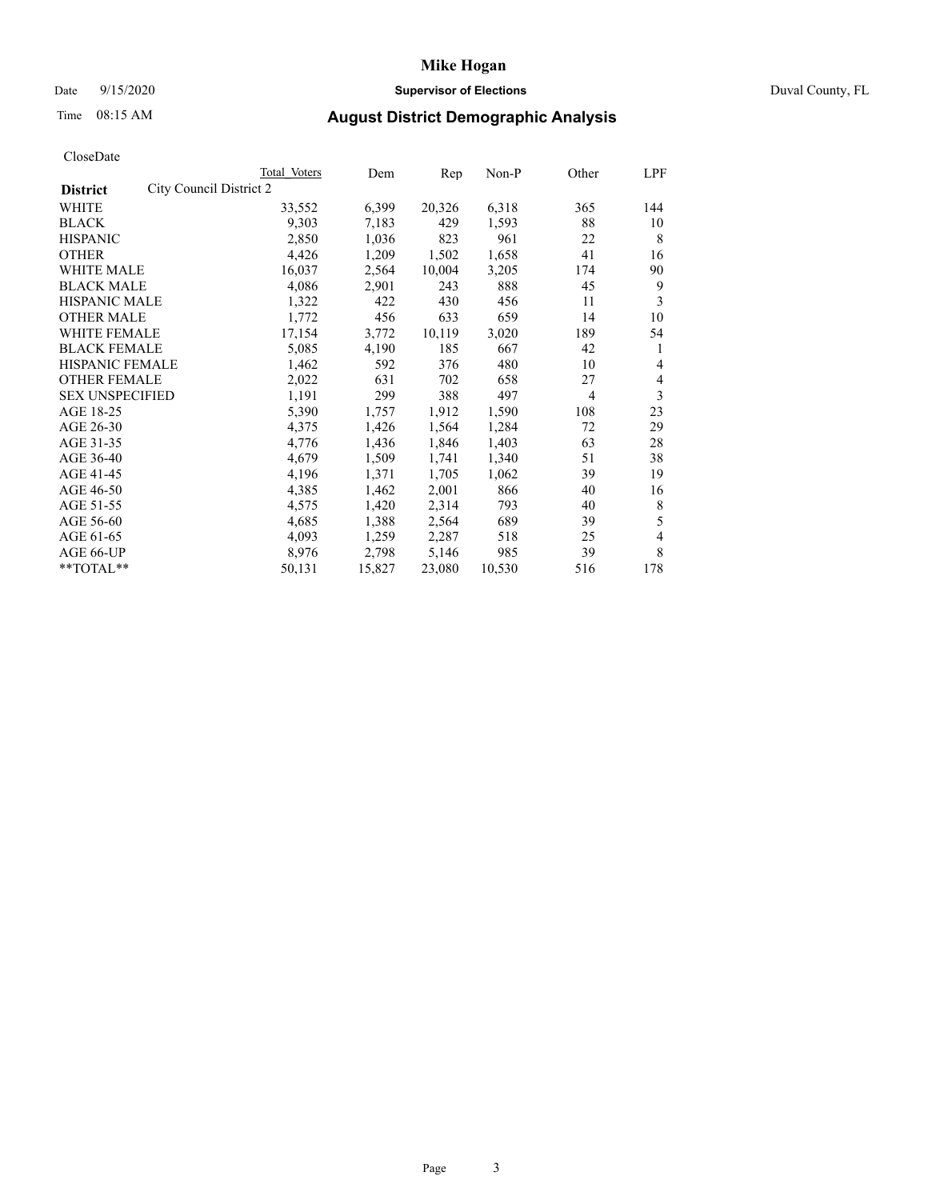CloseDate

| District | City Council District 2 | Total Voters | Dem | Rep | Non-P | Other | LPF |
|---|---|---|---|---|---|---|---|
| WHITE | | 33,552 | 6,399 | 20,326 | 6,318 | 365 | 144 |
| BLACK | | 9,303 | 7,183 | 429 | 1,593 | 88 | 10 |
| HISPANIC | | 2,850 | 1,036 | 823 | 961 | 22 | 8 |
| OTHER | | 4,426 | 1,209 | 1,502 | 1,658 | 41 | 16 |
| WHITE MALE | | 16,037 | 2,564 | 10,004 | 3,205 | 174 | 90 |
| BLACK MALE | | 4,086 | 2,901 | 243 | 888 | 45 | 9 |
| HISPANIC MALE | | 1,322 | 422 | 430 | 456 | 11 | 3 |
| OTHER MALE | | 1,772 | 456 | 633 | 659 | 14 | 10 |
| WHITE FEMALE | | 17,154 | 3,772 | 10,119 | 3,020 | 189 | 54 |
| BLACK FEMALE | | 5,085 | 4,190 | 185 | 667 | 42 | 1 |
| HISPANIC FEMALE | | 1,462 | 592 | 376 | 480 | 10 | 4 |
| OTHER FEMALE | | 2,022 | 631 | 702 | 658 | 27 | 4 |
| SEX UNSPECIFIED | | 1,191 | 299 | 388 | 497 | 4 | 3 |
| AGE 18-25 | | 5,390 | 1,757 | 1,912 | 1,590 | 108 | 23 |
| AGE 26-30 | | 4,375 | 1,426 | 1,564 | 1,284 | 72 | 29 |
| AGE 31-35 | | 4,776 | 1,436 | 1,846 | 1,403 | 63 | 28 |
| AGE 36-40 | | 4,679 | 1,509 | 1,741 | 1,340 | 51 | 38 |
| AGE 41-45 | | 4,196 | 1,371 | 1,705 | 1,062 | 39 | 19 |
| AGE 46-50 | | 4,385 | 1,462 | 2,001 | 866 | 40 | 16 |
| AGE 51-55 | | 4,575 | 1,420 | 2,314 | 793 | 40 | 8 |
| AGE 56-60 | | 4,685 | 1,388 | 2,564 | 689 | 39 | 5 |
| AGE 61-65 | | 4,093 | 1,259 | 2,287 | 518 | 25 | 4 |
| AGE 66-UP | | 8,976 | 2,798 | 5,146 | 985 | 39 | 8 |
| **TOTAL** | | 50,131 | 15,827 | 23,080 | 10,530 | 516 | 178 |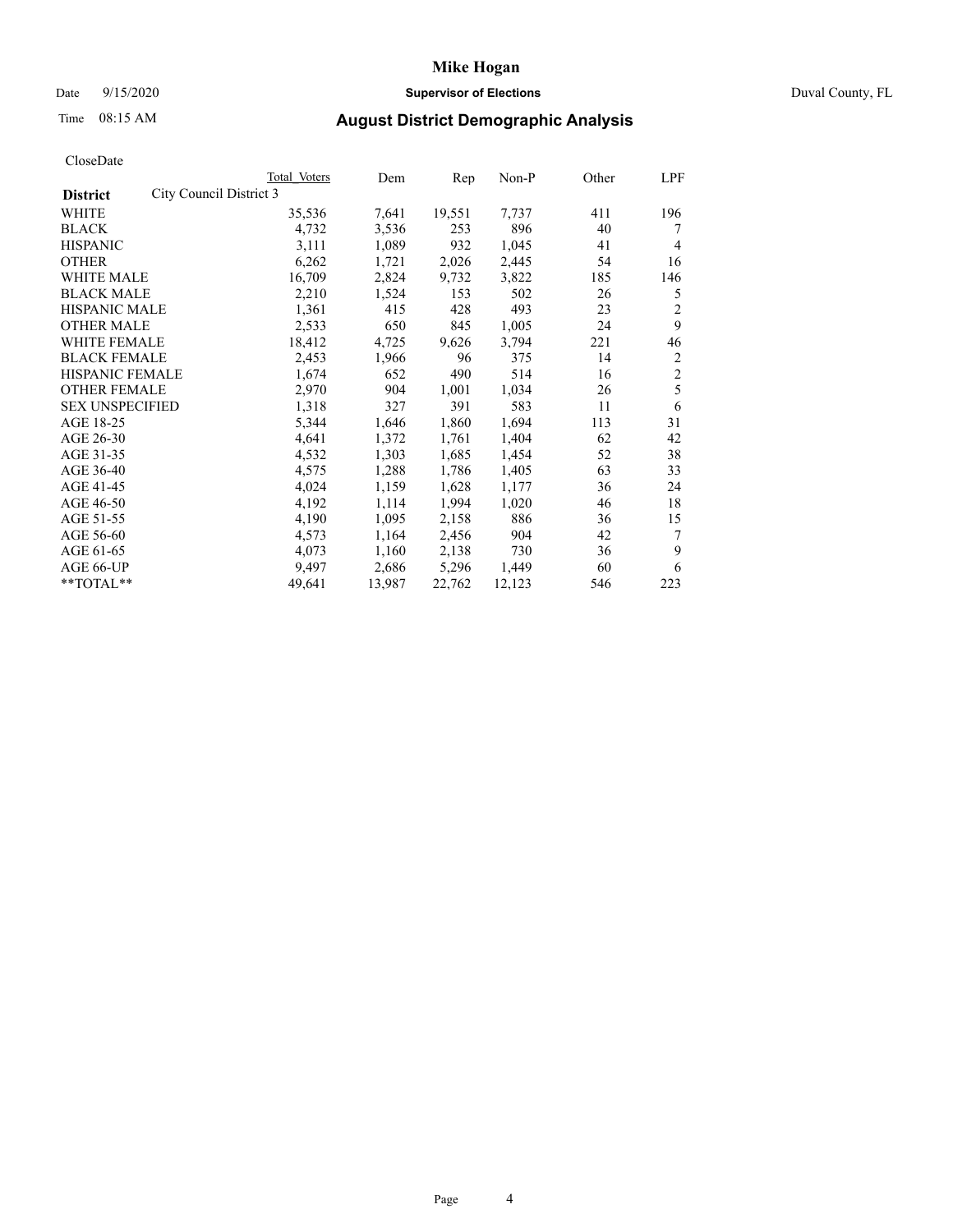# Mike Hogan

Date 9/15/2020 **Supervisor of Elections** Duval County, FL

Time 08:15 AM

## August District Demographic Analysis

CloseDate

| **District** City Council District 3 | Total Voters | Dem | Rep | Non-P | Other | LPF |
|---|---|---|---|---|---|---|
| WHITE | 35,536 | 7,641 | 19,551 | 7,737 | 411 | 196 |
| BLACK | 4,732 | 3,536 | 253 | 896 | 40 | 7 |
| HISPANIC | 3,111 | 1,089 | 932 | 1,045 | 41 | 4 |
| OTHER | 6,262 | 1,721 | 2,026 | 2,445 | 54 | 16 |
| WHITE MALE | 16,709 | 2,824 | 9,732 | 3,822 | 185 | 146 |
| BLACK MALE | 2,210 | 1,524 | 153 | 502 | 26 | 5 |
| HISPANIC MALE | 1,361 | 415 | 428 | 493 | 23 | 2 |
| OTHER MALE | 2,533 | 650 | 845 | 1,005 | 24 | 9 |
| WHITE FEMALE | 18,412 | 4,725 | 9,626 | 3,794 | 221 | 46 |
| BLACK FEMALE | 2,453 | 1,966 | 96 | 375 | 14 | 2 |
| HISPANIC FEMALE | 1,674 | 652 | 490 | 514 | 16 | 2 |
| OTHER FEMALE | 2,970 | 904 | 1,001 | 1,034 | 26 | 5 |
| SEX UNSPECIFIED | 1,318 | 327 | 391 | 583 | 11 | 6 |
| AGE 18-25 | 5,344 | 1,646 | 1,860 | 1,694 | 113 | 31 |
| AGE 26-30 | 4,641 | 1,372 | 1,761 | 1,404 | 62 | 42 |
| AGE 31-35 | 4,532 | 1,303 | 1,685 | 1,454 | 52 | 38 |
| AGE 36-40 | 4,575 | 1,288 | 1,786 | 1,405 | 63 | 33 |
| AGE 41-45 | 4,024 | 1,159 | 1,628 | 1,177 | 36 | 24 |
| AGE 46-50 | 4,192 | 1,114 | 1,994 | 1,020 | 46 | 18 |
| AGE 51-55 | 4,190 | 1,095 | 2,158 | 886 | 36 | 15 |
| AGE 56-60 | 4,573 | 1,164 | 2,456 | 904 | 42 | 7 |
| AGE 61-65 | 4,073 | 1,160 | 2,138 | 730 | 36 | 9 |
| AGE 66-UP | 9,497 | 2,686 | 5,296 | 1,449 | 60 | 6 |
| **TOTAL** | 49,641 | 13,987 | 22,762 | 12,123 | 546 | 223 |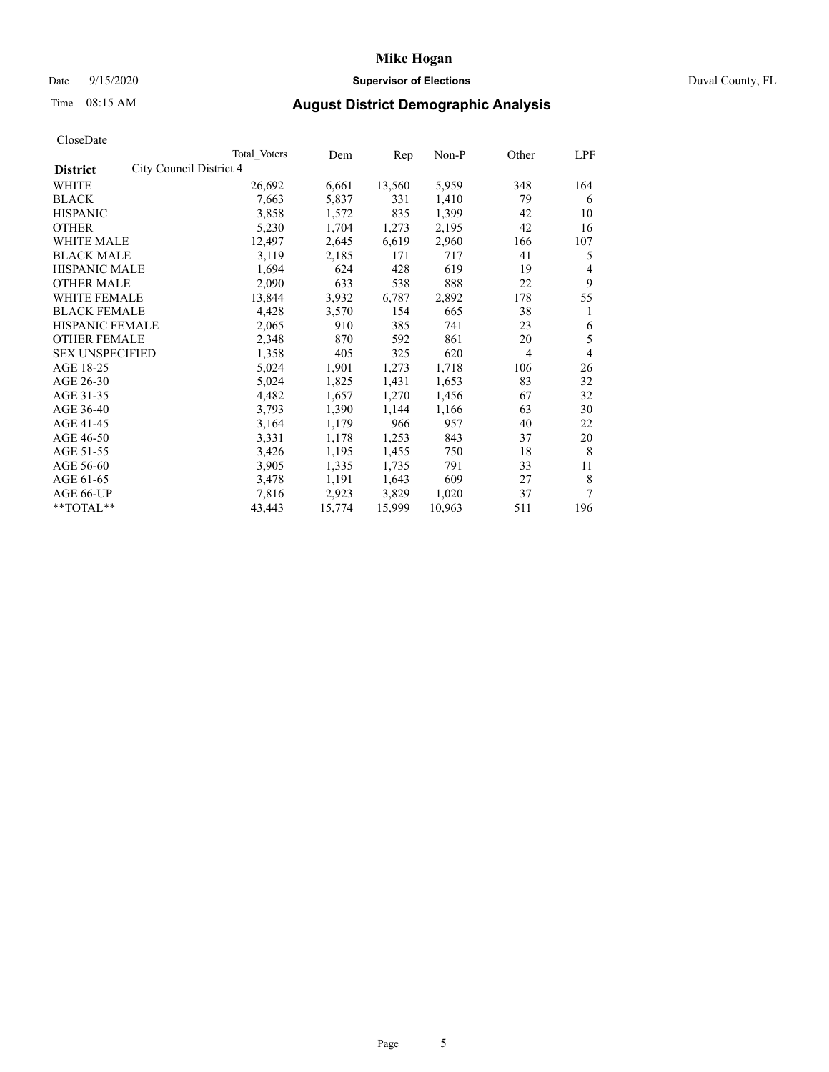# Mike Hogan

Date 9/15/2020 **Supervisor of Elections** Duval County, FL

Time 08:15 AM **August District Demographic Analysis**

CloseDate

| District | City Council District 4 | Total Voters | Dem | Rep | Non-P | Other | LPF |
|---|---|---|---|---|---|---|---|
| WHITE | | 26,692 | 6,661 | 13,560 | 5,959 | 348 | 164 |
| BLACK | | 7,663 | 5,837 | 331 | 1,410 | 79 | 6 |
| HISPANIC | | 3,858 | 1,572 | 835 | 1,399 | 42 | 10 |
| OTHER | | 5,230 | 1,704 | 1,273 | 2,195 | 42 | 16 |
| WHITE MALE | | 12,497 | 2,645 | 6,619 | 2,960 | 166 | 107 |
| BLACK MALE | | 3,119 | 2,185 | 171 | 717 | 41 | 5 |
| HISPANIC MALE | | 1,694 | 624 | 428 | 619 | 19 | 4 |
| OTHER MALE | | 2,090 | 633 | 538 | 888 | 22 | 9 |
| WHITE FEMALE | | 13,844 | 3,932 | 6,787 | 2,892 | 178 | 55 |
| BLACK FEMALE | | 4,428 | 3,570 | 154 | 665 | 38 | 1 |
| HISPANIC FEMALE | | 2,065 | 910 | 385 | 741 | 23 | 6 |
| OTHER FEMALE | | 2,348 | 870 | 592 | 861 | 20 | 5 |
| SEX UNSPECIFIED | | 1,358 | 405 | 325 | 620 | 4 | 4 |
| AGE 18-25 | | 5,024 | 1,901 | 1,273 | 1,718 | 106 | 26 |
| AGE 26-30 | | 5,024 | 1,825 | 1,431 | 1,653 | 83 | 32 |
| AGE 31-35 | | 4,482 | 1,657 | 1,270 | 1,456 | 67 | 32 |
| AGE 36-40 | | 3,793 | 1,390 | 1,144 | 1,166 | 63 | 30 |
| AGE 41-45 | | 3,164 | 1,179 | 966 | 957 | 40 | 22 |
| AGE 46-50 | | 3,331 | 1,178 | 1,253 | 843 | 37 | 20 |
| AGE 51-55 | | 3,426 | 1,195 | 1,455 | 750 | 18 | 8 |
| AGE 56-60 | | 3,905 | 1,335 | 1,735 | 791 | 33 | 11 |
| AGE 61-65 | | 3,478 | 1,191 | 1,643 | 609 | 27 | 8 |
| AGE 66-UP | | 7,816 | 2,923 | 3,829 | 1,020 | 37 | 7 |
| **TOTAL** | | 43,443 | 15,774 | 15,999 | 10,963 | 511 | 196 |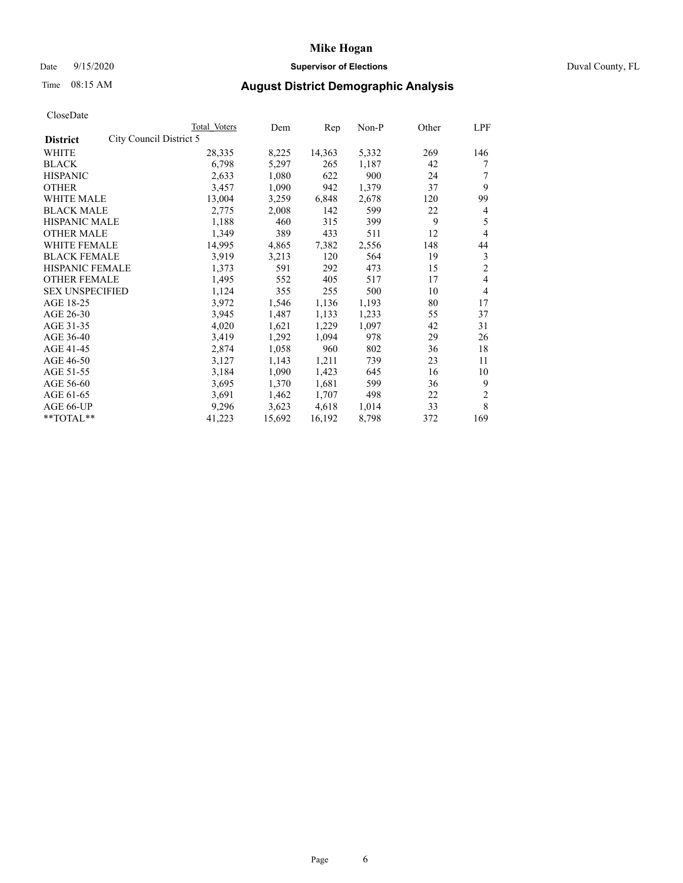# Mike Hogan

Date 9/15/2020 **Supervisor of Elections** Duval County, FL

Time 08:15 AM **August District Demographic Analysis**

CloseDate

| District | City Council District 5 | Total Voters | Dem | Rep | Non-P | Other | LPF |
|---|---|---|---|---|---|---|---|
| WHITE | | 28,335 | 8,225 | 14,363 | 5,332 | 269 | 146 |
| BLACK | | 6,798 | 5,297 | 265 | 1,187 | 42 | 7 |
| HISPANIC | | 2,633 | 1,080 | 622 | 900 | 24 | 7 |
| OTHER | | 3,457 | 1,090 | 942 | 1,379 | 37 | 9 |
| WHITE MALE | | 13,004 | 3,259 | 6,848 | 2,678 | 120 | 99 |
| BLACK MALE | | 2,775 | 2,008 | 142 | 599 | 22 | 4 |
| HISPANIC MALE | | 1,188 | 460 | 315 | 399 | 9 | 5 |
| OTHER MALE | | 1,349 | 389 | 433 | 511 | 12 | 4 |
| WHITE FEMALE | | 14,995 | 4,865 | 7,382 | 2,556 | 148 | 44 |
| BLACK FEMALE | | 3,919 | 3,213 | 120 | 564 | 19 | 3 |
| HISPANIC FEMALE | | 1,373 | 591 | 292 | 473 | 15 | 2 |
| OTHER FEMALE | | 1,495 | 552 | 405 | 517 | 17 | 4 |
| SEX UNSPECIFIED | | 1,124 | 355 | 255 | 500 | 10 | 4 |
| AGE 18-25 | | 3,972 | 1,546 | 1,136 | 1,193 | 80 | 17 |
| AGE 26-30 | | 3,945 | 1,487 | 1,133 | 1,233 | 55 | 37 |
| AGE 31-35 | | 4,020 | 1,621 | 1,229 | 1,097 | 42 | 31 |
| AGE 36-40 | | 3,419 | 1,292 | 1,094 | 978 | 29 | 26 |
| AGE 41-45 | | 2,874 | 1,058 | 960 | 802 | 36 | 18 |
| AGE 46-50 | | 3,127 | 1,143 | 1,211 | 739 | 23 | 11 |
| AGE 51-55 | | 3,184 | 1,090 | 1,423 | 645 | 16 | 10 |
| AGE 56-60 | | 3,695 | 1,370 | 1,681 | 599 | 36 | 9 |
| AGE 61-65 | | 3,691 | 1,462 | 1,707 | 498 | 22 | 2 |
| AGE 66-UP | | 9,296 | 3,623 | 4,618 | 1,014 | 33 | 8 |
| **TOTAL** | | 41,223 | 15,692 | 16,192 | 8,798 | 372 | 169 |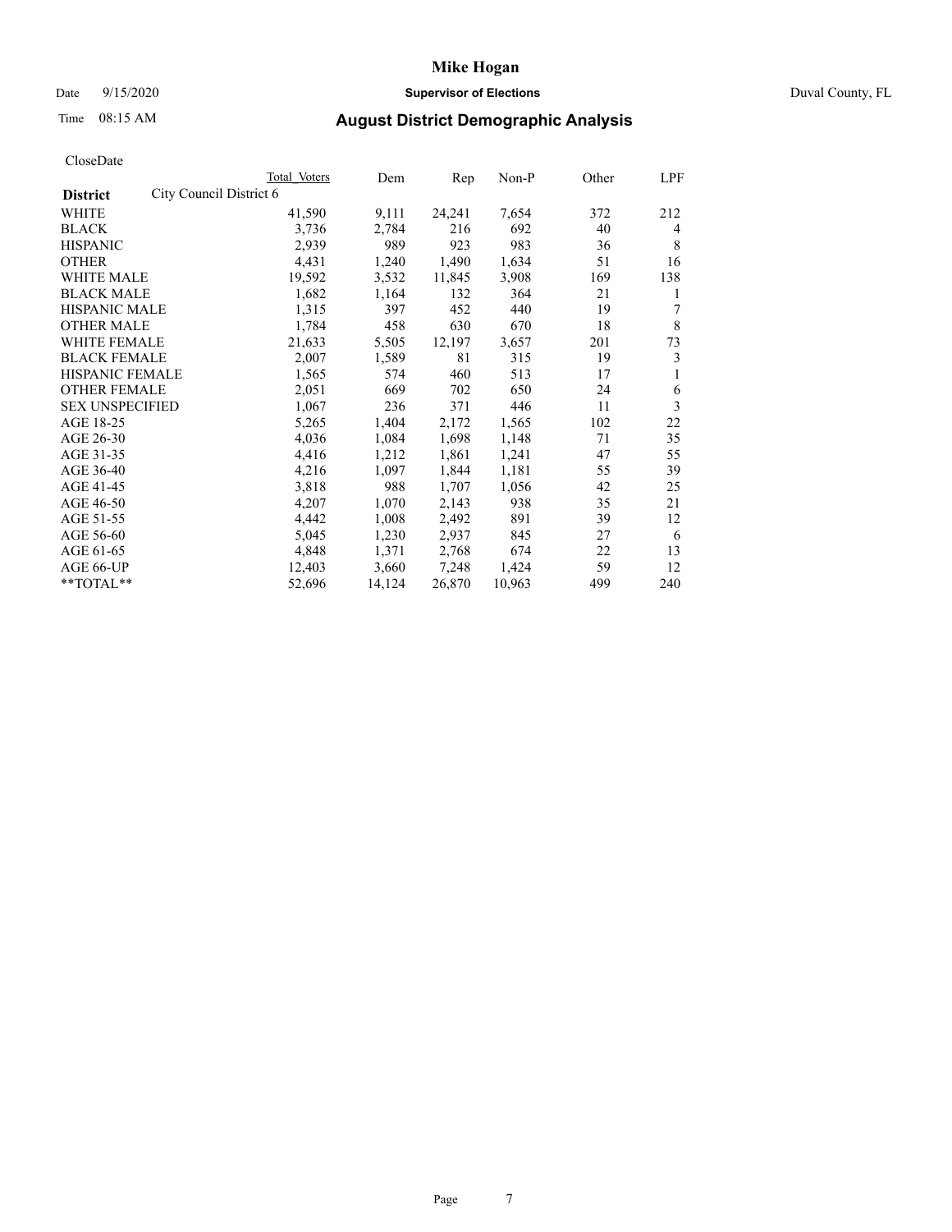# Mike Hogan

Date 9/15/2020 **Supervisor of Elections** Duval County, FL

Time 08:15 AM **August District Demographic Analysis**

CloseDate

| **District** | City Council District 6 | Total Voters | Dem | Rep | Non-P | Other | LPF |
|---|---|---|---|---|---|---|---|
| WHITE | | 41,590 | 9,111 | 24,241 | 7,654 | 372 | 212 |
| BLACK | | 3,736 | 2,784 | 216 | 692 | 40 | 4 |
| HISPANIC | | 2,939 | 989 | 923 | 983 | 36 | 8 |
| OTHER | | 4,431 | 1,240 | 1,490 | 1,634 | 51 | 16 |
| WHITE MALE | | 19,592 | 3,532 | 11,845 | 3,908 | 169 | 138 |
| BLACK MALE | | 1,682 | 1,164 | 132 | 364 | 21 | 1 |
| HISPANIC MALE | | 1,315 | 397 | 452 | 440 | 19 | 7 |
| OTHER MALE | | 1,784 | 458 | 630 | 670 | 18 | 8 |
| WHITE FEMALE | | 21,633 | 5,505 | 12,197 | 3,657 | 201 | 73 |
| BLACK FEMALE | | 2,007 | 1,589 | 81 | 315 | 19 | 3 |
| HISPANIC FEMALE | | 1,565 | 574 | 460 | 513 | 17 | 1 |
| OTHER FEMALE | | 2,051 | 669 | 702 | 650 | 24 | 6 |
| SEX UNSPECIFIED | | 1,067 | 236 | 371 | 446 | 11 | 3 |
| AGE 18-25 | | 5,265 | 1,404 | 2,172 | 1,565 | 102 | 22 |
| AGE 26-30 | | 4,036 | 1,084 | 1,698 | 1,148 | 71 | 35 |
| AGE 31-35 | | 4,416 | 1,212 | 1,861 | 1,241 | 47 | 55 |
| AGE 36-40 | | 4,216 | 1,097 | 1,844 | 1,181 | 55 | 39 |
| AGE 41-45 | | 3,818 | 988 | 1,707 | 1,056 | 42 | 25 |
| AGE 46-50 | | 4,207 | 1,070 | 2,143 | 938 | 35 | 21 |
| AGE 51-55 | | 4,442 | 1,008 | 2,492 | 891 | 39 | 12 |
| AGE 56-60 | | 5,045 | 1,230 | 2,937 | 845 | 27 | 6 |
| AGE 61-65 | | 4,848 | 1,371 | 2,768 | 674 | 22 | 13 |
| AGE 66-UP | | 12,403 | 3,660 | 7,248 | 1,424 | 59 | 12 |
| **TOTAL** | | 52,696 | 14,124 | 26,870 | 10,963 | 499 | 240 |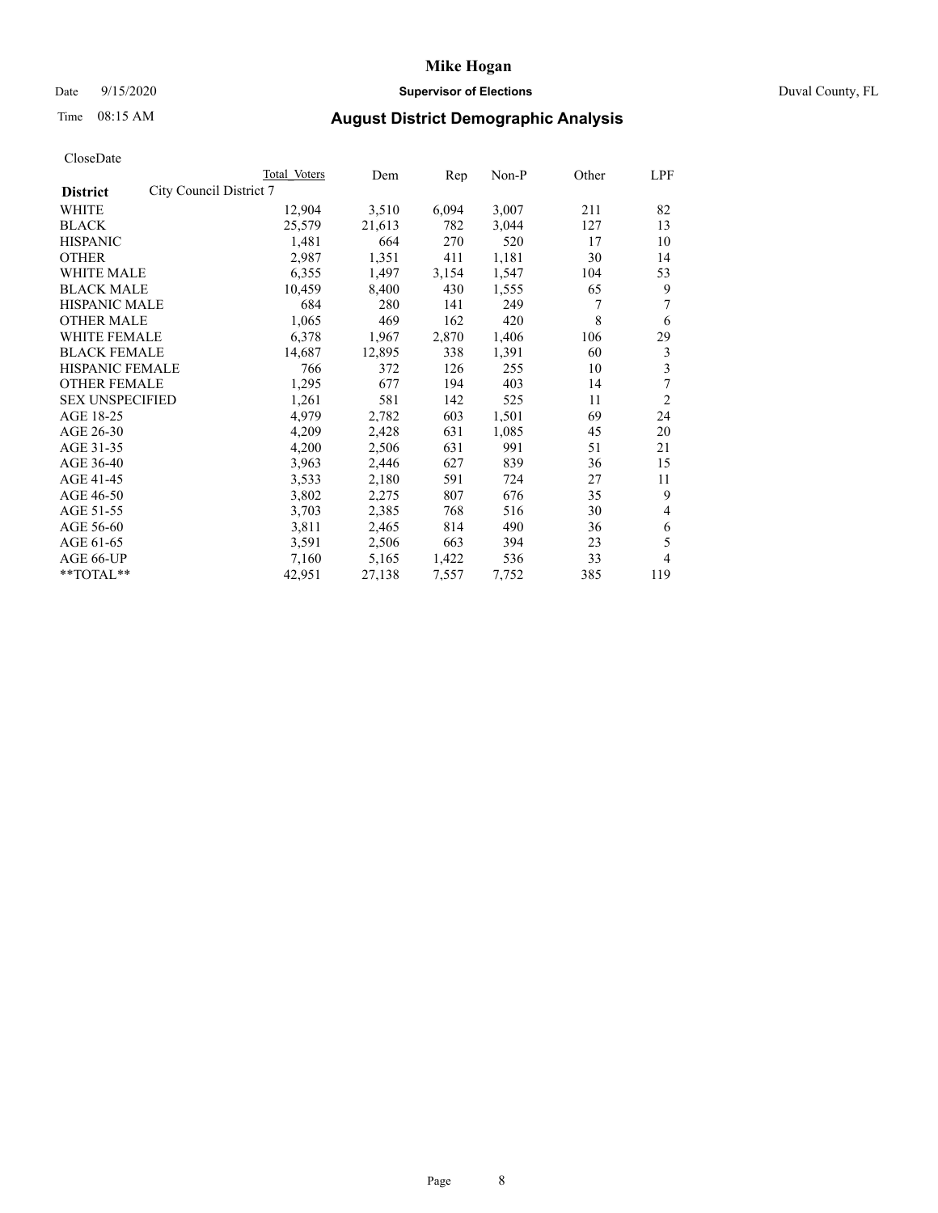# Mike Hogan

Date 9/15/2020 **Supervisor of Elections** Duval County, FL

Time 08:15 AM **August District Demographic Analysis**

CloseDate

| District | City Council District 7 Total Voters | Dem | Rep | Non-P | Other | LPF |
|---|---|---|---|---|---|---|
| WHITE | 12,904 | 3,510 | 6,094 | 3,007 | 211 | 82 |
| BLACK | 25,579 | 21,613 | 782 | 3,044 | 127 | 13 |
| HISPANIC | 1,481 | 664 | 270 | 520 | 17 | 10 |
| OTHER | 2,987 | 1,351 | 411 | 1,181 | 30 | 14 |
| WHITE MALE | 6,355 | 1,497 | 3,154 | 1,547 | 104 | 53 |
| BLACK MALE | 10,459 | 8,400 | 430 | 1,555 | 65 | 9 |
| HISPANIC MALE | 684 | 280 | 141 | 249 | 7 | 7 |
| OTHER MALE | 1,065 | 469 | 162 | 420 | 8 | 6 |
| WHITE FEMALE | 6,378 | 1,967 | 2,870 | 1,406 | 106 | 29 |
| BLACK FEMALE | 14,687 | 12,895 | 338 | 1,391 | 60 | 3 |
| HISPANIC FEMALE | 766 | 372 | 126 | 255 | 10 | 3 |
| OTHER FEMALE | 1,295 | 677 | 194 | 403 | 14 | 7 |
| SEX UNSPECIFIED | 1,261 | 581 | 142 | 525 | 11 | 2 |
| AGE 18-25 | 4,979 | 2,782 | 603 | 1,501 | 69 | 24 |
| AGE 26-30 | 4,209 | 2,428 | 631 | 1,085 | 45 | 20 |
| AGE 31-35 | 4,200 | 2,506 | 631 | 991 | 51 | 21 |
| AGE 36-40 | 3,963 | 2,446 | 627 | 839 | 36 | 15 |
| AGE 41-45 | 3,533 | 2,180 | 591 | 724 | 27 | 11 |
| AGE 46-50 | 3,802 | 2,275 | 807 | 676 | 35 | 9 |
| AGE 51-55 | 3,703 | 2,385 | 768 | 516 | 30 | 4 |
| AGE 56-60 | 3,811 | 2,465 | 814 | 490 | 36 | 6 |
| AGE 61-65 | 3,591 | 2,506 | 663 | 394 | 23 | 5 |
| AGE 66-UP | 7,160 | 5,165 | 1,422 | 536 | 33 | 4 |
| **TOTAL** | 42,951 | 27,138 | 7,557 | 7,752 | 385 | 119 |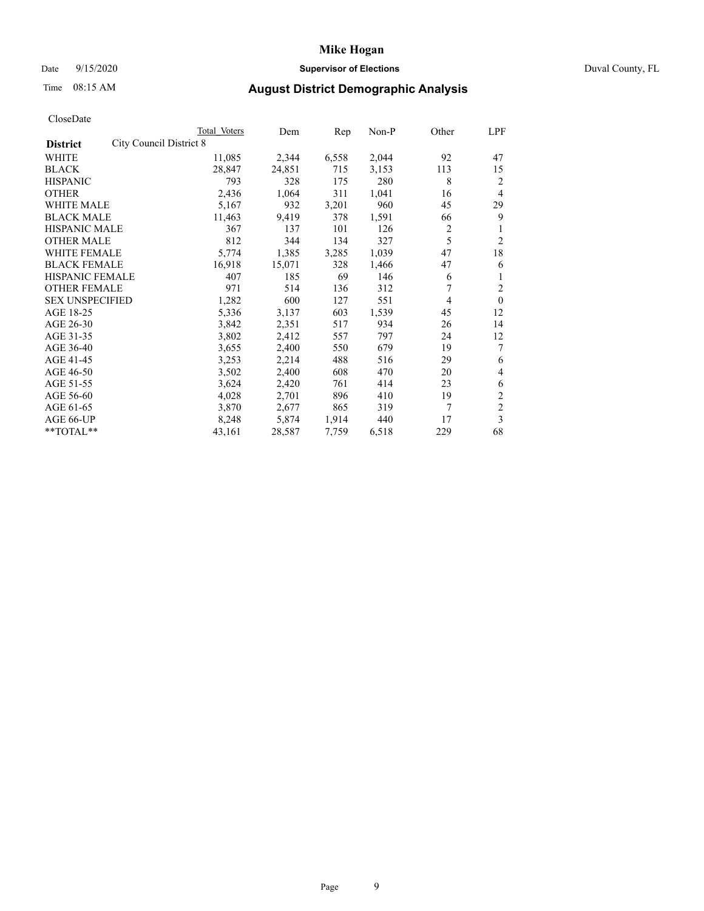# Mike Hogan

Date 9/15/2020 **Supervisor of Elections** Duval County, FL

Time 08:15 AM

## August District Demographic Analysis

CloseDate

| District | City Council District 8 Total Voters | Dem | Rep | Non-P | Other | LPF |
|---|---|---|---|---|---|---|
| WHITE | 11,085 | 2,344 | 6,558 | 2,044 | 92 | 47 |
| BLACK | 28,847 | 24,851 | 715 | 3,153 | 113 | 15 |
| HISPANIC | 793 | 328 | 175 | 280 | 8 | 2 |
| OTHER | 2,436 | 1,064 | 311 | 1,041 | 16 | 4 |
| WHITE MALE | 5,167 | 932 | 3,201 | 960 | 45 | 29 |
| BLACK MALE | 11,463 | 9,419 | 378 | 1,591 | 66 | 9 |
| HISPANIC MALE | 367 | 137 | 101 | 126 | 2 | 1 |
| OTHER MALE | 812 | 344 | 134 | 327 | 5 | 2 |
| WHITE FEMALE | 5,774 | 1,385 | 3,285 | 1,039 | 47 | 18 |
| BLACK FEMALE | 16,918 | 15,071 | 328 | 1,466 | 47 | 6 |
| HISPANIC FEMALE | 407 | 185 | 69 | 146 | 6 | 1 |
| OTHER FEMALE | 971 | 514 | 136 | 312 | 7 | 2 |
| SEX UNSPECIFIED | 1,282 | 600 | 127 | 551 | 4 | 0 |
| AGE 18-25 | 5,336 | 3,137 | 603 | 1,539 | 45 | 12 |
| AGE 26-30 | 3,842 | 2,351 | 517 | 934 | 26 | 14 |
| AGE 31-35 | 3,802 | 2,412 | 557 | 797 | 24 | 12 |
| AGE 36-40 | 3,655 | 2,400 | 550 | 679 | 19 | 7 |
| AGE 41-45 | 3,253 | 2,214 | 488 | 516 | 29 | 6 |
| AGE 46-50 | 3,502 | 2,400 | 608 | 470 | 20 | 4 |
| AGE 51-55 | 3,624 | 2,420 | 761 | 414 | 23 | 6 |
| AGE 56-60 | 4,028 | 2,701 | 896 | 410 | 19 | 2 |
| AGE 61-65 | 3,870 | 2,677 | 865 | 319 | 7 | 2 |
| AGE 66-UP | 8,248 | 5,874 | 1,914 | 440 | 17 | 3 |
| **TOTAL** | 43,161 | 28,587 | 7,759 | 6,518 | 229 | 68 |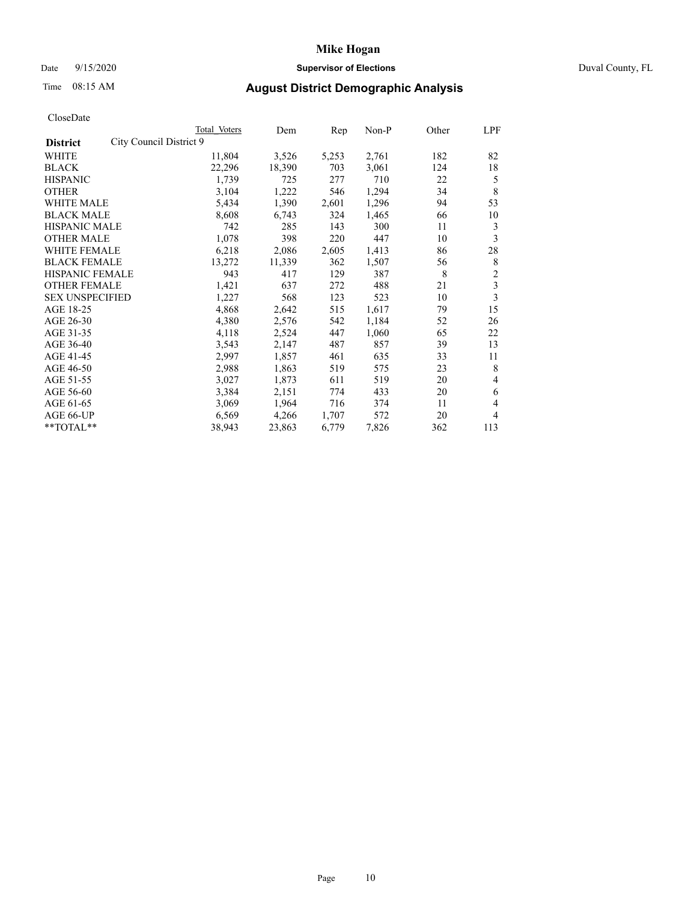Mike Hogan

Date 9/15/2020 **Supervisor of Elections** Duval County, FL

Time 08:15 AM **August District Demographic Analysis**

CloseDate

| **District** | City Council District 9 | Total Voters | Dem | Rep | Non-P | Other | LPF |
|---|---|---|---|---|---|---|---|
| WHITE | | 11,804 | 3,526 | 5,253 | 2,761 | 182 | 82 |
| BLACK | | 22,296 | 18,390 | 703 | 3,061 | 124 | 18 |
| HISPANIC | | 1,739 | 725 | 277 | 710 | 22 | 5 |
| OTHER | | 3,104 | 1,222 | 546 | 1,294 | 34 | 8 |
| WHITE MALE | | 5,434 | 1,390 | 2,601 | 1,296 | 94 | 53 |
| BLACK MALE | | 8,608 | 6,743 | 324 | 1,465 | 66 | 10 |
| HISPANIC MALE | | 742 | 285 | 143 | 300 | 11 | 3 |
| OTHER MALE | | 1,078 | 398 | 220 | 447 | 10 | 3 |
| WHITE FEMALE | | 6,218 | 2,086 | 2,605 | 1,413 | 86 | 28 |
| BLACK FEMALE | | 13,272 | 11,339 | 362 | 1,507 | 56 | 8 |
| HISPANIC FEMALE | | 943 | 417 | 129 | 387 | 8 | 2 |
| OTHER FEMALE | | 1,421 | 637 | 272 | 488 | 21 | 3 |
| SEX UNSPECIFIED | | 1,227 | 568 | 123 | 523 | 10 | 3 |
| AGE 18-25 | | 4,868 | 2,642 | 515 | 1,617 | 79 | 15 |
| AGE 26-30 | | 4,380 | 2,576 | 542 | 1,184 | 52 | 26 |
| AGE 31-35 | | 4,118 | 2,524 | 447 | 1,060 | 65 | 22 |
| AGE 36-40 | | 3,543 | 2,147 | 487 | 857 | 39 | 13 |
| AGE 41-45 | | 2,997 | 1,857 | 461 | 635 | 33 | 11 |
| AGE 46-50 | | 2,988 | 1,863 | 519 | 575 | 23 | 8 |
| AGE 51-55 | | 3,027 | 1,873 | 611 | 519 | 20 | 4 |
| AGE 56-60 | | 3,384 | 2,151 | 774 | 433 | 20 | 6 |
| AGE 61-65 | | 3,069 | 1,964 | 716 | 374 | 11 | 4 |
| AGE 66-UP | | 6,569 | 4,266 | 1,707 | 572 | 20 | 4 |
| **TOTAL** | | 38,943 | 23,863 | 6,779 | 7,826 | 362 | 113 |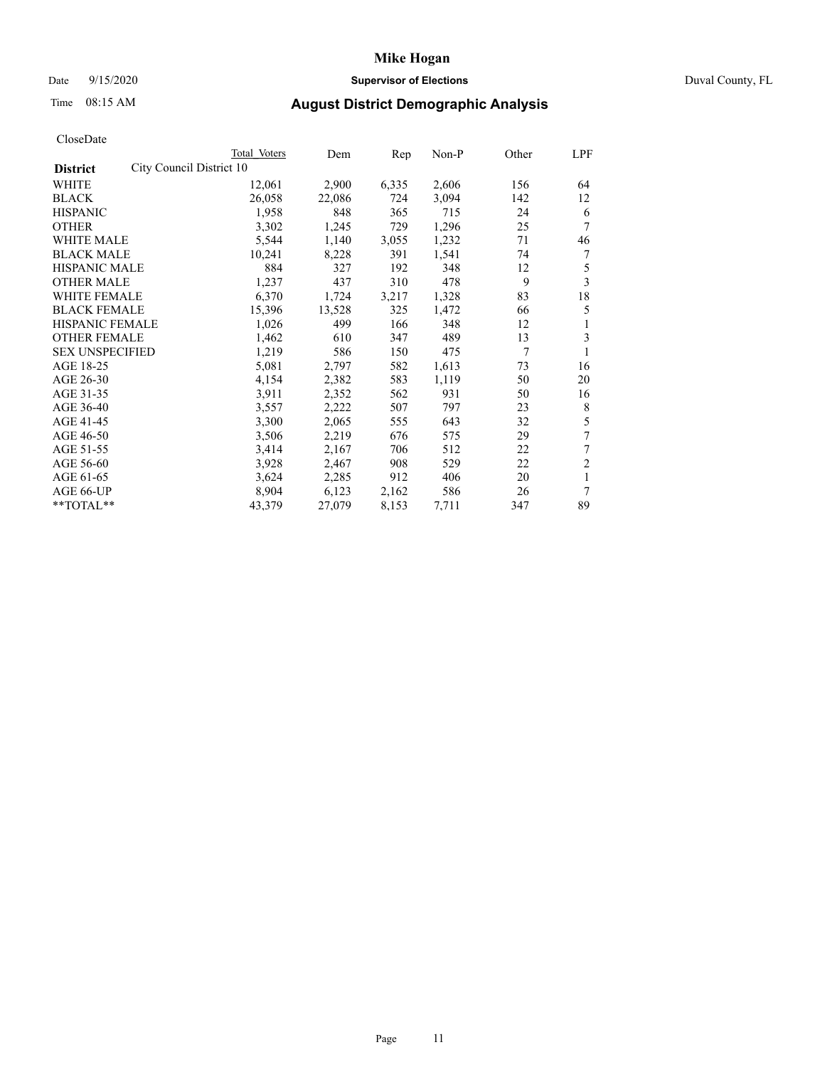# Mike Hogan

Date 9/15/2020 **Supervisor of Elections** Duval County, FL

Time 08:15 AM

## August District Demographic Analysis

CloseDate

| | Total Voters | Dem | Rep | Non-P | Other | LPF |
|---|---|---|---|---|---|---|
| **District** City Council District 10 | | | | | | |
| WHITE | 12,061 | 2,900 | 6,335 | 2,606 | 156 | 64 |
| BLACK | 26,058 | 22,086 | 724 | 3,094 | 142 | 12 |
| HISPANIC | 1,958 | 848 | 365 | 715 | 24 | 6 |
| OTHER | 3,302 | 1,245 | 729 | 1,296 | 25 | 7 |
| WHITE MALE | 5,544 | 1,140 | 3,055 | 1,232 | 71 | 46 |
| BLACK MALE | 10,241 | 8,228 | 391 | 1,541 | 74 | 7 |
| HISPANIC MALE | 884 | 327 | 192 | 348 | 12 | 5 |
| OTHER MALE | 1,237 | 437 | 310 | 478 | 9 | 3 |
| WHITE FEMALE | 6,370 | 1,724 | 3,217 | 1,328 | 83 | 18 |
| BLACK FEMALE | 15,396 | 13,528 | 325 | 1,472 | 66 | 5 |
| HISPANIC FEMALE | 1,026 | 499 | 166 | 348 | 12 | 1 |
| OTHER FEMALE | 1,462 | 610 | 347 | 489 | 13 | 3 |
| SEX UNSPECIFIED | 1,219 | 586 | 150 | 475 | 7 | 1 |
| AGE 18-25 | 5,081 | 2,797 | 582 | 1,613 | 73 | 16 |
| AGE 26-30 | 4,154 | 2,382 | 583 | 1,119 | 50 | 20 |
| AGE 31-35 | 3,911 | 2,352 | 562 | 931 | 50 | 16 |
| AGE 36-40 | 3,557 | 2,222 | 507 | 797 | 23 | 8 |
| AGE 41-45 | 3,300 | 2,065 | 555 | 643 | 32 | 5 |
| AGE 46-50 | 3,506 | 2,219 | 676 | 575 | 29 | 7 |
| AGE 51-55 | 3,414 | 2,167 | 706 | 512 | 22 | 7 |
| AGE 56-60 | 3,928 | 2,467 | 908 | 529 | 22 | 2 |
| AGE 61-65 | 3,624 | 2,285 | 912 | 406 | 20 | 1 |
| AGE 66-UP | 8,904 | 6,123 | 2,162 | 586 | 26 | 7 |
| **TOTAL** | 43,379 | 27,079 | 8,153 | 7,711 | 347 | 89 |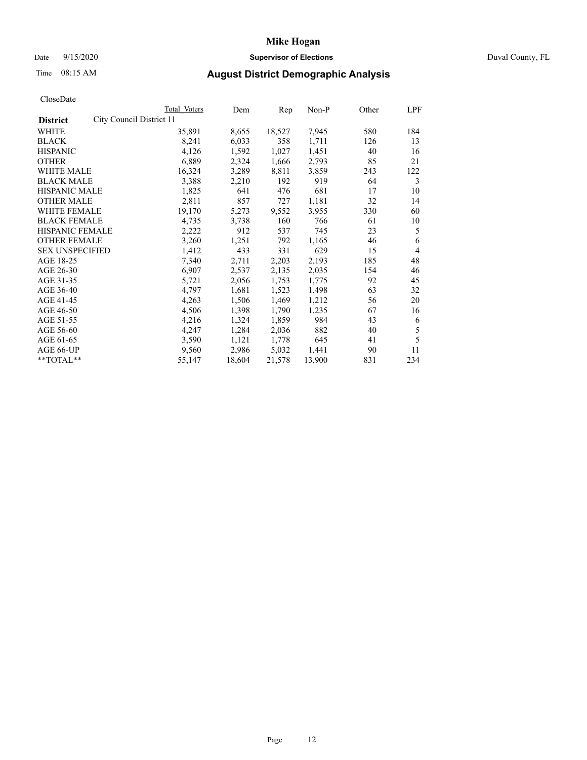# Mike Hogan

Date 9/15/2020 **Supervisor of Elections** Duval County, FL

Time 08:15 AM **August District Demographic Analysis**

CloseDate

| **District** | City Council District 11 | Total Voters | Dem | Rep | Non-P | Other | LPF |
|---|---|---|---|---|---|---|---|
| WHITE | | 35,891 | 8,655 | 18,527 | 7,945 | 580 | 184 |
| BLACK | | 8,241 | 6,033 | 358 | 1,711 | 126 | 13 |
| HISPANIC | | 4,126 | 1,592 | 1,027 | 1,451 | 40 | 16 |
| OTHER | | 6,889 | 2,324 | 1,666 | 2,793 | 85 | 21 |
| WHITE MALE | | 16,324 | 3,289 | 8,811 | 3,859 | 243 | 122 |
| BLACK MALE | | 3,388 | 2,210 | 192 | 919 | 64 | 3 |
| HISPANIC MALE | | 1,825 | 641 | 476 | 681 | 17 | 10 |
| OTHER MALE | | 2,811 | 857 | 727 | 1,181 | 32 | 14 |
| WHITE FEMALE | | 19,170 | 5,273 | 9,552 | 3,955 | 330 | 60 |
| BLACK FEMALE | | 4,735 | 3,738 | 160 | 766 | 61 | 10 |
| HISPANIC FEMALE | | 2,222 | 912 | 537 | 745 | 23 | 5 |
| OTHER FEMALE | | 3,260 | 1,251 | 792 | 1,165 | 46 | 6 |
| SEX UNSPECIFIED | | 1,412 | 433 | 331 | 629 | 15 | 4 |
| AGE 18-25 | | 7,340 | 2,711 | 2,203 | 2,193 | 185 | 48 |
| AGE 26-30 | | 6,907 | 2,537 | 2,135 | 2,035 | 154 | 46 |
| AGE 31-35 | | 5,721 | 2,056 | 1,753 | 1,775 | 92 | 45 |
| AGE 36-40 | | 4,797 | 1,681 | 1,523 | 1,498 | 63 | 32 |
| AGE 41-45 | | 4,263 | 1,506 | 1,469 | 1,212 | 56 | 20 |
| AGE 46-50 | | 4,506 | 1,398 | 1,790 | 1,235 | 67 | 16 |
| AGE 51-55 | | 4,216 | 1,324 | 1,859 | 984 | 43 | 6 |
| AGE 56-60 | | 4,247 | 1,284 | 2,036 | 882 | 40 | 5 |
| AGE 61-65 | | 3,590 | 1,121 | 1,778 | 645 | 41 | 5 |
| AGE 66-UP | | 9,560 | 2,986 | 5,032 | 1,441 | 90 | 11 |
| **TOTAL** | | 55,147 | 18,604 | 21,578 | 13,900 | 831 | 234 |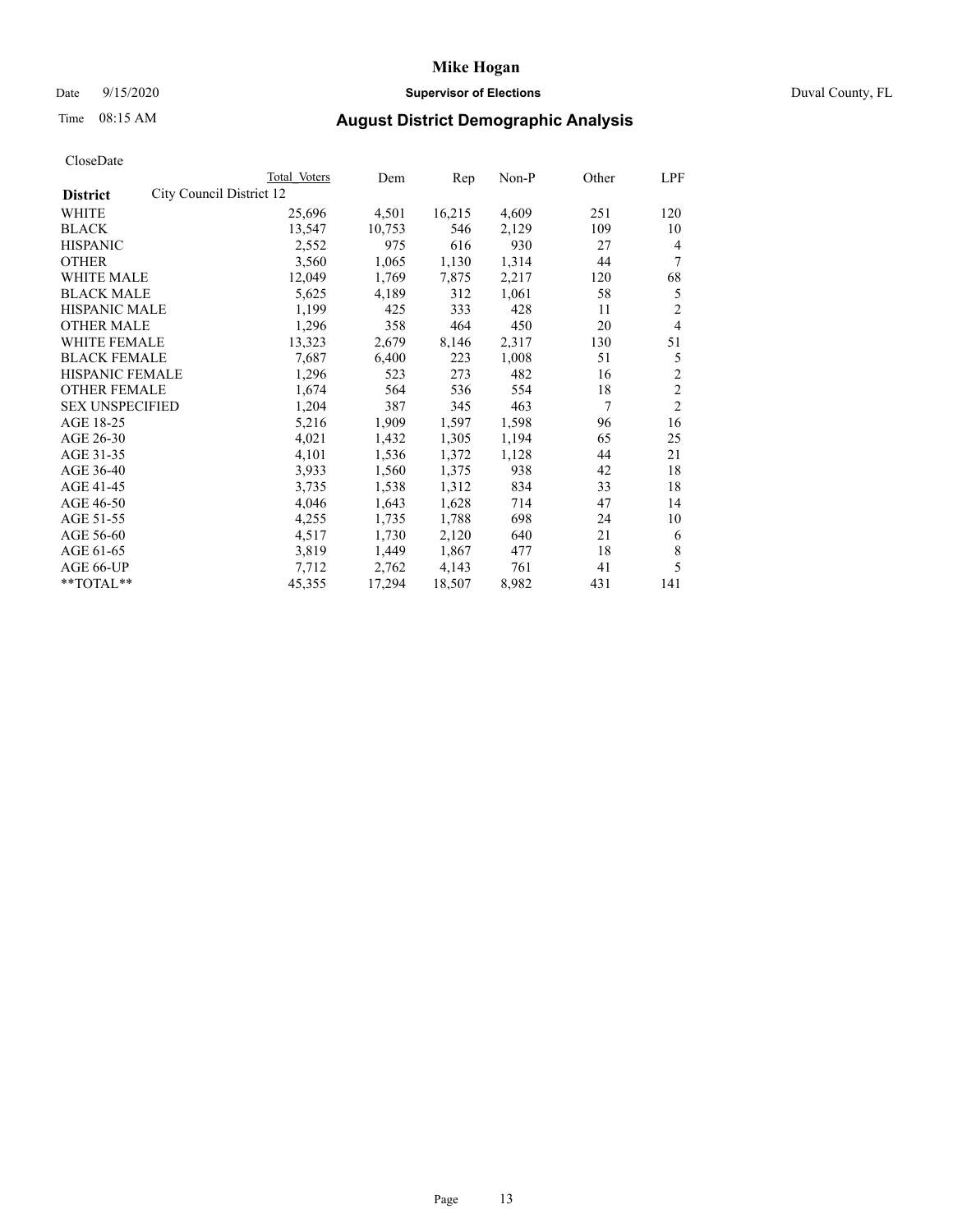# Mike Hogan

Date 9/15/2020 **Supervisor of Elections** Duval County, FL

Time 08:15 AM **August District Demographic Analysis**

CloseDate

| District | City Council District 12 | Total Voters | Dem | Rep | Non-P | Other | LPF |
|---|---|---|---|---|---|---|---|
| WHITE | | 25,696 | 4,501 | 16,215 | 4,609 | 251 | 120 |
| BLACK | | 13,547 | 10,753 | 546 | 2,129 | 109 | 10 |
| HISPANIC | | 2,552 | 975 | 616 | 930 | 27 | 4 |
| OTHER | | 3,560 | 1,065 | 1,130 | 1,314 | 44 | 7 |
| WHITE MALE | | 12,049 | 1,769 | 7,875 | 2,217 | 120 | 68 |
| BLACK MALE | | 5,625 | 4,189 | 312 | 1,061 | 58 | 5 |
| HISPANIC MALE | | 1,199 | 425 | 333 | 428 | 11 | 2 |
| OTHER MALE | | 1,296 | 358 | 464 | 450 | 20 | 4 |
| WHITE FEMALE | | 13,323 | 2,679 | 8,146 | 2,317 | 130 | 51 |
| BLACK FEMALE | | 7,687 | 6,400 | 223 | 1,008 | 51 | 5 |
| HISPANIC FEMALE | | 1,296 | 523 | 273 | 482 | 16 | 2 |
| OTHER FEMALE | | 1,674 | 564 | 536 | 554 | 18 | 2 |
| SEX UNSPECIFIED | | 1,204 | 387 | 345 | 463 | 7 | 2 |
| AGE 18-25 | | 5,216 | 1,909 | 1,597 | 1,598 | 96 | 16 |
| AGE 26-30 | | 4,021 | 1,432 | 1,305 | 1,194 | 65 | 25 |
| AGE 31-35 | | 4,101 | 1,536 | 1,372 | 1,128 | 44 | 21 |
| AGE 36-40 | | 3,933 | 1,560 | 1,375 | 938 | 42 | 18 |
| AGE 41-45 | | 3,735 | 1,538 | 1,312 | 834 | 33 | 18 |
| AGE 46-50 | | 4,046 | 1,643 | 1,628 | 714 | 47 | 14 |
| AGE 51-55 | | 4,255 | 1,735 | 1,788 | 698 | 24 | 10 |
| AGE 56-60 | | 4,517 | 1,730 | 2,120 | 640 | 21 | 6 |
| AGE 61-65 | | 3,819 | 1,449 | 1,867 | 477 | 18 | 8 |
| AGE 66-UP | | 7,712 | 2,762 | 4,143 | 761 | 41 | 5 |
| **TOTAL** | | 45,355 | 17,294 | 18,507 | 8,982 | 431 | 141 |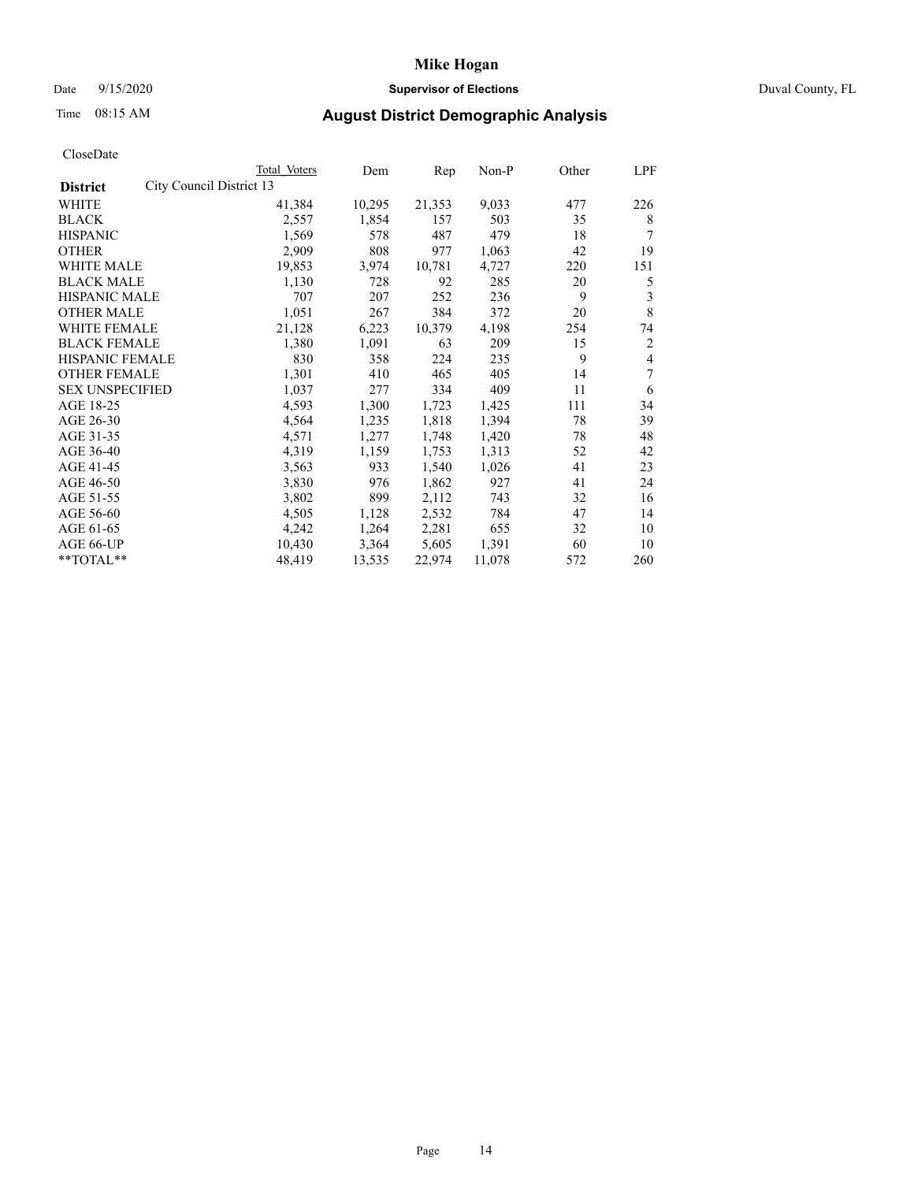# Mike Hogan

Date 9/15/2020 **Supervisor of Elections** Duval County, FL

Time 08:15 AM **August District Demographic Analysis**

CloseDate

| | Total Voters | Dem | Rep | Non-P | Other | LPF |
|---|---|---|---|---|---|---|
| **District** City Council District 13 | | | | | | |
| WHITE | 41,384 | 10,295 | 21,353 | 9,033 | 477 | 226 |
| BLACK | 2,557 | 1,854 | 157 | 503 | 35 | 8 |
| HISPANIC | 1,569 | 578 | 487 | 479 | 18 | 7 |
| OTHER | 2,909 | 808 | 977 | 1,063 | 42 | 19 |
| WHITE MALE | 19,853 | 3,974 | 10,781 | 4,727 | 220 | 151 |
| BLACK MALE | 1,130 | 728 | 92 | 285 | 20 | 5 |
| HISPANIC MALE | 707 | 207 | 252 | 236 | 9 | 3 |
| OTHER MALE | 1,051 | 267 | 384 | 372 | 20 | 8 |
| WHITE FEMALE | 21,128 | 6,223 | 10,379 | 4,198 | 254 | 74 |
| BLACK FEMALE | 1,380 | 1,091 | 63 | 209 | 15 | 2 |
| HISPANIC FEMALE | 830 | 358 | 224 | 235 | 9 | 4 |
| OTHER FEMALE | 1,301 | 410 | 465 | 405 | 14 | 7 |
| SEX UNSPECIFIED | 1,037 | 277 | 334 | 409 | 11 | 6 |
| AGE 18-25 | 4,593 | 1,300 | 1,723 | 1,425 | 111 | 34 |
| AGE 26-30 | 4,564 | 1,235 | 1,818 | 1,394 | 78 | 39 |
| AGE 31-35 | 4,571 | 1,277 | 1,748 | 1,420 | 78 | 48 |
| AGE 36-40 | 4,319 | 1,159 | 1,753 | 1,313 | 52 | 42 |
| AGE 41-45 | 3,563 | 933 | 1,540 | 1,026 | 41 | 23 |
| AGE 46-50 | 3,830 | 976 | 1,862 | 927 | 41 | 24 |
| AGE 51-55 | 3,802 | 899 | 2,112 | 743 | 32 | 16 |
| AGE 56-60 | 4,505 | 1,128 | 2,532 | 784 | 47 | 14 |
| AGE 61-65 | 4,242 | 1,264 | 2,281 | 655 | 32 | 10 |
| AGE 66-UP | 10,430 | 3,364 | 5,605 | 1,391 | 60 | 10 |
| **TOTAL** | 48,419 | 13,535 | 22,974 | 11,078 | 572 | 260 |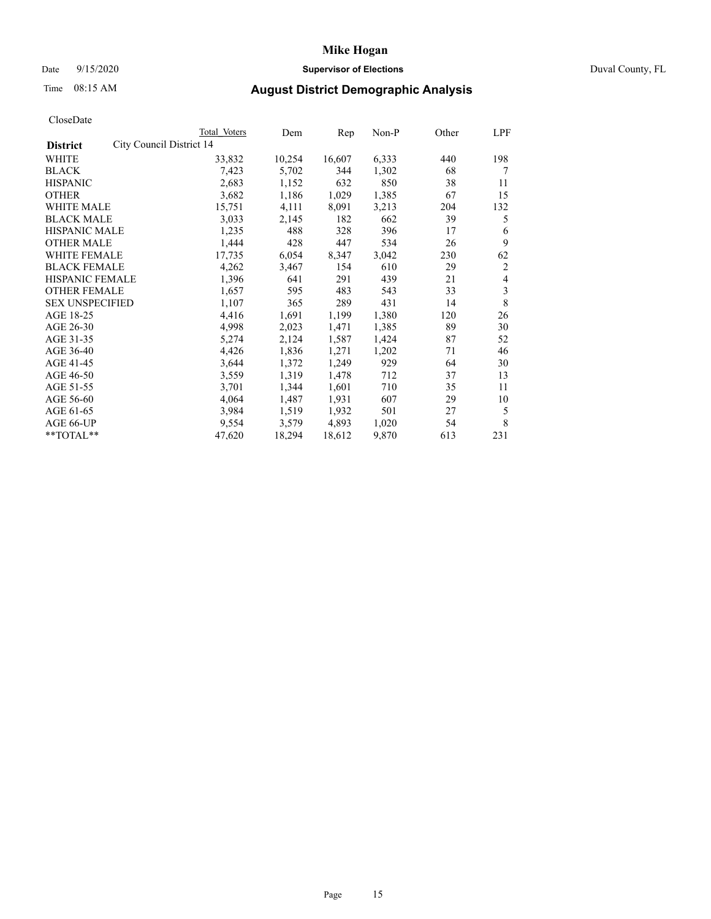# Mike Hogan

Date 9/15/2020 **Supervisor of Elections** Duval County, FL

Time 08:15 AM **August District Demographic Analysis**

CloseDate

| **District** | City Council District 14 | Total Voters | Dem | Rep | Non-P | Other | LPF |
|---|---|---|---|---|---|---|---|
| WHITE | | 33,832 | 10,254 | 16,607 | 6,333 | 440 | 198 |
| BLACK | | 7,423 | 5,702 | 344 | 1,302 | 68 | 7 |
| HISPANIC | | 2,683 | 1,152 | 632 | 850 | 38 | 11 |
| OTHER | | 3,682 | 1,186 | 1,029 | 1,385 | 67 | 15 |
| WHITE MALE | | 15,751 | 4,111 | 8,091 | 3,213 | 204 | 132 |
| BLACK MALE | | 3,033 | 2,145 | 182 | 662 | 39 | 5 |
| HISPANIC MALE | | 1,235 | 488 | 328 | 396 | 17 | 6 |
| OTHER MALE | | 1,444 | 428 | 447 | 534 | 26 | 9 |
| WHITE FEMALE | | 17,735 | 6,054 | 8,347 | 3,042 | 230 | 62 |
| BLACK FEMALE | | 4,262 | 3,467 | 154 | 610 | 29 | 2 |
| HISPANIC FEMALE | | 1,396 | 641 | 291 | 439 | 21 | 4 |
| OTHER FEMALE | | 1,657 | 595 | 483 | 543 | 33 | 3 |
| SEX UNSPECIFIED | | 1,107 | 365 | 289 | 431 | 14 | 8 |
| AGE 18-25 | | 4,416 | 1,691 | 1,199 | 1,380 | 120 | 26 |
| AGE 26-30 | | 4,998 | 2,023 | 1,471 | 1,385 | 89 | 30 |
| AGE 31-35 | | 5,274 | 2,124 | 1,587 | 1,424 | 87 | 52 |
| AGE 36-40 | | 4,426 | 1,836 | 1,271 | 1,202 | 71 | 46 |
| AGE 41-45 | | 3,644 | 1,372 | 1,249 | 929 | 64 | 30 |
| AGE 46-50 | | 3,559 | 1,319 | 1,478 | 712 | 37 | 13 |
| AGE 51-55 | | 3,701 | 1,344 | 1,601 | 710 | 35 | 11 |
| AGE 56-60 | | 4,064 | 1,487 | 1,931 | 607 | 29 | 10 |
| AGE 61-65 | | 3,984 | 1,519 | 1,932 | 501 | 27 | 5 |
| AGE 66-UP | | 9,554 | 3,579 | 4,893 | 1,020 | 54 | 8 |
| **TOTAL** | | 47,620 | 18,294 | 18,612 | 9,870 | 613 | 231 |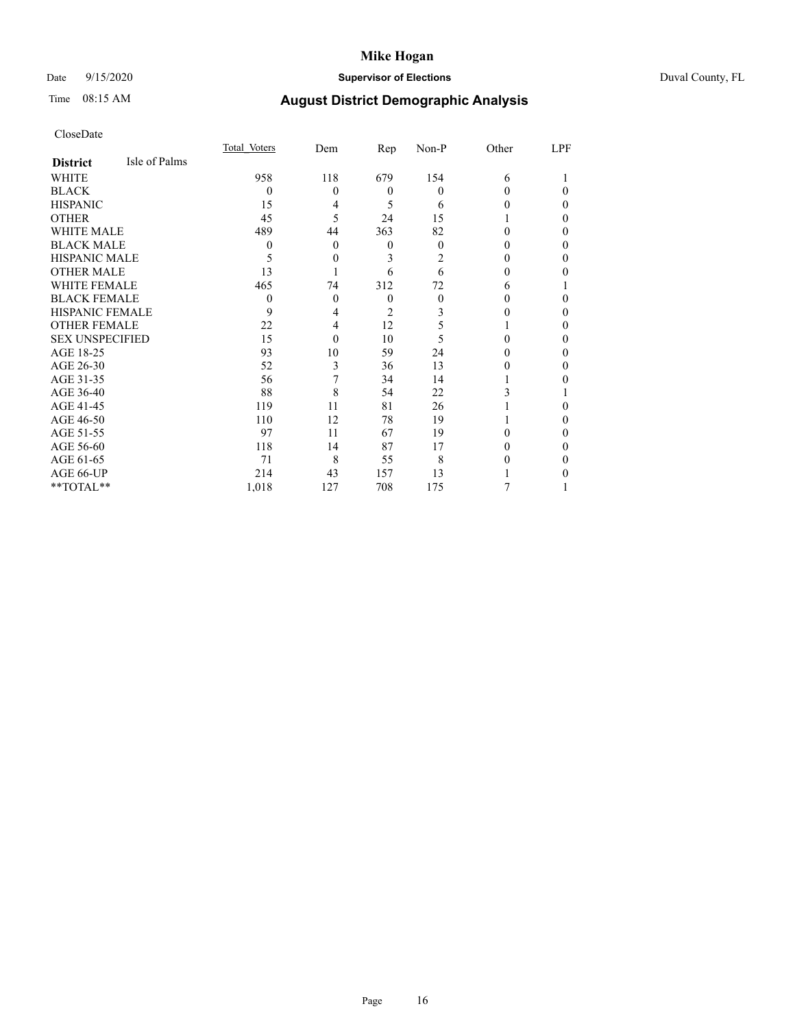# Mike Hogan

Date 9/15/2020 **Supervisor of Elections** Duval County, FL

Time 08:15 AM

## August District Demographic Analysis

CloseDate

| **District** Isle of Palms | Total Voters | Dem | Rep | Non-P | Other | LPF |
|---|---|---|---|---|---|---|
| WHITE | 958 | 118 | 679 | 154 | 6 | 1 |
| BLACK | 0 | 0 | 0 | 0 | 0 | 0 |
| HISPANIC | 15 | 4 | 5 | 6 | 0 | 0 |
| OTHER | 45 | 5 | 24 | 15 | 1 | 0 |
| WHITE MALE | 489 | 44 | 363 | 82 | 0 | 0 |
| BLACK MALE | 0 | 0 | 0 | 0 | 0 | 0 |
| HISPANIC MALE | 5 | 0 | 3 | 2 | 0 | 0 |
| OTHER MALE | 13 | 1 | 6 | 6 | 0 | 0 |
| WHITE FEMALE | 465 | 74 | 312 | 72 | 6 | 1 |
| BLACK FEMALE | 0 | 0 | 0 | 0 | 0 | 0 |
| HISPANIC FEMALE | 9 | 4 | 2 | 3 | 0 | 0 |
| OTHER FEMALE | 22 | 4 | 12 | 5 | 1 | 0 |
| SEX UNSPECIFIED | 15 | 0 | 10 | 5 | 0 | 0 |
| AGE 18-25 | 93 | 10 | 59 | 24 | 0 | 0 |
| AGE 26-30 | 52 | 3 | 36 | 13 | 0 | 0 |
| AGE 31-35 | 56 | 7 | 34 | 14 | 1 | 0 |
| AGE 36-40 | 88 | 8 | 54 | 22 | 3 | 1 |
| AGE 41-45 | 119 | 11 | 81 | 26 | 1 | 0 |
| AGE 46-50 | 110 | 12 | 78 | 19 | 1 | 0 |
| AGE 51-55 | 97 | 11 | 67 | 19 | 0 | 0 |
| AGE 56-60 | 118 | 14 | 87 | 17 | 0 | 0 |
| AGE 61-65 | 71 | 8 | 55 | 8 | 0 | 0 |
| AGE 66-UP | 214 | 43 | 157 | 13 | 1 | 0 |
| **TOTAL** | 1,018 | 127 | 708 | 175 | 7 | 1 |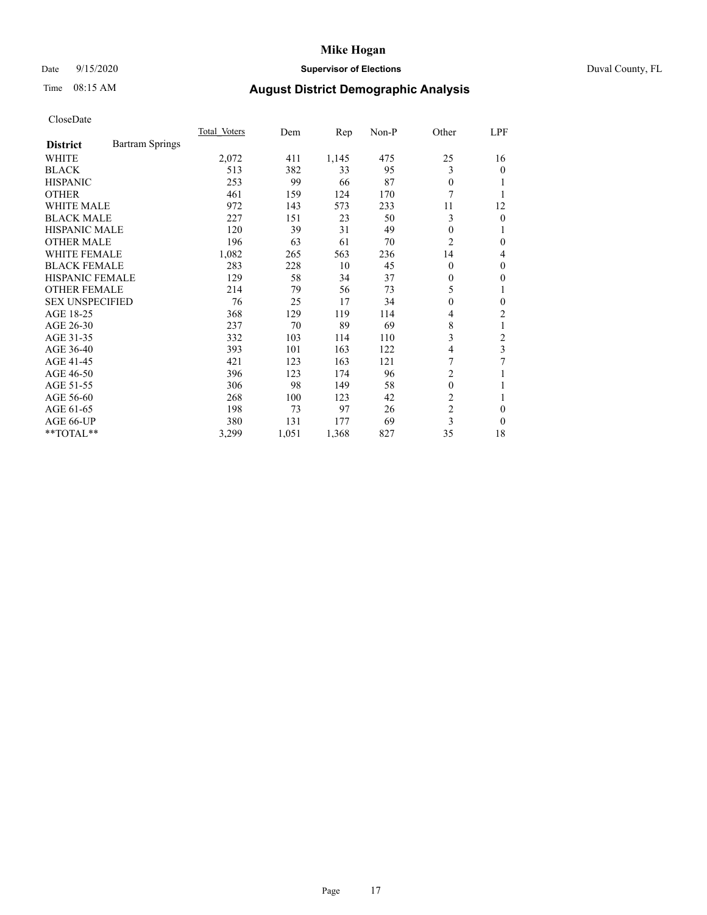CloseDate

| District | Bartram Springs | Total Voters | Dem | Rep | Non-P | Other | LPF |
|---|---|---|---|---|---|---|---|
| WHITE | | 2,072 | 411 | 1,145 | 475 | 25 | 16 |
| BLACK | | 513 | 382 | 33 | 95 | 3 | 0 |
| HISPANIC | | 253 | 99 | 66 | 87 | 0 | 1 |
| OTHER | | 461 | 159 | 124 | 170 | 7 | 1 |
| WHITE MALE | | 972 | 143 | 573 | 233 | 11 | 12 |
| BLACK MALE | | 227 | 151 | 23 | 50 | 3 | 0 |
| HISPANIC MALE | | 120 | 39 | 31 | 49 | 0 | 1 |
| OTHER MALE | | 196 | 63 | 61 | 70 | 2 | 0 |
| WHITE FEMALE | | 1,082 | 265 | 563 | 236 | 14 | 4 |
| BLACK FEMALE | | 283 | 228 | 10 | 45 | 0 | 0 |
| HISPANIC FEMALE | | 129 | 58 | 34 | 37 | 0 | 0 |
| OTHER FEMALE | | 214 | 79 | 56 | 73 | 5 | 1 |
| SEX UNSPECIFIED | | 76 | 25 | 17 | 34 | 0 | 0 |
| AGE 18-25 | | 368 | 129 | 119 | 114 | 4 | 2 |
| AGE 26-30 | | 237 | 70 | 89 | 69 | 8 | 1 |
| AGE 31-35 | | 332 | 103 | 114 | 110 | 3 | 2 |
| AGE 36-40 | | 393 | 101 | 163 | 122 | 4 | 3 |
| AGE 41-45 | | 421 | 123 | 163 | 121 | 7 | 7 |
| AGE 46-50 | | 396 | 123 | 174 | 96 | 2 | 1 |
| AGE 51-55 | | 306 | 98 | 149 | 58 | 0 | 1 |
| AGE 56-60 | | 268 | 100 | 123 | 42 | 2 | 1 |
| AGE 61-65 | | 198 | 73 | 97 | 26 | 2 | 0 |
| AGE 66-UP | | 380 | 131 | 177 | 69 | 3 | 0 |
| **TOTAL** | | 3,299 | 1,051 | 1,368 | 827 | 35 | 18 |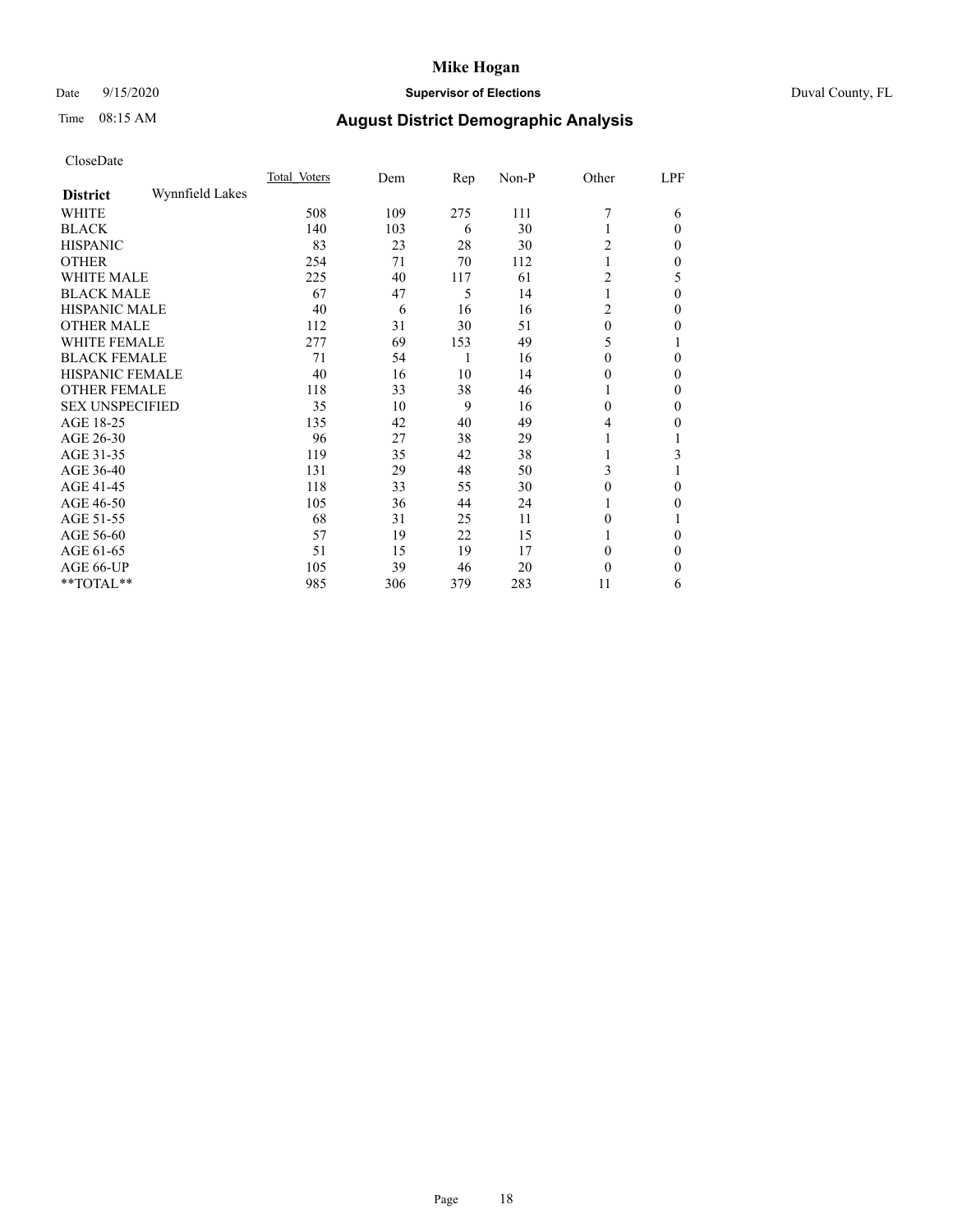CloseDate

| District | Wynnfield Lakes | Total Voters | Dem | Rep | Non-P | Other | LPF |
|---|---|---|---|---|---|---|---|
| WHITE | | 508 | 109 | 275 | 111 | 7 | 6 |
| BLACK | | 140 | 103 | 6 | 30 | 1 | 0 |
| HISPANIC | | 83 | 23 | 28 | 30 | 2 | 0 |
| OTHER | | 254 | 71 | 70 | 112 | 1 | 0 |
| WHITE MALE | | 225 | 40 | 117 | 61 | 2 | 5 |
| BLACK MALE | | 67 | 47 | 5 | 14 | 1 | 0 |
| HISPANIC MALE | | 40 | 6 | 16 | 16 | 2 | 0 |
| OTHER MALE | | 112 | 31 | 30 | 51 | 0 | 0 |
| WHITE FEMALE | | 277 | 69 | 153 | 49 | 5 | 1 |
| BLACK FEMALE | | 71 | 54 | 1 | 16 | 0 | 0 |
| HISPANIC FEMALE | | 40 | 16 | 10 | 14 | 0 | 0 |
| OTHER FEMALE | | 118 | 33 | 38 | 46 | 1 | 0 |
| SEX UNSPECIFIED | | 35 | 10 | 9 | 16 | 0 | 0 |
| AGE 18-25 | | 135 | 42 | 40 | 49 | 4 | 0 |
| AGE 26-30 | | 96 | 27 | 38 | 29 | 1 | 1 |
| AGE 31-35 | | 119 | 35 | 42 | 38 | 1 | 3 |
| AGE 36-40 | | 131 | 29 | 48 | 50 | 3 | 1 |
| AGE 41-45 | | 118 | 33 | 55 | 30 | 0 | 0 |
| AGE 46-50 | | 105 | 36 | 44 | 24 | 1 | 0 |
| AGE 51-55 | | 68 | 31 | 25 | 11 | 0 | 1 |
| AGE 56-60 | | 57 | 19 | 22 | 15 | 1 | 0 |
| AGE 61-65 | | 51 | 15 | 19 | 17 | 0 | 0 |
| AGE 66-UP | | 105 | 39 | 46 | 20 | 0 | 0 |
| **TOTAL** | | 985 | 306 | 379 | 283 | 11 | 6 |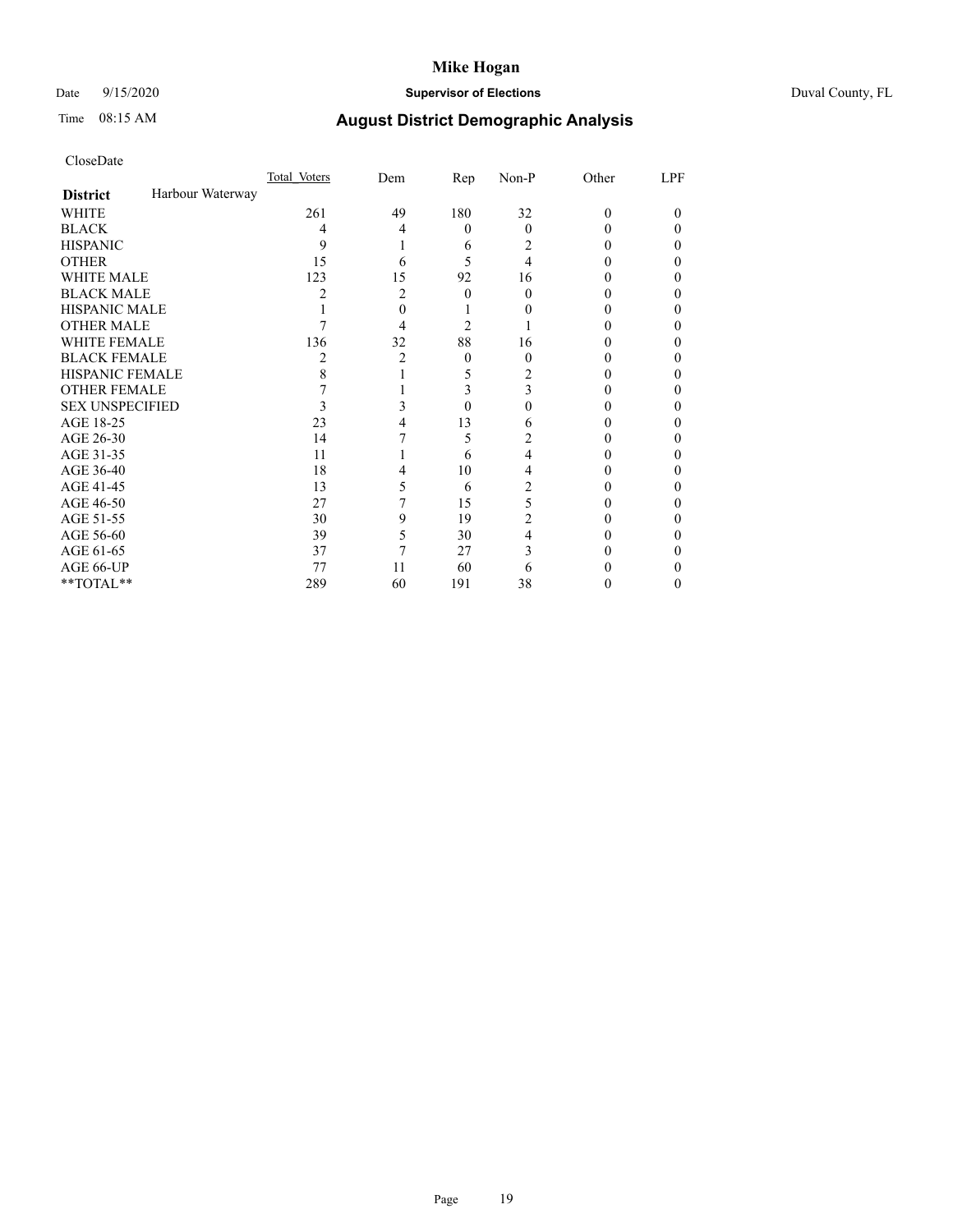# Mike Hogan

Date 9/15/2020 **Supervisor of Elections** Duval County, FL

Time 08:15 AM

## August District Demographic Analysis

CloseDate

| | Total Voters | Dem | Rep | Non-P | Other | LPF |
|---|---|---|---|---|---|---|
| **District** Harbour Waterway | | | | | | |
| WHITE | 261 | 49 | 180 | 32 | 0 | 0 |
| BLACK | 4 | 4 | 0 | 0 | 0 | 0 |
| HISPANIC | 9 | 1 | 6 | 2 | 0 | 0 |
| OTHER | 15 | 6 | 5 | 4 | 0 | 0 |
| WHITE MALE | 123 | 15 | 92 | 16 | 0 | 0 |
| BLACK MALE | 2 | 2 | 0 | 0 | 0 | 0 |
| HISPANIC MALE | 1 | 0 | 1 | 0 | 0 | 0 |
| OTHER MALE | 7 | 4 | 2 | 1 | 0 | 0 |
| WHITE FEMALE | 136 | 32 | 88 | 16 | 0 | 0 |
| BLACK FEMALE | 2 | 2 | 0 | 0 | 0 | 0 |
| HISPANIC FEMALE | 8 | 1 | 5 | 2 | 0 | 0 |
| OTHER FEMALE | 7 | 1 | 3 | 3 | 0 | 0 |
| SEX UNSPECIFIED | 3 | 3 | 0 | 0 | 0 | 0 |
| AGE 18-25 | 23 | 4 | 13 | 6 | 0 | 0 |
| AGE 26-30 | 14 | 7 | 5 | 2 | 0 | 0 |
| AGE 31-35 | 11 | 1 | 6 | 4 | 0 | 0 |
| AGE 36-40 | 18 | 4 | 10 | 4 | 0 | 0 |
| AGE 41-45 | 13 | 5 | 6 | 2 | 0 | 0 |
| AGE 46-50 | 27 | 7 | 15 | 5 | 0 | 0 |
| AGE 51-55 | 30 | 9 | 19 | 2 | 0 | 0 |
| AGE 56-60 | 39 | 5 | 30 | 4 | 0 | 0 |
| AGE 61-65 | 37 | 7 | 27 | 3 | 0 | 0 |
| AGE 66-UP | 77 | 11 | 60 | 6 | 0 | 0 |
| **TOTAL** | 289 | 60 | 191 | 38 | 0 | 0 |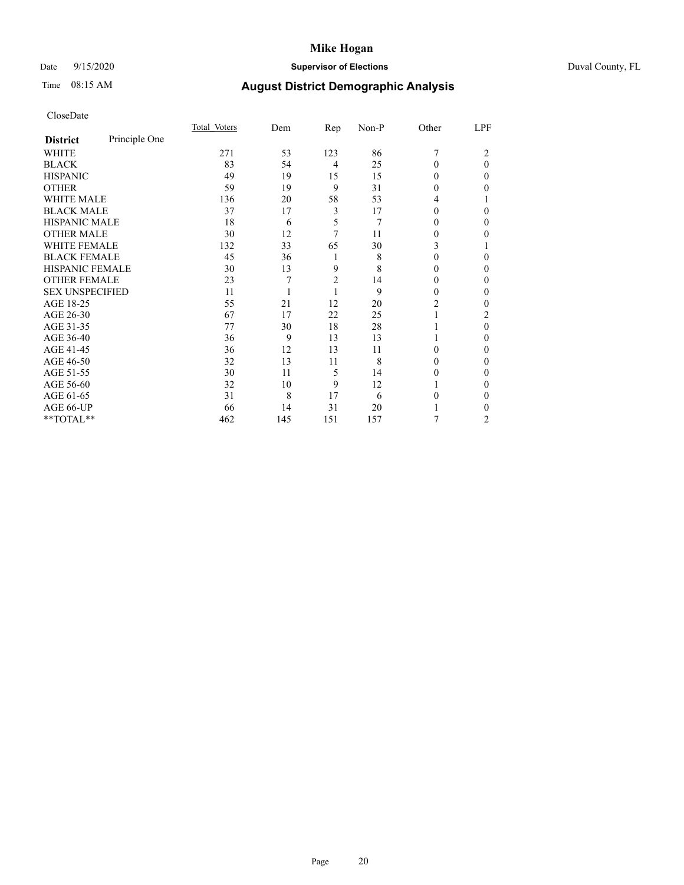CloseDate

| District | Principle One | Total_Voters | Dem | Rep | Non-P | Other | LPF |
|---|---|---|---|---|---|---|---|
| WHITE | | 271 | 53 | 123 | 86 | 7 | 2 |
| BLACK | | 83 | 54 | 4 | 25 | 0 | 0 |
| HISPANIC | | 49 | 19 | 15 | 15 | 0 | 0 |
| OTHER | | 59 | 19 | 9 | 31 | 0 | 0 |
| WHITE MALE | | 136 | 20 | 58 | 53 | 4 | 1 |
| BLACK MALE | | 37 | 17 | 3 | 17 | 0 | 0 |
| HISPANIC MALE | | 18 | 6 | 5 | 7 | 0 | 0 |
| OTHER MALE | | 30 | 12 | 7 | 11 | 0 | 0 |
| WHITE FEMALE | | 132 | 33 | 65 | 30 | 3 | 1 |
| BLACK FEMALE | | 45 | 36 | 1 | 8 | 0 | 0 |
| HISPANIC FEMALE | | 30 | 13 | 9 | 8 | 0 | 0 |
| OTHER FEMALE | | 23 | 7 | 2 | 14 | 0 | 0 |
| SEX UNSPECIFIED | | 11 | 1 | 1 | 9 | 0 | 0 |
| AGE 18-25 | | 55 | 21 | 12 | 20 | 2 | 0 |
| AGE 26-30 | | 67 | 17 | 22 | 25 | 1 | 2 |
| AGE 31-35 | | 77 | 30 | 18 | 28 | 1 | 0 |
| AGE 36-40 | | 36 | 9 | 13 | 13 | 1 | 0 |
| AGE 41-45 | | 36 | 12 | 13 | 11 | 0 | 0 |
| AGE 46-50 | | 32 | 13 | 11 | 8 | 0 | 0 |
| AGE 51-55 | | 30 | 11 | 5 | 14 | 0 | 0 |
| AGE 56-60 | | 32 | 10 | 9 | 12 | 1 | 0 |
| AGE 61-65 | | 31 | 8 | 17 | 6 | 0 | 0 |
| AGE 66-UP | | 66 | 14 | 31 | 20 | 1 | 0 |
| **TOTAL** | | 462 | 145 | 151 | 157 | 7 | 2 |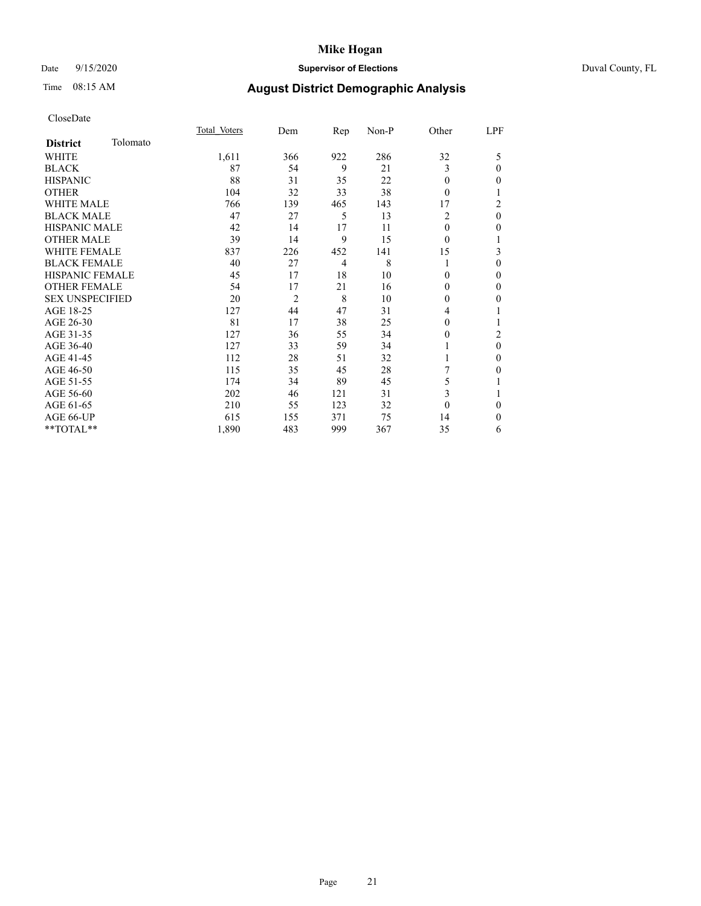# Mike Hogan

Date 9/15/2020 **Supervisor of Elections** Duval County, FL

Time 08:15 AM **August District Demographic Analysis**

CloseDate

| **District** Tolomato | Total Voters | Dem | Rep | Non-P | Other | LPF |
|---|---|---|---|---|---|---|
| WHITE | 1,611 | 366 | 922 | 286 | 32 | 5 |
| BLACK | 87 | 54 | 9 | 21 | 3 | 0 |
| HISPANIC | 88 | 31 | 35 | 22 | 0 | 0 |
| OTHER | 104 | 32 | 33 | 38 | 0 | 1 |
| WHITE MALE | 766 | 139 | 465 | 143 | 17 | 2 |
| BLACK MALE | 47 | 27 | 5 | 13 | 2 | 0 |
| HISPANIC MALE | 42 | 14 | 17 | 11 | 0 | 0 |
| OTHER MALE | 39 | 14 | 9 | 15 | 0 | 1 |
| WHITE FEMALE | 837 | 226 | 452 | 141 | 15 | 3 |
| BLACK FEMALE | 40 | 27 | 4 | 8 | 1 | 0 |
| HISPANIC FEMALE | 45 | 17 | 18 | 10 | 0 | 0 |
| OTHER FEMALE | 54 | 17 | 21 | 16 | 0 | 0 |
| SEX UNSPECIFIED | 20 | 2 | 8 | 10 | 0 | 0 |
| AGE 18-25 | 127 | 44 | 47 | 31 | 4 | 1 |
| AGE 26-30 | 81 | 17 | 38 | 25 | 0 | 1 |
| AGE 31-35 | 127 | 36 | 55 | 34 | 0 | 2 |
| AGE 36-40 | 127 | 33 | 59 | 34 | 1 | 0 |
| AGE 41-45 | 112 | 28 | 51 | 32 | 1 | 0 |
| AGE 46-50 | 115 | 35 | 45 | 28 | 7 | 0 |
| AGE 51-55 | 174 | 34 | 89 | 45 | 5 | 1 |
| AGE 56-60 | 202 | 46 | 121 | 31 | 3 | 1 |
| AGE 61-65 | 210 | 55 | 123 | 32 | 0 | 0 |
| AGE 66-UP | 615 | 155 | 371 | 75 | 14 | 0 |
| **TOTAL** | 1,890 | 483 | 999 | 367 | 35 | 6 |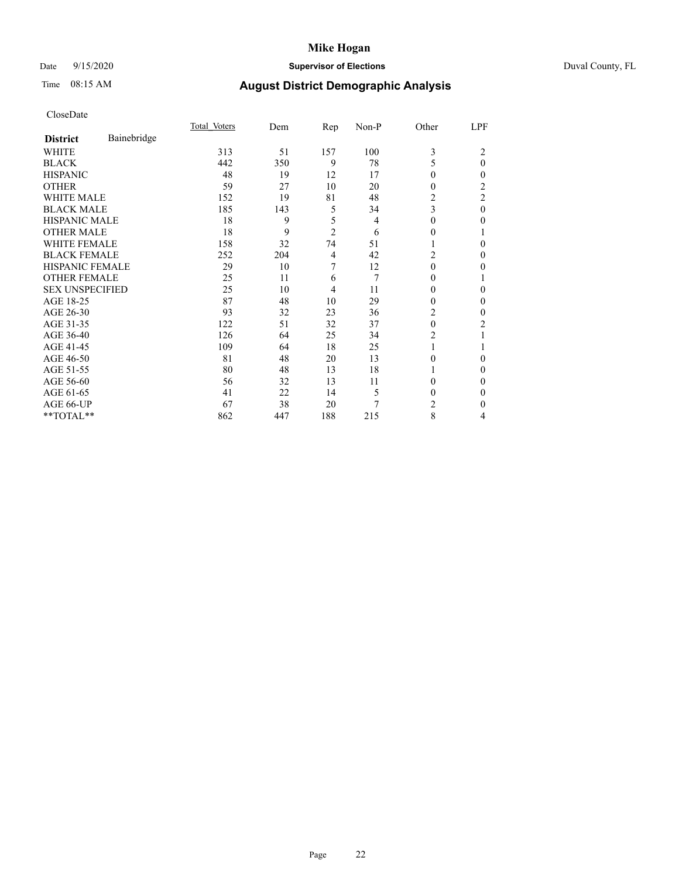# Mike Hogan

Date 9/15/2020 **Supervisor of Elections** Duval County, FL

Time 08:15 AM **August District Demographic Analysis**

CloseDate

| **District** Bainebridge | Total Voters | Dem | Rep | Non-P | Other | LPF |
|---|---|---|---|---|---|---|
| WHITE | 313 | 51 | 157 | 100 | 3 | 2 |
| BLACK | 442 | 350 | 9 | 78 | 5 | 0 |
| HISPANIC | 48 | 19 | 12 | 17 | 0 | 0 |
| OTHER | 59 | 27 | 10 | 20 | 0 | 2 |
| WHITE MALE | 152 | 19 | 81 | 48 | 2 | 2 |
| BLACK MALE | 185 | 143 | 5 | 34 | 3 | 0 |
| HISPANIC MALE | 18 | 9 | 5 | 4 | 0 | 0 |
| OTHER MALE | 18 | 9 | 2 | 6 | 0 | 1 |
| WHITE FEMALE | 158 | 32 | 74 | 51 | 1 | 0 |
| BLACK FEMALE | 252 | 204 | 4 | 42 | 2 | 0 |
| HISPANIC FEMALE | 29 | 10 | 7 | 12 | 0 | 0 |
| OTHER FEMALE | 25 | 11 | 6 | 7 | 0 | 1 |
| SEX UNSPECIFIED | 25 | 10 | 4 | 11 | 0 | 0 |
| AGE 18-25 | 87 | 48 | 10 | 29 | 0 | 0 |
| AGE 26-30 | 93 | 32 | 23 | 36 | 2 | 0 |
| AGE 31-35 | 122 | 51 | 32 | 37 | 0 | 2 |
| AGE 36-40 | 126 | 64 | 25 | 34 | 2 | 1 |
| AGE 41-45 | 109 | 64 | 18 | 25 | 1 | 1 |
| AGE 46-50 | 81 | 48 | 20 | 13 | 0 | 0 |
| AGE 51-55 | 80 | 48 | 13 | 18 | 1 | 0 |
| AGE 56-60 | 56 | 32 | 13 | 11 | 0 | 0 |
| AGE 61-65 | 41 | 22 | 14 | 5 | 0 | 0 |
| AGE 66-UP | 67 | 38 | 20 | 7 | 2 | 0 |
| **TOTAL** | 862 | 447 | 188 | 215 | 8 | 4 |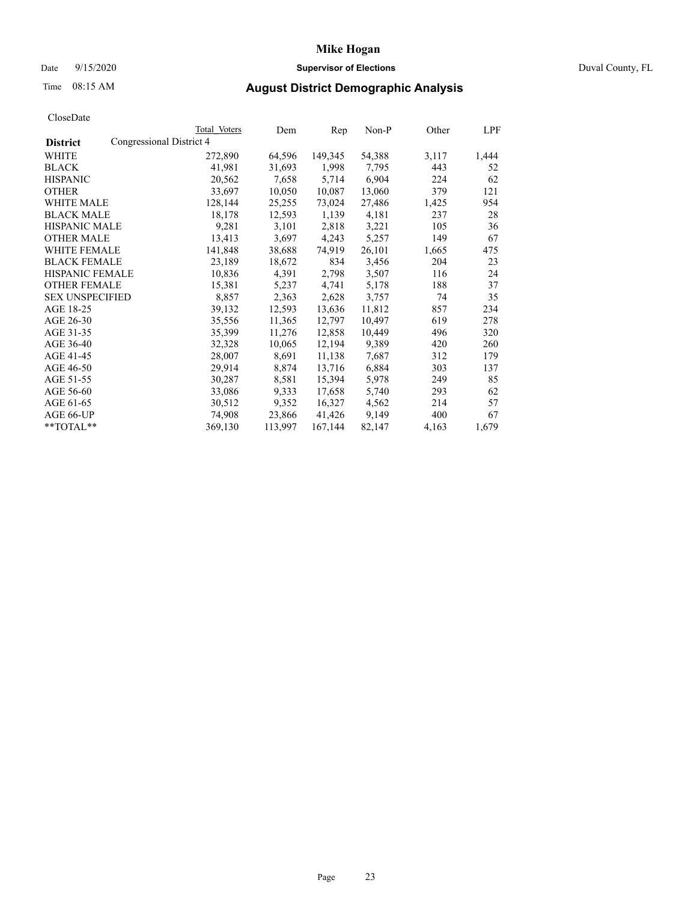# Mike Hogan

Date 9/15/2020 **Supervisor of Elections** Duval County, FL

Time 08:15 AM **August District Demographic Analysis**

CloseDate

| District | Total Voters | Dem | Rep | Non-P | Other | LPF |
|---|---|---|---|---|---|---|
| Congressional District 4 | | | | | | |
| WHITE | 272,890 | 64,596 | 149,345 | 54,388 | 3,117 | 1,444 |
| BLACK | 41,981 | 31,693 | 1,998 | 7,795 | 443 | 52 |
| HISPANIC | 20,562 | 7,658 | 5,714 | 6,904 | 224 | 62 |
| OTHER | 33,697 | 10,050 | 10,087 | 13,060 | 379 | 121 |
| WHITE MALE | 128,144 | 25,255 | 73,024 | 27,486 | 1,425 | 954 |
| BLACK MALE | 18,178 | 12,593 | 1,139 | 4,181 | 237 | 28 |
| HISPANIC MALE | 9,281 | 3,101 | 2,818 | 3,221 | 105 | 36 |
| OTHER MALE | 13,413 | 3,697 | 4,243 | 5,257 | 149 | 67 |
| WHITE FEMALE | 141,848 | 38,688 | 74,919 | 26,101 | 1,665 | 475 |
| BLACK FEMALE | 23,189 | 18,672 | 834 | 3,456 | 204 | 23 |
| HISPANIC FEMALE | 10,836 | 4,391 | 2,798 | 3,507 | 116 | 24 |
| OTHER FEMALE | 15,381 | 5,237 | 4,741 | 5,178 | 188 | 37 |
| SEX UNSPECIFIED | 8,857 | 2,363 | 2,628 | 3,757 | 74 | 35 |
| AGE 18-25 | 39,132 | 12,593 | 13,636 | 11,812 | 857 | 234 |
| AGE 26-30 | 35,556 | 11,365 | 12,797 | 10,497 | 619 | 278 |
| AGE 31-35 | 35,399 | 11,276 | 12,858 | 10,449 | 496 | 320 |
| AGE 36-40 | 32,328 | 10,065 | 12,194 | 9,389 | 420 | 260 |
| AGE 41-45 | 28,007 | 8,691 | 11,138 | 7,687 | 312 | 179 |
| AGE 46-50 | 29,914 | 8,874 | 13,716 | 6,884 | 303 | 137 |
| AGE 51-55 | 30,287 | 8,581 | 15,394 | 5,978 | 249 | 85 |
| AGE 56-60 | 33,086 | 9,333 | 17,658 | 5,740 | 293 | 62 |
| AGE 61-65 | 30,512 | 9,352 | 16,327 | 4,562 | 214 | 57 |
| AGE 66-UP | 74,908 | 23,866 | 41,426 | 9,149 | 400 | 67 |
| **TOTAL** | 369,130 | 113,997 | 167,144 | 82,147 | 4,163 | 1,679 |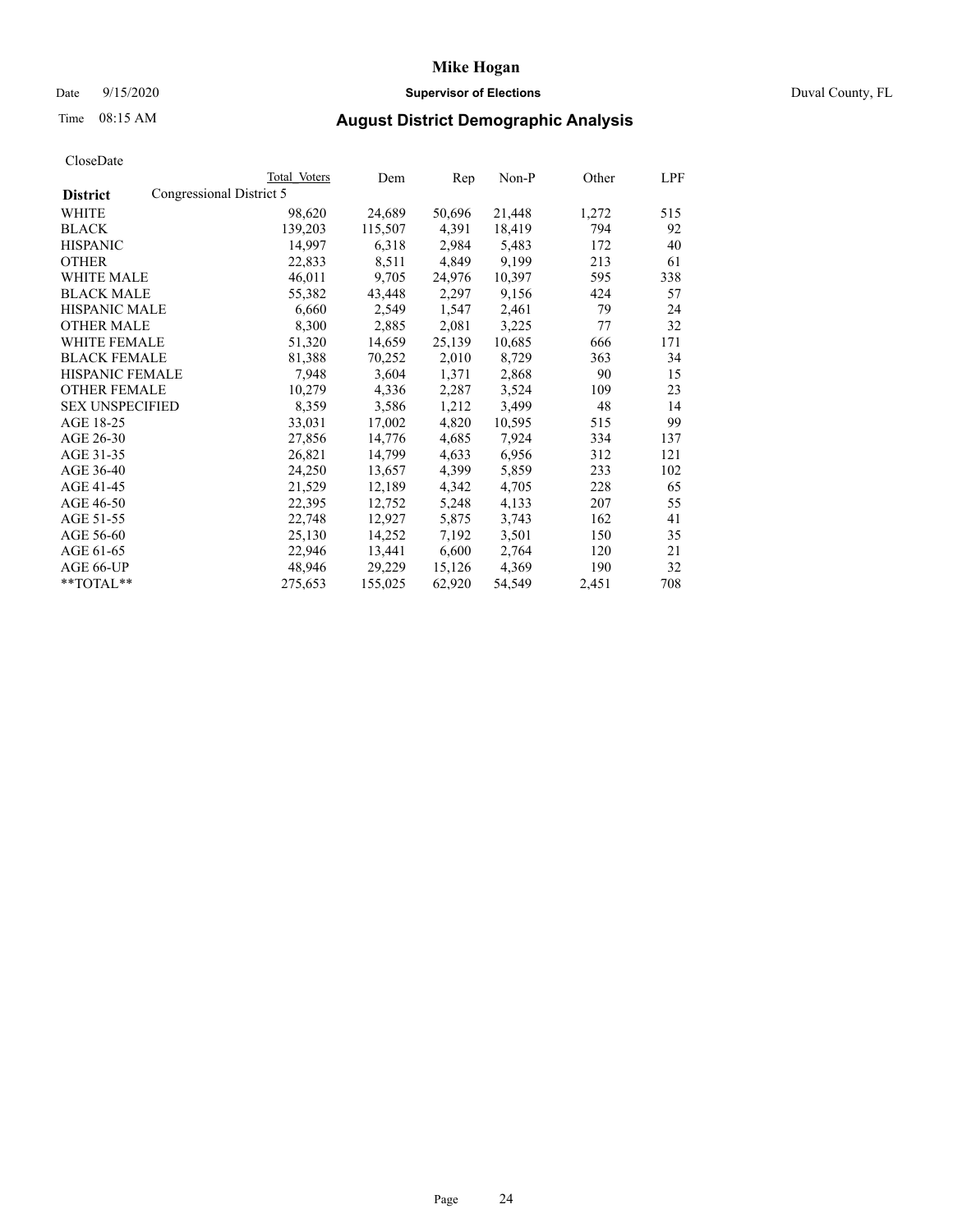# Mike Hogan

Date 9/15/2020 **Supervisor of Elections** Duval County, FL

Time 08:15 AM **August District Demographic Analysis**

CloseDate

| **District** | Total Voters | Dem | Rep | Non-P | Other | LPF |
|---|---|---|---|---|---|---|
| Congressional District 5 | | | | | | |
| WHITE | 98,620 | 24,689 | 50,696 | 21,448 | 1,272 | 515 |
| BLACK | 139,203 | 115,507 | 4,391 | 18,419 | 794 | 92 |
| HISPANIC | 14,997 | 6,318 | 2,984 | 5,483 | 172 | 40 |
| OTHER | 22,833 | 8,511 | 4,849 | 9,199 | 213 | 61 |
| WHITE MALE | 46,011 | 9,705 | 24,976 | 10,397 | 595 | 338 |
| BLACK MALE | 55,382 | 43,448 | 2,297 | 9,156 | 424 | 57 |
| HISPANIC MALE | 6,660 | 2,549 | 1,547 | 2,461 | 79 | 24 |
| OTHER MALE | 8,300 | 2,885 | 2,081 | 3,225 | 77 | 32 |
| WHITE FEMALE | 51,320 | 14,659 | 25,139 | 10,685 | 666 | 171 |
| BLACK FEMALE | 81,388 | 70,252 | 2,010 | 8,729 | 363 | 34 |
| HISPANIC FEMALE | 7,948 | 3,604 | 1,371 | 2,868 | 90 | 15 |
| OTHER FEMALE | 10,279 | 4,336 | 2,287 | 3,524 | 109 | 23 |
| SEX UNSPECIFIED | 8,359 | 3,586 | 1,212 | 3,499 | 48 | 14 |
| AGE 18-25 | 33,031 | 17,002 | 4,820 | 10,595 | 515 | 99 |
| AGE 26-30 | 27,856 | 14,776 | 4,685 | 7,924 | 334 | 137 |
| AGE 31-35 | 26,821 | 14,799 | 4,633 | 6,956 | 312 | 121 |
| AGE 36-40 | 24,250 | 13,657 | 4,399 | 5,859 | 233 | 102 |
| AGE 41-45 | 21,529 | 12,189 | 4,342 | 4,705 | 228 | 65 |
| AGE 46-50 | 22,395 | 12,752 | 5,248 | 4,133 | 207 | 55 |
| AGE 51-55 | 22,748 | 12,927 | 5,875 | 3,743 | 162 | 41 |
| AGE 56-60 | 25,130 | 14,252 | 7,192 | 3,501 | 150 | 35 |
| AGE 61-65 | 22,946 | 13,441 | 6,600 | 2,764 | 120 | 21 |
| AGE 66-UP | 48,946 | 29,229 | 15,126 | 4,369 | 190 | 32 |
| **TOTAL** | 275,653 | 155,025 | 62,920 | 54,549 | 2,451 | 708 |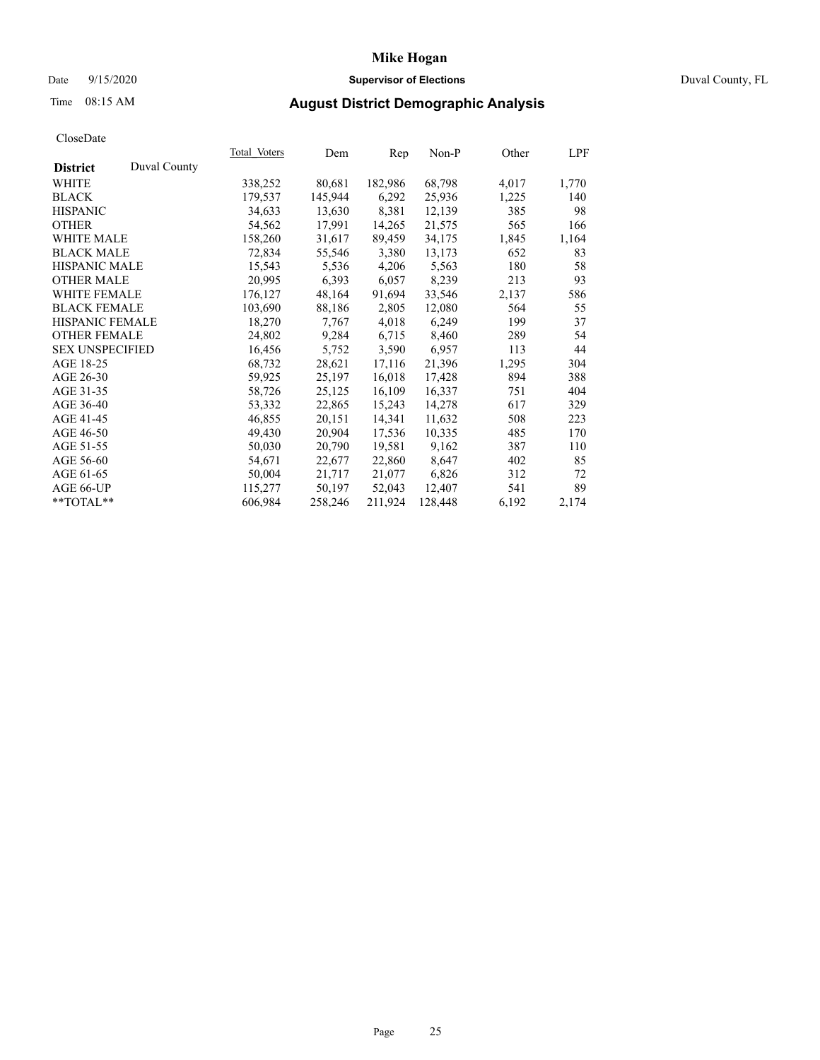# Mike Hogan

Date 9/15/2020 **Supervisor of Elections** Duval County, FL

Time 08:15 AM **August District Demographic Analysis**

CloseDate

| **District** Duval County | Total Voters | Dem | Rep | Non-P | Other | LPF |
|---|---|---|---|---|---|---|
| WHITE | 338,252 | 80,681 | 182,986 | 68,798 | 4,017 | 1,770 |
| BLACK | 179,537 | 145,944 | 6,292 | 25,936 | 1,225 | 140 |
| HISPANIC | 34,633 | 13,630 | 8,381 | 12,139 | 385 | 98 |
| OTHER | 54,562 | 17,991 | 14,265 | 21,575 | 565 | 166 |
| WHITE MALE | 158,260 | 31,617 | 89,459 | 34,175 | 1,845 | 1,164 |
| BLACK MALE | 72,834 | 55,546 | 3,380 | 13,173 | 652 | 83 |
| HISPANIC MALE | 15,543 | 5,536 | 4,206 | 5,563 | 180 | 58 |
| OTHER MALE | 20,995 | 6,393 | 6,057 | 8,239 | 213 | 93 |
| WHITE FEMALE | 176,127 | 48,164 | 91,694 | 33,546 | 2,137 | 586 |
| BLACK FEMALE | 103,690 | 88,186 | 2,805 | 12,080 | 564 | 55 |
| HISPANIC FEMALE | 18,270 | 7,767 | 4,018 | 6,249 | 199 | 37 |
| OTHER FEMALE | 24,802 | 9,284 | 6,715 | 8,460 | 289 | 54 |
| SEX UNSPECIFIED | 16,456 | 5,752 | 3,590 | 6,957 | 113 | 44 |
| AGE 18-25 | 68,732 | 28,621 | 17,116 | 21,396 | 1,295 | 304 |
| AGE 26-30 | 59,925 | 25,197 | 16,018 | 17,428 | 894 | 388 |
| AGE 31-35 | 58,726 | 25,125 | 16,109 | 16,337 | 751 | 404 |
| AGE 36-40 | 53,332 | 22,865 | 15,243 | 14,278 | 617 | 329 |
| AGE 41-45 | 46,855 | 20,151 | 14,341 | 11,632 | 508 | 223 |
| AGE 46-50 | 49,430 | 20,904 | 17,536 | 10,335 | 485 | 170 |
| AGE 51-55 | 50,030 | 20,790 | 19,581 | 9,162 | 387 | 110 |
| AGE 56-60 | 54,671 | 22,677 | 22,860 | 8,647 | 402 | 85 |
| AGE 61-65 | 50,004 | 21,717 | 21,077 | 6,826 | 312 | 72 |
| AGE 66-UP | 115,277 | 50,197 | 52,043 | 12,407 | 541 | 89 |
| **TOTAL** | 606,984 | 258,246 | 211,924 | 128,448 | 6,192 | 2,174 |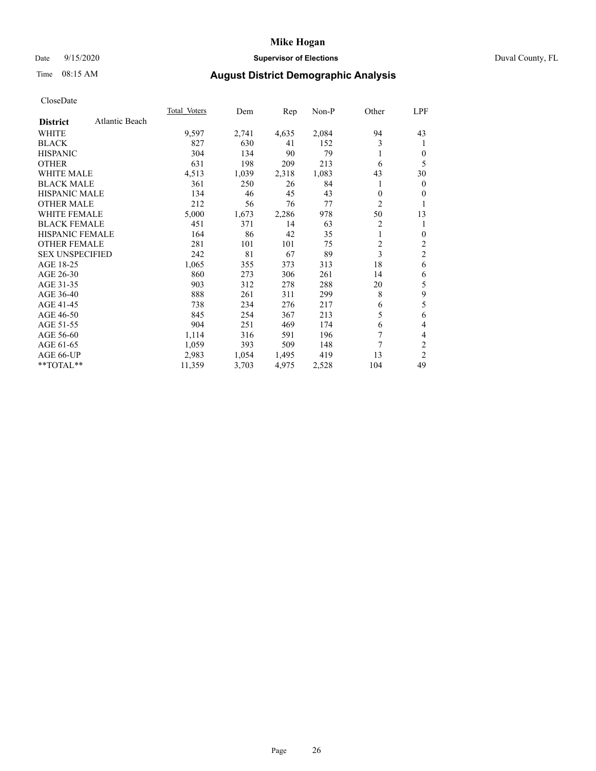# Mike Hogan

Date 9/15/2020 **Supervisor of Elections** Duval County, FL

Time 08:15 AM

## August District Demographic Analysis

CloseDate

| **District** Atlantic Beach | Total Voters | Dem | Rep | Non-P | Other | LPF |
|---|---|---|---|---|---|---|
| WHITE | 9,597 | 2,741 | 4,635 | 2,084 | 94 | 43 |
| BLACK | 827 | 630 | 41 | 152 | 3 | 1 |
| HISPANIC | 304 | 134 | 90 | 79 | 1 | 0 |
| OTHER | 631 | 198 | 209 | 213 | 6 | 5 |
| WHITE MALE | 4,513 | 1,039 | 2,318 | 1,083 | 43 | 30 |
| BLACK MALE | 361 | 250 | 26 | 84 | 1 | 0 |
| HISPANIC MALE | 134 | 46 | 45 | 43 | 0 | 0 |
| OTHER MALE | 212 | 56 | 76 | 77 | 2 | 1 |
| WHITE FEMALE | 5,000 | 1,673 | 2,286 | 978 | 50 | 13 |
| BLACK FEMALE | 451 | 371 | 14 | 63 | 2 | 1 |
| HISPANIC FEMALE | 164 | 86 | 42 | 35 | 1 | 0 |
| OTHER FEMALE | 281 | 101 | 101 | 75 | 2 | 2 |
| SEX UNSPECIFIED | 242 | 81 | 67 | 89 | 3 | 2 |
| AGE 18-25 | 1,065 | 355 | 373 | 313 | 18 | 6 |
| AGE 26-30 | 860 | 273 | 306 | 261 | 14 | 6 |
| AGE 31-35 | 903 | 312 | 278 | 288 | 20 | 5 |
| AGE 36-40 | 888 | 261 | 311 | 299 | 8 | 9 |
| AGE 41-45 | 738 | 234 | 276 | 217 | 6 | 5 |
| AGE 46-50 | 845 | 254 | 367 | 213 | 5 | 6 |
| AGE 51-55 | 904 | 251 | 469 | 174 | 6 | 4 |
| AGE 56-60 | 1,114 | 316 | 591 | 196 | 7 | 4 |
| AGE 61-65 | 1,059 | 393 | 509 | 148 | 7 | 2 |
| AGE 66-UP | 2,983 | 1,054 | 1,495 | 419 | 13 | 2 |
| **TOTAL** | 11,359 | 3,703 | 4,975 | 2,528 | 104 | 49 |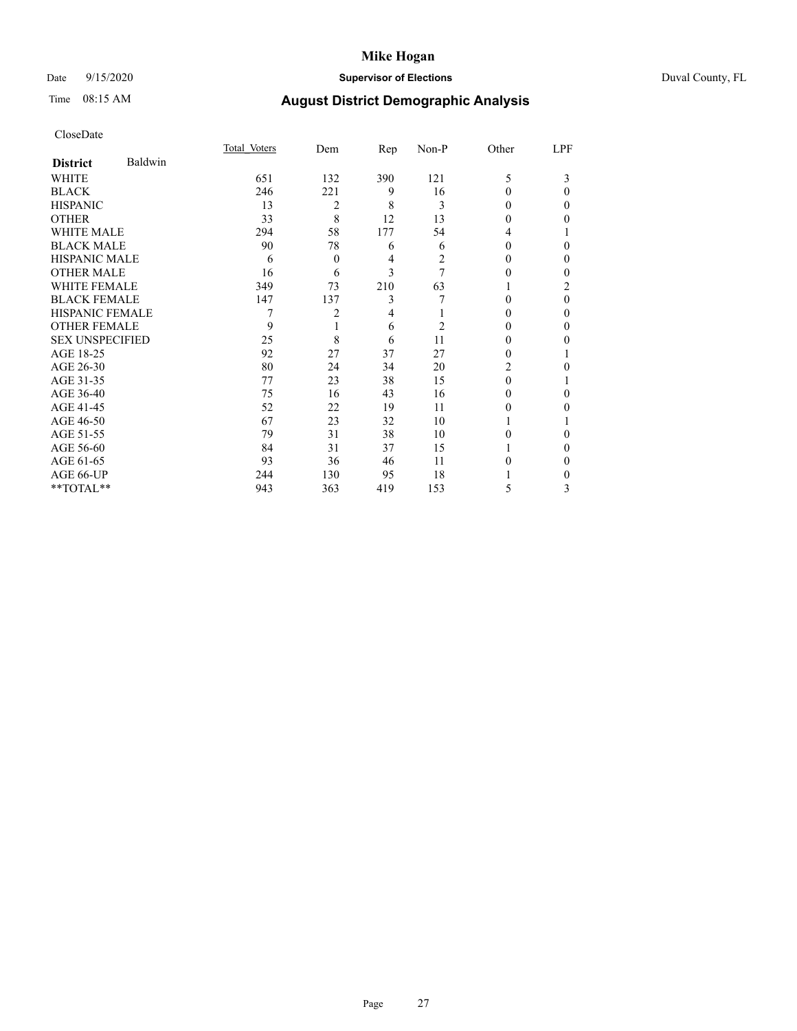Mike Hogan

Date 9/15/2020 **Supervisor of Elections** Duval County, FL

Time 08:15 AM

## August District Demographic Analysis

CloseDate

| District Baldwin | Total Voters | Dem | Rep | Non-P | Other | LPF |
|---|---|---|---|---|---|---|
| WHITE | 651 | 132 | 390 | 121 | 5 | 3 |
| BLACK | 246 | 221 | 9 | 16 | 0 | 0 |
| HISPANIC | 13 | 2 | 8 | 3 | 0 | 0 |
| OTHER | 33 | 8 | 12 | 13 | 0 | 0 |
| WHITE MALE | 294 | 58 | 177 | 54 | 4 | 1 |
| BLACK MALE | 90 | 78 | 6 | 6 | 0 | 0 |
| HISPANIC MALE | 6 | 0 | 4 | 2 | 0 | 0 |
| OTHER MALE | 16 | 6 | 3 | 7 | 0 | 0 |
| WHITE FEMALE | 349 | 73 | 210 | 63 | 1 | 2 |
| BLACK FEMALE | 147 | 137 | 3 | 7 | 0 | 0 |
| HISPANIC FEMALE | 7 | 2 | 4 | 1 | 0 | 0 |
| OTHER FEMALE | 9 | 1 | 6 | 2 | 0 | 0 |
| SEX UNSPECIFIED | 25 | 8 | 6 | 11 | 0 | 0 |
| AGE 18-25 | 92 | 27 | 37 | 27 | 0 | 1 |
| AGE 26-30 | 80 | 24 | 34 | 20 | 2 | 0 |
| AGE 31-35 | 77 | 23 | 38 | 15 | 0 | 1 |
| AGE 36-40 | 75 | 16 | 43 | 16 | 0 | 0 |
| AGE 41-45 | 52 | 22 | 19 | 11 | 0 | 0 |
| AGE 46-50 | 67 | 23 | 32 | 10 | 1 | 1 |
| AGE 51-55 | 79 | 31 | 38 | 10 | 0 | 0 |
| AGE 56-60 | 84 | 31 | 37 | 15 | 1 | 0 |
| AGE 61-65 | 93 | 36 | 46 | 11 | 0 | 0 |
| AGE 66-UP | 244 | 130 | 95 | 18 | 1 | 0 |
| **TOTAL** | 943 | 363 | 419 | 153 | 5 | 3 |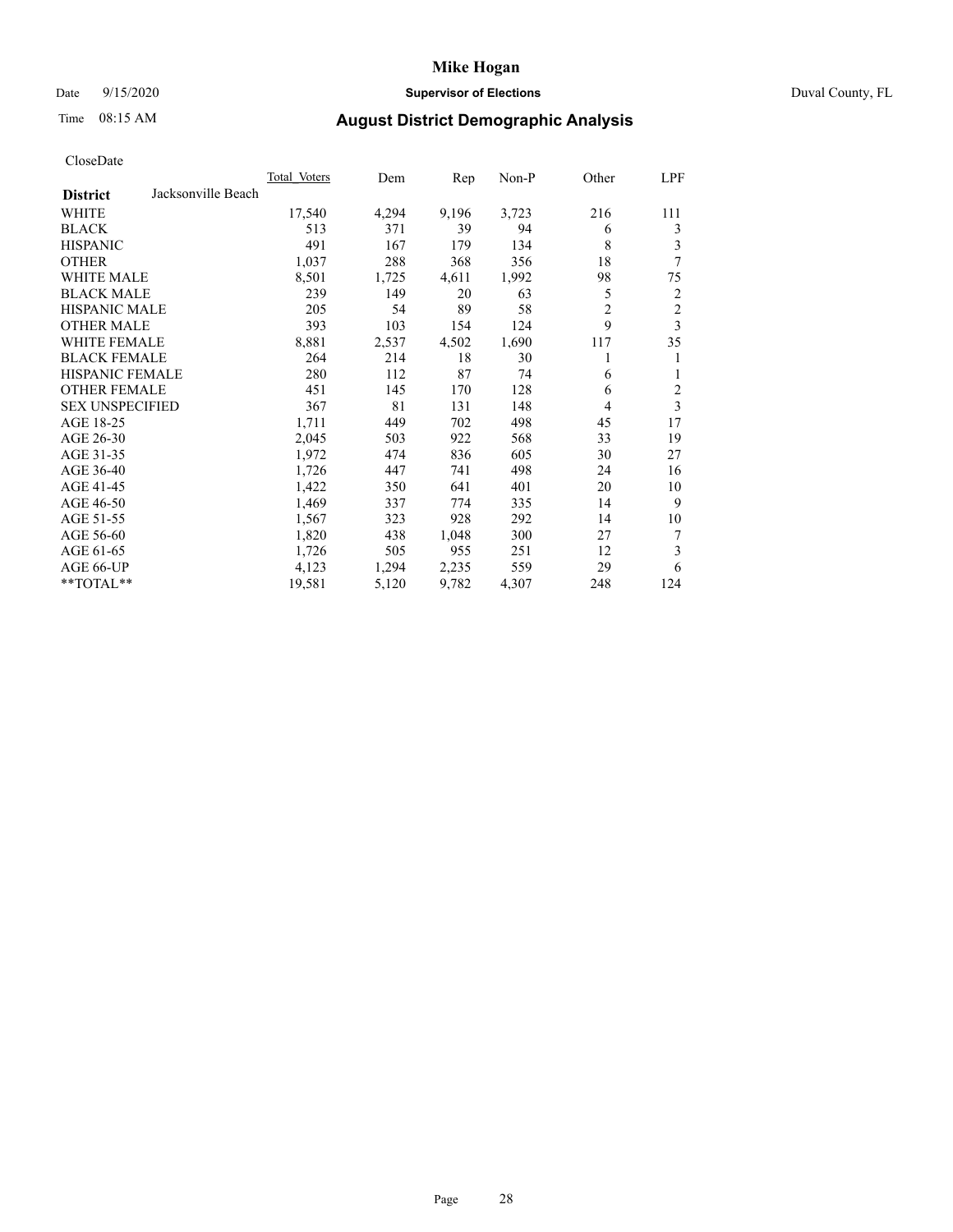# Mike Hogan

Date 9/15/2020 **Supervisor of Elections** Duval County, FL

Time 08:15 AM **August District Demographic Analysis**

CloseDate

| District | Jacksonville Beach | Total Voters | Dem | Rep | Non-P | Other | LPF |
|---|---|---|---|---|---|---|---|
| WHITE | | 17,540 | 4,294 | 9,196 | 3,723 | 216 | 111 |
| BLACK | | 513 | 371 | 39 | 94 | 6 | 3 |
| HISPANIC | | 491 | 167 | 179 | 134 | 8 | 3 |
| OTHER | | 1,037 | 288 | 368 | 356 | 18 | 7 |
| WHITE MALE | | 8,501 | 1,725 | 4,611 | 1,992 | 98 | 75 |
| BLACK MALE | | 239 | 149 | 20 | 63 | 5 | 2 |
| HISPANIC MALE | | 205 | 54 | 89 | 58 | 2 | 2 |
| OTHER MALE | | 393 | 103 | 154 | 124 | 9 | 3 |
| WHITE FEMALE | | 8,881 | 2,537 | 4,502 | 1,690 | 117 | 35 |
| BLACK FEMALE | | 264 | 214 | 18 | 30 | 1 | 1 |
| HISPANIC FEMALE | | 280 | 112 | 87 | 74 | 6 | 1 |
| OTHER FEMALE | | 451 | 145 | 170 | 128 | 6 | 2 |
| SEX UNSPECIFIED | | 367 | 81 | 131 | 148 | 4 | 3 |
| AGE 18-25 | | 1,711 | 449 | 702 | 498 | 45 | 17 |
| AGE 26-30 | | 2,045 | 503 | 922 | 568 | 33 | 19 |
| AGE 31-35 | | 1,972 | 474 | 836 | 605 | 30 | 27 |
| AGE 36-40 | | 1,726 | 447 | 741 | 498 | 24 | 16 |
| AGE 41-45 | | 1,422 | 350 | 641 | 401 | 20 | 10 |
| AGE 46-50 | | 1,469 | 337 | 774 | 335 | 14 | 9 |
| AGE 51-55 | | 1,567 | 323 | 928 | 292 | 14 | 10 |
| AGE 56-60 | | 1,820 | 438 | 1,048 | 300 | 27 | 7 |
| AGE 61-65 | | 1,726 | 505 | 955 | 251 | 12 | 3 |
| AGE 66-UP | | 4,123 | 1,294 | 2,235 | 559 | 29 | 6 |
| **TOTAL** | | 19,581 | 5,120 | 9,782 | 4,307 | 248 | 124 |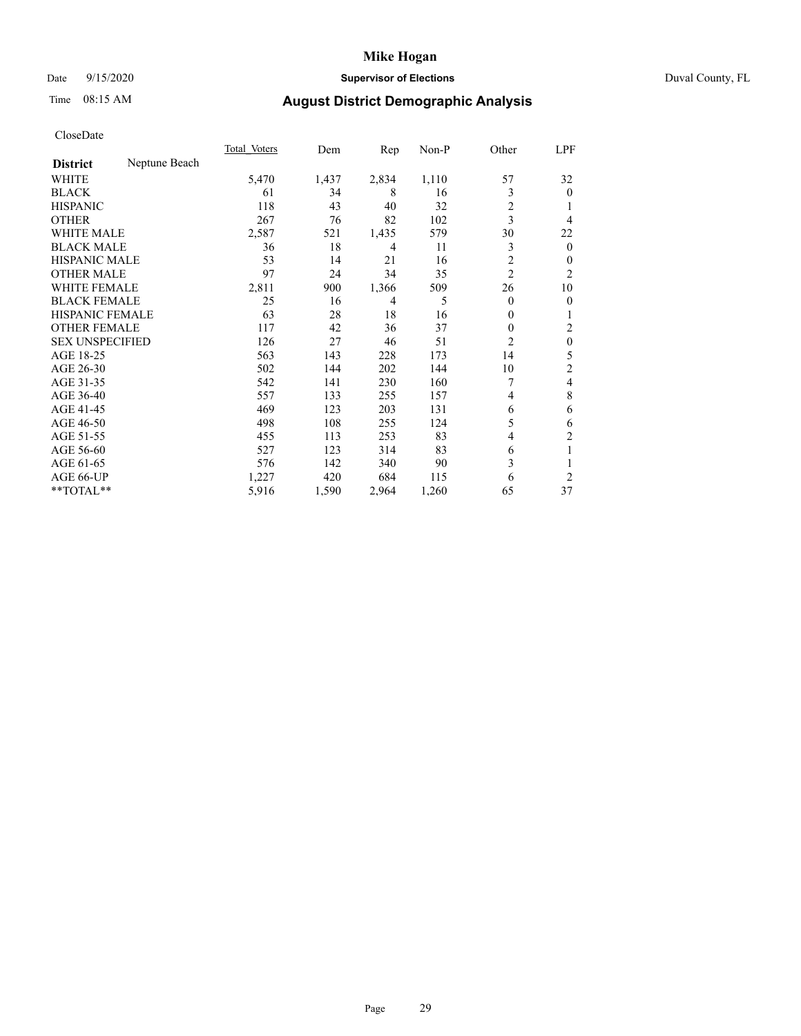CloseDate

| District | Neptune Beach | Total_Voters | Dem | Rep | Non-P | Other | LPF |
|---|---|---|---|---|---|---|---|
| WHITE | | 5,470 | 1,437 | 2,834 | 1,110 | 57 | 32 |
| BLACK | | 61 | 34 | 8 | 16 | 3 | 0 |
| HISPANIC | | 118 | 43 | 40 | 32 | 2 | 1 |
| OTHER | | 267 | 76 | 82 | 102 | 3 | 4 |
| WHITE MALE | | 2,587 | 521 | 1,435 | 579 | 30 | 22 |
| BLACK MALE | | 36 | 18 | 4 | 11 | 3 | 0 |
| HISPANIC MALE | | 53 | 14 | 21 | 16 | 2 | 0 |
| OTHER MALE | | 97 | 24 | 34 | 35 | 2 | 2 |
| WHITE FEMALE | | 2,811 | 900 | 1,366 | 509 | 26 | 10 |
| BLACK FEMALE | | 25 | 16 | 4 | 5 | 0 | 0 |
| HISPANIC FEMALE | | 63 | 28 | 18 | 16 | 0 | 1 |
| OTHER FEMALE | | 117 | 42 | 36 | 37 | 0 | 2 |
| SEX UNSPECIFIED | | 126 | 27 | 46 | 51 | 2 | 0 |
| AGE 18-25 | | 563 | 143 | 228 | 173 | 14 | 5 |
| AGE 26-30 | | 502 | 144 | 202 | 144 | 10 | 2 |
| AGE 31-35 | | 542 | 141 | 230 | 160 | 7 | 4 |
| AGE 36-40 | | 557 | 133 | 255 | 157 | 4 | 8 |
| AGE 41-45 | | 469 | 123 | 203 | 131 | 6 | 6 |
| AGE 46-50 | | 498 | 108 | 255 | 124 | 5 | 6 |
| AGE 51-55 | | 455 | 113 | 253 | 83 | 4 | 2 |
| AGE 56-60 | | 527 | 123 | 314 | 83 | 6 | 1 |
| AGE 61-65 | | 576 | 142 | 340 | 90 | 3 | 1 |
| AGE 66-UP | | 1,227 | 420 | 684 | 115 | 6 | 2 |
| **TOTAL** | | 5,916 | 1,590 | 2,964 | 1,260 | 65 | 37 |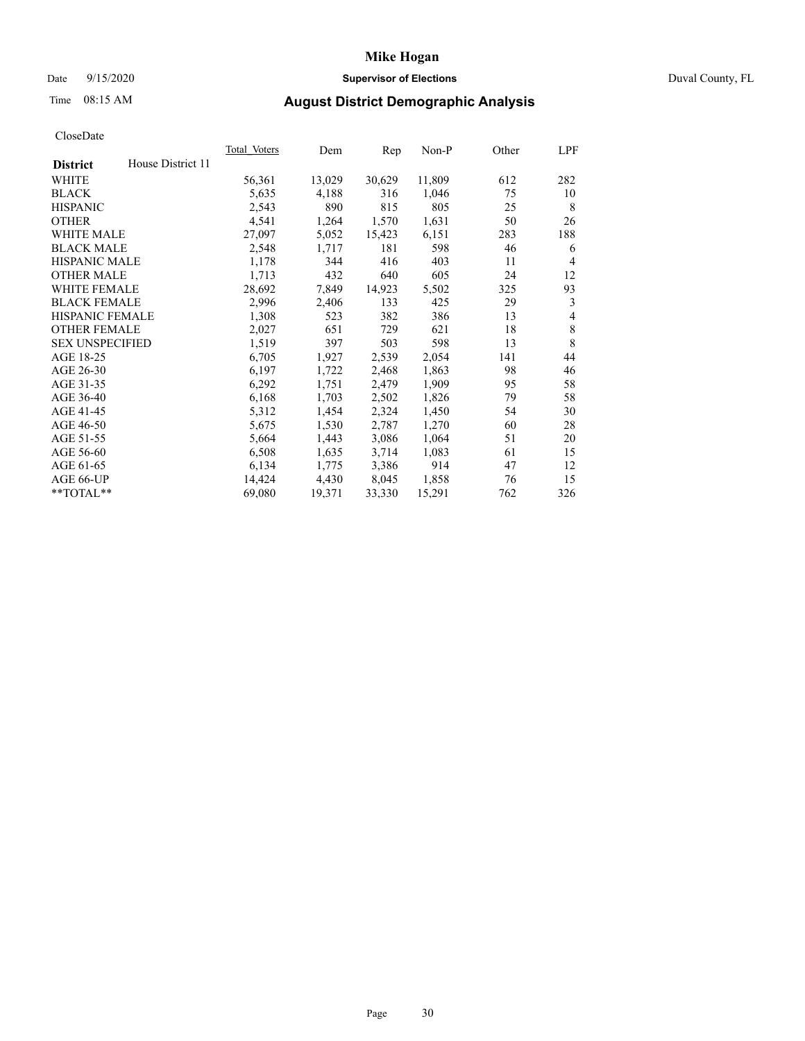# Mike Hogan

Date 9/15/2020 **Supervisor of Elections** Duval County, FL

Time 08:15 AM **August District Demographic Analysis**

CloseDate

| **District** House District 11 | Total Voters | Dem | Rep | Non-P | Other | LPF |
|---|---|---|---|---|---|---|
| WHITE | 56,361 | 13,029 | 30,629 | 11,809 | 612 | 282 |
| BLACK | 5,635 | 4,188 | 316 | 1,046 | 75 | 10 |
| HISPANIC | 2,543 | 890 | 815 | 805 | 25 | 8 |
| OTHER | 4,541 | 1,264 | 1,570 | 1,631 | 50 | 26 |
| WHITE MALE | 27,097 | 5,052 | 15,423 | 6,151 | 283 | 188 |
| BLACK MALE | 2,548 | 1,717 | 181 | 598 | 46 | 6 |
| HISPANIC MALE | 1,178 | 344 | 416 | 403 | 11 | 4 |
| OTHER MALE | 1,713 | 432 | 640 | 605 | 24 | 12 |
| WHITE FEMALE | 28,692 | 7,849 | 14,923 | 5,502 | 325 | 93 |
| BLACK FEMALE | 2,996 | 2,406 | 133 | 425 | 29 | 3 |
| HISPANIC FEMALE | 1,308 | 523 | 382 | 386 | 13 | 4 |
| OTHER FEMALE | 2,027 | 651 | 729 | 621 | 18 | 8 |
| SEX UNSPECIFIED | 1,519 | 397 | 503 | 598 | 13 | 8 |
| AGE 18-25 | 6,705 | 1,927 | 2,539 | 2,054 | 141 | 44 |
| AGE 26-30 | 6,197 | 1,722 | 2,468 | 1,863 | 98 | 46 |
| AGE 31-35 | 6,292 | 1,751 | 2,479 | 1,909 | 95 | 58 |
| AGE 36-40 | 6,168 | 1,703 | 2,502 | 1,826 | 79 | 58 |
| AGE 41-45 | 5,312 | 1,454 | 2,324 | 1,450 | 54 | 30 |
| AGE 46-50 | 5,675 | 1,530 | 2,787 | 1,270 | 60 | 28 |
| AGE 51-55 | 5,664 | 1,443 | 3,086 | 1,064 | 51 | 20 |
| AGE 56-60 | 6,508 | 1,635 | 3,714 | 1,083 | 61 | 15 |
| AGE 61-65 | 6,134 | 1,775 | 3,386 | 914 | 47 | 12 |
| AGE 66-UP | 14,424 | 4,430 | 8,045 | 1,858 | 76 | 15 |
| **TOTAL** | 69,080 | 19,371 | 33,330 | 15,291 | 762 | 326 |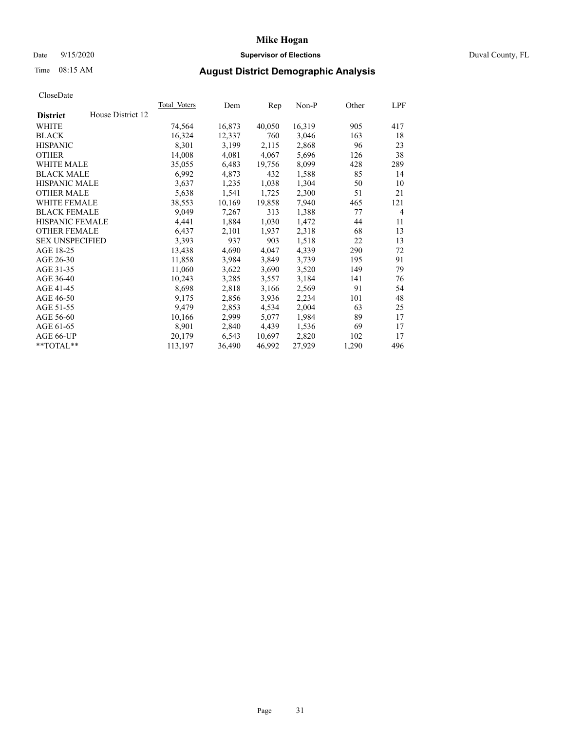# Mike Hogan

Date 9/15/2020 **Supervisor of Elections** Duval County, FL

Time 08:15 AM

## August District Demographic Analysis

CloseDate

| District | House District 12 | Total Voters | Dem | Rep | Non-P | Other | LPF |
|---|---|---|---|---|---|---|---|
| WHITE | | 74,564 | 16,873 | 40,050 | 16,319 | 905 | 417 |
| BLACK | | 16,324 | 12,337 | 760 | 3,046 | 163 | 18 |
| HISPANIC | | 8,301 | 3,199 | 2,115 | 2,868 | 96 | 23 |
| OTHER | | 14,008 | 4,081 | 4,067 | 5,696 | 126 | 38 |
| WHITE MALE | | 35,055 | 6,483 | 19,756 | 8,099 | 428 | 289 |
| BLACK MALE | | 6,992 | 4,873 | 432 | 1,588 | 85 | 14 |
| HISPANIC MALE | | 3,637 | 1,235 | 1,038 | 1,304 | 50 | 10 |
| OTHER MALE | | 5,638 | 1,541 | 1,725 | 2,300 | 51 | 21 |
| WHITE FEMALE | | 38,553 | 10,169 | 19,858 | 7,940 | 465 | 121 |
| BLACK FEMALE | | 9,049 | 7,267 | 313 | 1,388 | 77 | 4 |
| HISPANIC FEMALE | | 4,441 | 1,884 | 1,030 | 1,472 | 44 | 11 |
| OTHER FEMALE | | 6,437 | 2,101 | 1,937 | 2,318 | 68 | 13 |
| SEX UNSPECIFIED | | 3,393 | 937 | 903 | 1,518 | 22 | 13 |
| AGE 18-25 | | 13,438 | 4,690 | 4,047 | 4,339 | 290 | 72 |
| AGE 26-30 | | 11,858 | 3,984 | 3,849 | 3,739 | 195 | 91 |
| AGE 31-35 | | 11,060 | 3,622 | 3,690 | 3,520 | 149 | 79 |
| AGE 36-40 | | 10,243 | 3,285 | 3,557 | 3,184 | 141 | 76 |
| AGE 41-45 | | 8,698 | 2,818 | 3,166 | 2,569 | 91 | 54 |
| AGE 46-50 | | 9,175 | 2,856 | 3,936 | 2,234 | 101 | 48 |
| AGE 51-55 | | 9,479 | 2,853 | 4,534 | 2,004 | 63 | 25 |
| AGE 56-60 | | 10,166 | 2,999 | 5,077 | 1,984 | 89 | 17 |
| AGE 61-65 | | 8,901 | 2,840 | 4,439 | 1,536 | 69 | 17 |
| AGE 66-UP | | 20,179 | 6,543 | 10,697 | 2,820 | 102 | 17 |
| **TOTAL** | | 113,197 | 36,490 | 46,992 | 27,929 | 1,290 | 496 |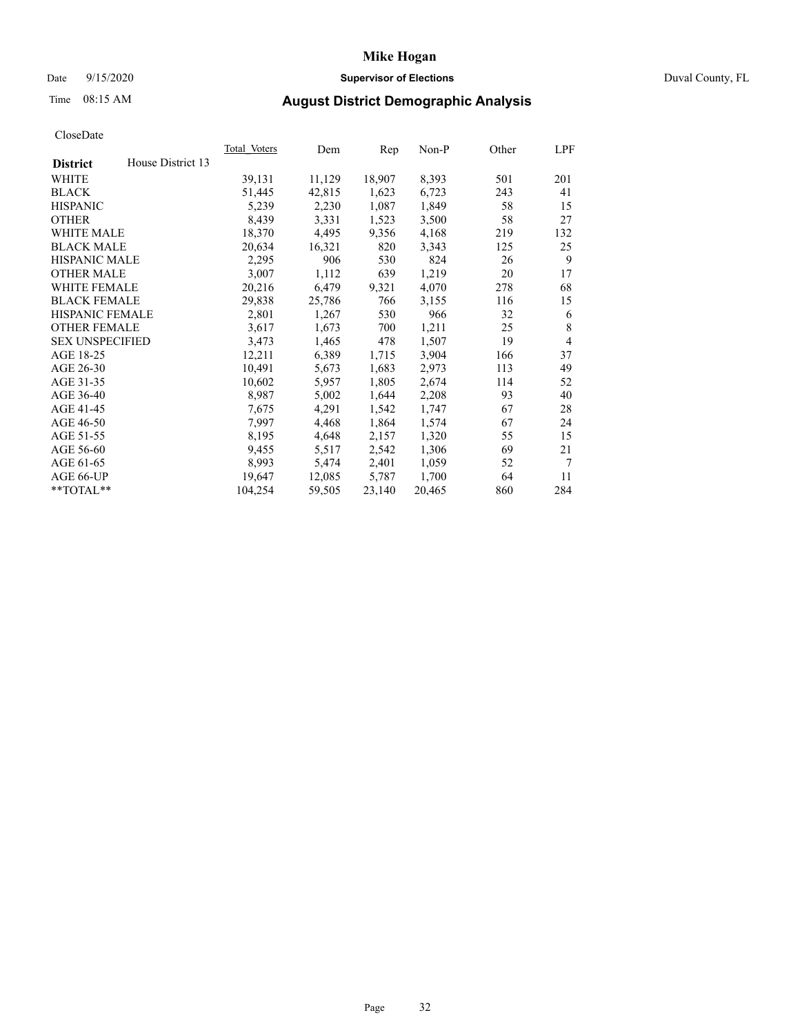# Mike Hogan

Date 9/15/2020 **Supervisor of Elections** Duval County, FL

Time 08:15 AM **August District Demographic Analysis**

CloseDate

| **District** House District 13 | Total Voters | Dem | Rep | Non-P | Other | LPF |
|---|---|---|---|---|---|---|
| WHITE | 39,131 | 11,129 | 18,907 | 8,393 | 501 | 201 |
| BLACK | 51,445 | 42,815 | 1,623 | 6,723 | 243 | 41 |
| HISPANIC | 5,239 | 2,230 | 1,087 | 1,849 | 58 | 15 |
| OTHER | 8,439 | 3,331 | 1,523 | 3,500 | 58 | 27 |
| WHITE MALE | 18,370 | 4,495 | 9,356 | 4,168 | 219 | 132 |
| BLACK MALE | 20,634 | 16,321 | 820 | 3,343 | 125 | 25 |
| HISPANIC MALE | 2,295 | 906 | 530 | 824 | 26 | 9 |
| OTHER MALE | 3,007 | 1,112 | 639 | 1,219 | 20 | 17 |
| WHITE FEMALE | 20,216 | 6,479 | 9,321 | 4,070 | 278 | 68 |
| BLACK FEMALE | 29,838 | 25,786 | 766 | 3,155 | 116 | 15 |
| HISPANIC FEMALE | 2,801 | 1,267 | 530 | 966 | 32 | 6 |
| OTHER FEMALE | 3,617 | 1,673 | 700 | 1,211 | 25 | 8 |
| SEX UNSPECIFIED | 3,473 | 1,465 | 478 | 1,507 | 19 | 4 |
| AGE 18-25 | 12,211 | 6,389 | 1,715 | 3,904 | 166 | 37 |
| AGE 26-30 | 10,491 | 5,673 | 1,683 | 2,973 | 113 | 49 |
| AGE 31-35 | 10,602 | 5,957 | 1,805 | 2,674 | 114 | 52 |
| AGE 36-40 | 8,987 | 5,002 | 1,644 | 2,208 | 93 | 40 |
| AGE 41-45 | 7,675 | 4,291 | 1,542 | 1,747 | 67 | 28 |
| AGE 46-50 | 7,997 | 4,468 | 1,864 | 1,574 | 67 | 24 |
| AGE 51-55 | 8,195 | 4,648 | 2,157 | 1,320 | 55 | 15 |
| AGE 56-60 | 9,455 | 5,517 | 2,542 | 1,306 | 69 | 21 |
| AGE 61-65 | 8,993 | 5,474 | 2,401 | 1,059 | 52 | 7 |
| AGE 66-UP | 19,647 | 12,085 | 5,787 | 1,700 | 64 | 11 |
| **TOTAL** | 104,254 | 59,505 | 23,140 | 20,465 | 860 | 284 |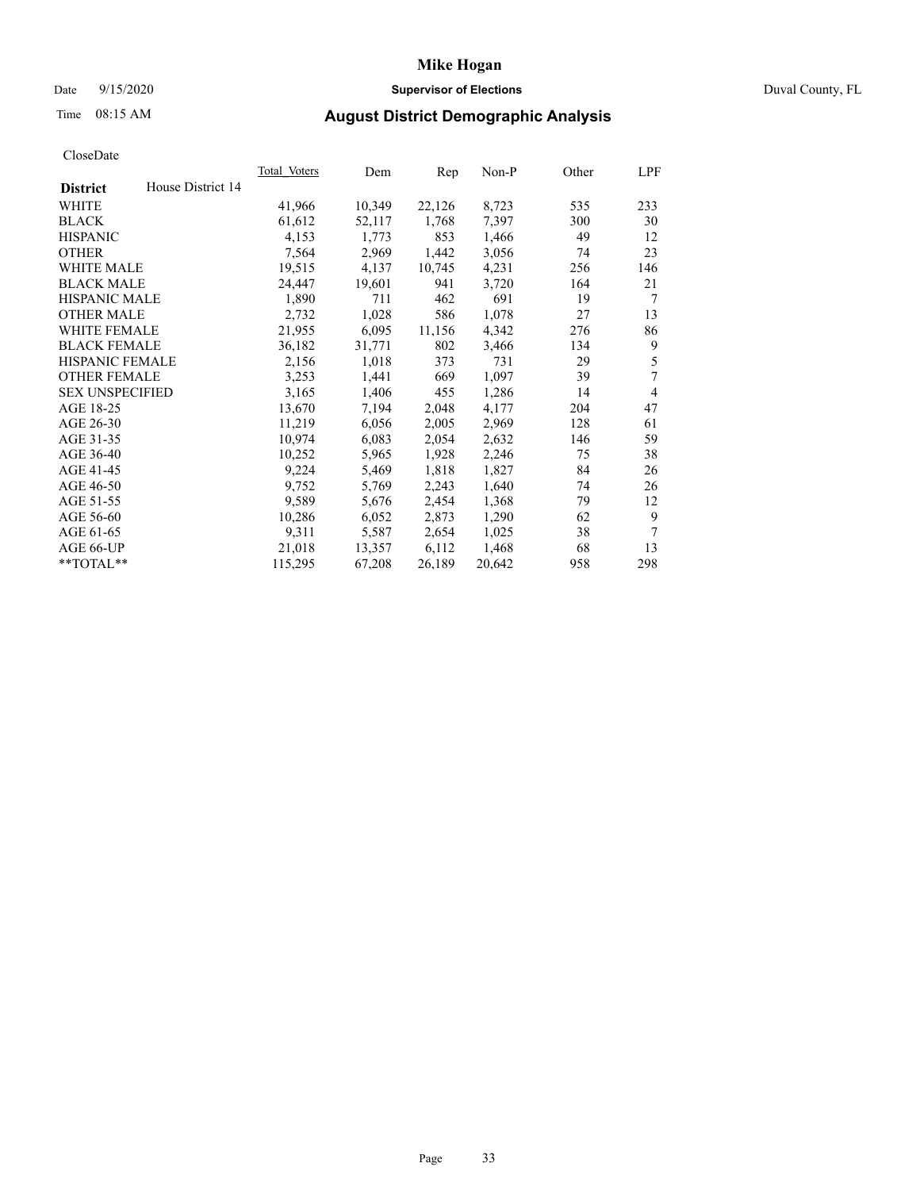# Mike Hogan

Date 9/15/2020 **Supervisor of Elections** Duval County, FL

Time 08:15 AM

## August District Demographic Analysis

CloseDate

| **District** House District 14 | Total_Voters | Dem | Rep | Non-P | Other | LPF |
|---|---|---|---|---|---|---|
| WHITE | 41,966 | 10,349 | 22,126 | 8,723 | 535 | 233 |
| BLACK | 61,612 | 52,117 | 1,768 | 7,397 | 300 | 30 |
| HISPANIC | 4,153 | 1,773 | 853 | 1,466 | 49 | 12 |
| OTHER | 7,564 | 2,969 | 1,442 | 3,056 | 74 | 23 |
| WHITE MALE | 19,515 | 4,137 | 10,745 | 4,231 | 256 | 146 |
| BLACK MALE | 24,447 | 19,601 | 941 | 3,720 | 164 | 21 |
| HISPANIC MALE | 1,890 | 711 | 462 | 691 | 19 | 7 |
| OTHER MALE | 2,732 | 1,028 | 586 | 1,078 | 27 | 13 |
| WHITE FEMALE | 21,955 | 6,095 | 11,156 | 4,342 | 276 | 86 |
| BLACK FEMALE | 36,182 | 31,771 | 802 | 3,466 | 134 | 9 |
| HISPANIC FEMALE | 2,156 | 1,018 | 373 | 731 | 29 | 5 |
| OTHER FEMALE | 3,253 | 1,441 | 669 | 1,097 | 39 | 7 |
| SEX UNSPECIFIED | 3,165 | 1,406 | 455 | 1,286 | 14 | 4 |
| AGE 18-25 | 13,670 | 7,194 | 2,048 | 4,177 | 204 | 47 |
| AGE 26-30 | 11,219 | 6,056 | 2,005 | 2,969 | 128 | 61 |
| AGE 31-35 | 10,974 | 6,083 | 2,054 | 2,632 | 146 | 59 |
| AGE 36-40 | 10,252 | 5,965 | 1,928 | 2,246 | 75 | 38 |
| AGE 41-45 | 9,224 | 5,469 | 1,818 | 1,827 | 84 | 26 |
| AGE 46-50 | 9,752 | 5,769 | 2,243 | 1,640 | 74 | 26 |
| AGE 51-55 | 9,589 | 5,676 | 2,454 | 1,368 | 79 | 12 |
| AGE 56-60 | 10,286 | 6,052 | 2,873 | 1,290 | 62 | 9 |
| AGE 61-65 | 9,311 | 5,587 | 2,654 | 1,025 | 38 | 7 |
| AGE 66-UP | 21,018 | 13,357 | 6,112 | 1,468 | 68 | 13 |
| **TOTAL** | 115,295 | 67,208 | 26,189 | 20,642 | 958 | 298 |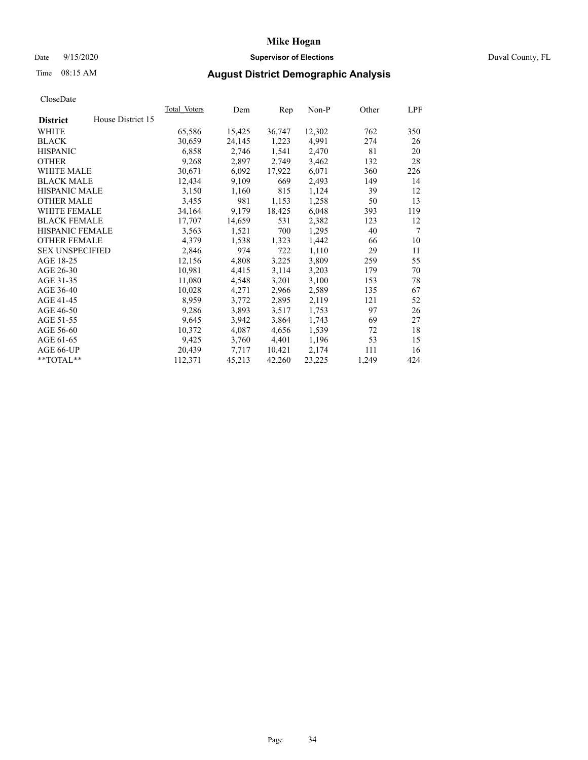CloseDate

| District | House District 15 | Total_Voters | Dem | Rep | Non-P | Other | LPF |
|---|---|---|---|---|---|---|---|
| WHITE | | 65,586 | 15,425 | 36,747 | 12,302 | 762 | 350 |
| BLACK | | 30,659 | 24,145 | 1,223 | 4,991 | 274 | 26 |
| HISPANIC | | 6,858 | 2,746 | 1,541 | 2,470 | 81 | 20 |
| OTHER | | 9,268 | 2,897 | 2,749 | 3,462 | 132 | 28 |
| WHITE MALE | | 30,671 | 6,092 | 17,922 | 6,071 | 360 | 226 |
| BLACK MALE | | 12,434 | 9,109 | 669 | 2,493 | 149 | 14 |
| HISPANIC MALE | | 3,150 | 1,160 | 815 | 1,124 | 39 | 12 |
| OTHER MALE | | 3,455 | 981 | 1,153 | 1,258 | 50 | 13 |
| WHITE FEMALE | | 34,164 | 9,179 | 18,425 | 6,048 | 393 | 119 |
| BLACK FEMALE | | 17,707 | 14,659 | 531 | 2,382 | 123 | 12 |
| HISPANIC FEMALE | | 3,563 | 1,521 | 700 | 1,295 | 40 | 7 |
| OTHER FEMALE | | 4,379 | 1,538 | 1,323 | 1,442 | 66 | 10 |
| SEX UNSPECIFIED | | 2,846 | 974 | 722 | 1,110 | 29 | 11 |
| AGE 18-25 | | 12,156 | 4,808 | 3,225 | 3,809 | 259 | 55 |
| AGE 26-30 | | 10,981 | 4,415 | 3,114 | 3,203 | 179 | 70 |
| AGE 31-35 | | 11,080 | 4,548 | 3,201 | 3,100 | 153 | 78 |
| AGE 36-40 | | 10,028 | 4,271 | 2,966 | 2,589 | 135 | 67 |
| AGE 41-45 | | 8,959 | 3,772 | 2,895 | 2,119 | 121 | 52 |
| AGE 46-50 | | 9,286 | 3,893 | 3,517 | 1,753 | 97 | 26 |
| AGE 51-55 | | 9,645 | 3,942 | 3,864 | 1,743 | 69 | 27 |
| AGE 56-60 | | 10,372 | 4,087 | 4,656 | 1,539 | 72 | 18 |
| AGE 61-65 | | 9,425 | 3,760 | 4,401 | 1,196 | 53 | 15 |
| AGE 66-UP | | 20,439 | 7,717 | 10,421 | 2,174 | 111 | 16 |
| **TOTAL** | | 112,371 | 45,213 | 42,260 | 23,225 | 1,249 | 424 |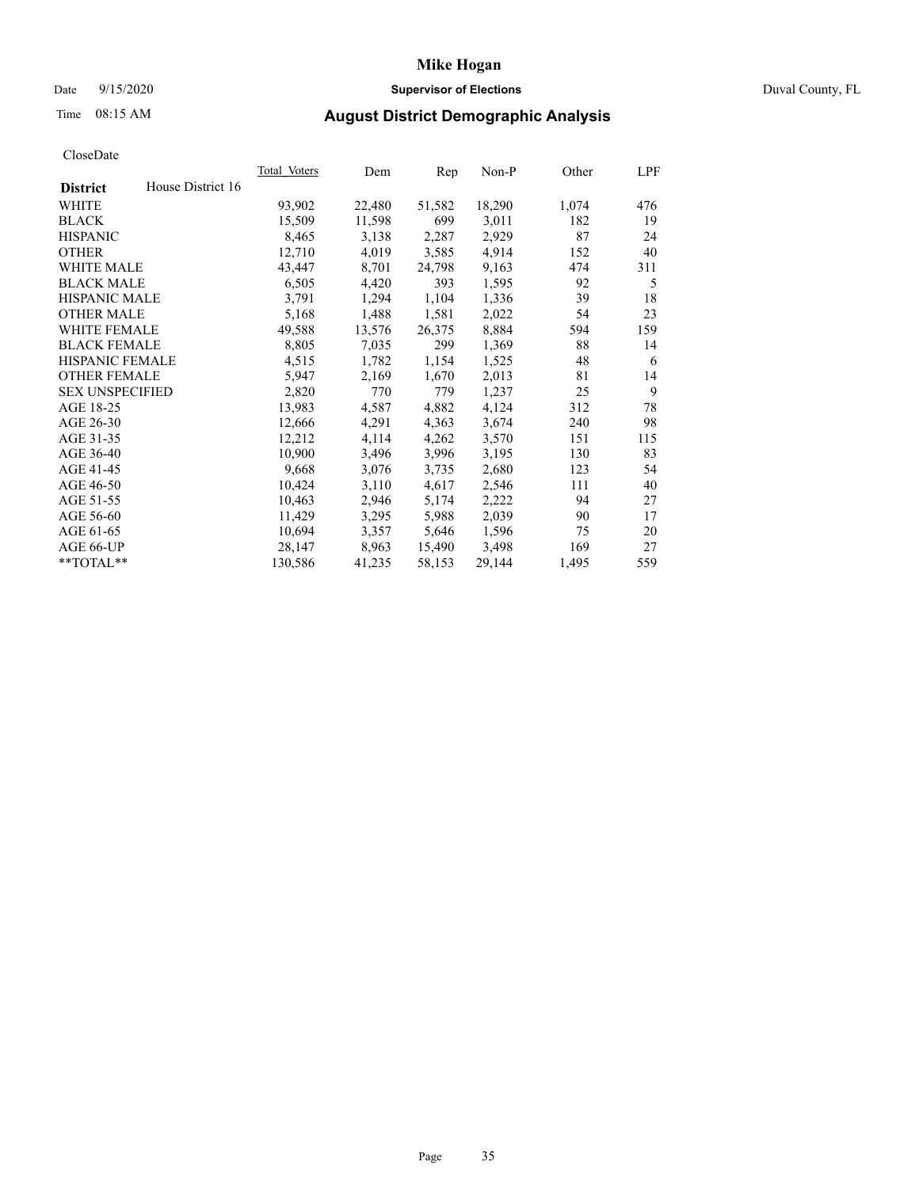# Mike Hogan

Date 9/15/2020 **Supervisor of Elections** Duval County, FL

Time 08:15 AM

## August District Demographic Analysis

CloseDate

| District | House District 16 | Total_Voters | Dem | Rep | Non-P | Other | LPF |
|---|---|---|---|---|---|---|---|
| WHITE | | 93,902 | 22,480 | 51,582 | 18,290 | 1,074 | 476 |
| BLACK | | 15,509 | 11,598 | 699 | 3,011 | 182 | 19 |
| HISPANIC | | 8,465 | 3,138 | 2,287 | 2,929 | 87 | 24 |
| OTHER | | 12,710 | 4,019 | 3,585 | 4,914 | 152 | 40 |
| WHITE MALE | | 43,447 | 8,701 | 24,798 | 9,163 | 474 | 311 |
| BLACK MALE | | 6,505 | 4,420 | 393 | 1,595 | 92 | 5 |
| HISPANIC MALE | | 3,791 | 1,294 | 1,104 | 1,336 | 39 | 18 |
| OTHER MALE | | 5,168 | 1,488 | 1,581 | 2,022 | 54 | 23 |
| WHITE FEMALE | | 49,588 | 13,576 | 26,375 | 8,884 | 594 | 159 |
| BLACK FEMALE | | 8,805 | 7,035 | 299 | 1,369 | 88 | 14 |
| HISPANIC FEMALE | | 4,515 | 1,782 | 1,154 | 1,525 | 48 | 6 |
| OTHER FEMALE | | 5,947 | 2,169 | 1,670 | 2,013 | 81 | 14 |
| SEX UNSPECIFIED | | 2,820 | 770 | 779 | 1,237 | 25 | 9 |
| AGE 18-25 | | 13,983 | 4,587 | 4,882 | 4,124 | 312 | 78 |
| AGE 26-30 | | 12,666 | 4,291 | 4,363 | 3,674 | 240 | 98 |
| AGE 31-35 | | 12,212 | 4,114 | 4,262 | 3,570 | 151 | 115 |
| AGE 36-40 | | 10,900 | 3,496 | 3,996 | 3,195 | 130 | 83 |
| AGE 41-45 | | 9,668 | 3,076 | 3,735 | 2,680 | 123 | 54 |
| AGE 46-50 | | 10,424 | 3,110 | 4,617 | 2,546 | 111 | 40 |
| AGE 51-55 | | 10,463 | 2,946 | 5,174 | 2,222 | 94 | 27 |
| AGE 56-60 | | 11,429 | 3,295 | 5,988 | 2,039 | 90 | 17 |
| AGE 61-65 | | 10,694 | 3,357 | 5,646 | 1,596 | 75 | 20 |
| AGE 66-UP | | 28,147 | 8,963 | 15,490 | 3,498 | 169 | 27 |
| **TOTAL** | | 130,586 | 41,235 | 58,153 | 29,144 | 1,495 | 559 |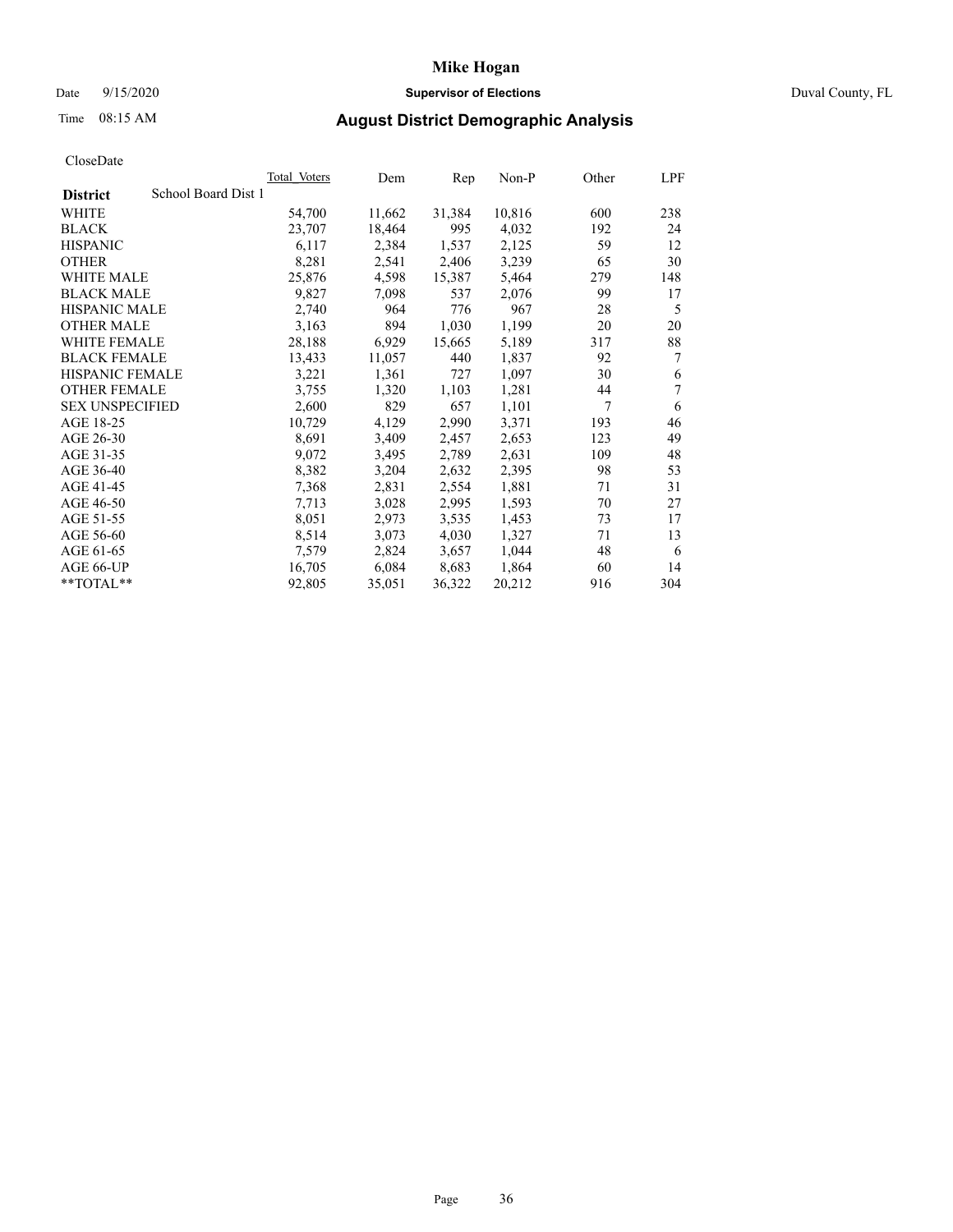# Mike Hogan

Date 9/15/2020 **Supervisor of Elections** Duval County, FL

Time 08:15 AM **August District Demographic Analysis**

CloseDate

| District | School Board Dist 1 | Total Voters | Dem | Rep | Non-P | Other | LPF |
|---|---|---|---|---|---|---|---|
| WHITE | | 54,700 | 11,662 | 31,384 | 10,816 | 600 | 238 |
| BLACK | | 23,707 | 18,464 | 995 | 4,032 | 192 | 24 |
| HISPANIC | | 6,117 | 2,384 | 1,537 | 2,125 | 59 | 12 |
| OTHER | | 8,281 | 2,541 | 2,406 | 3,239 | 65 | 30 |
| WHITE MALE | | 25,876 | 4,598 | 15,387 | 5,464 | 279 | 148 |
| BLACK MALE | | 9,827 | 7,098 | 537 | 2,076 | 99 | 17 |
| HISPANIC MALE | | 2,740 | 964 | 776 | 967 | 28 | 5 |
| OTHER MALE | | 3,163 | 894 | 1,030 | 1,199 | 20 | 20 |
| WHITE FEMALE | | 28,188 | 6,929 | 15,665 | 5,189 | 317 | 88 |
| BLACK FEMALE | | 13,433 | 11,057 | 440 | 1,837 | 92 | 7 |
| HISPANIC FEMALE | | 3,221 | 1,361 | 727 | 1,097 | 30 | 6 |
| OTHER FEMALE | | 3,755 | 1,320 | 1,103 | 1,281 | 44 | 7 |
| SEX UNSPECIFIED | | 2,600 | 829 | 657 | 1,101 | 7 | 6 |
| AGE 18-25 | | 10,729 | 4,129 | 2,990 | 3,371 | 193 | 46 |
| AGE 26-30 | | 8,691 | 3,409 | 2,457 | 2,653 | 123 | 49 |
| AGE 31-35 | | 9,072 | 3,495 | 2,789 | 2,631 | 109 | 48 |
| AGE 36-40 | | 8,382 | 3,204 | 2,632 | 2,395 | 98 | 53 |
| AGE 41-45 | | 7,368 | 2,831 | 2,554 | 1,881 | 71 | 31 |
| AGE 46-50 | | 7,713 | 3,028 | 2,995 | 1,593 | 70 | 27 |
| AGE 51-55 | | 8,051 | 2,973 | 3,535 | 1,453 | 73 | 17 |
| AGE 56-60 | | 8,514 | 3,073 | 4,030 | 1,327 | 71 | 13 |
| AGE 61-65 | | 7,579 | 2,824 | 3,657 | 1,044 | 48 | 6 |
| AGE 66-UP | | 16,705 | 6,084 | 8,683 | 1,864 | 60 | 14 |
| **TOTAL** | | 92,805 | 35,051 | 36,322 | 20,212 | 916 | 304 |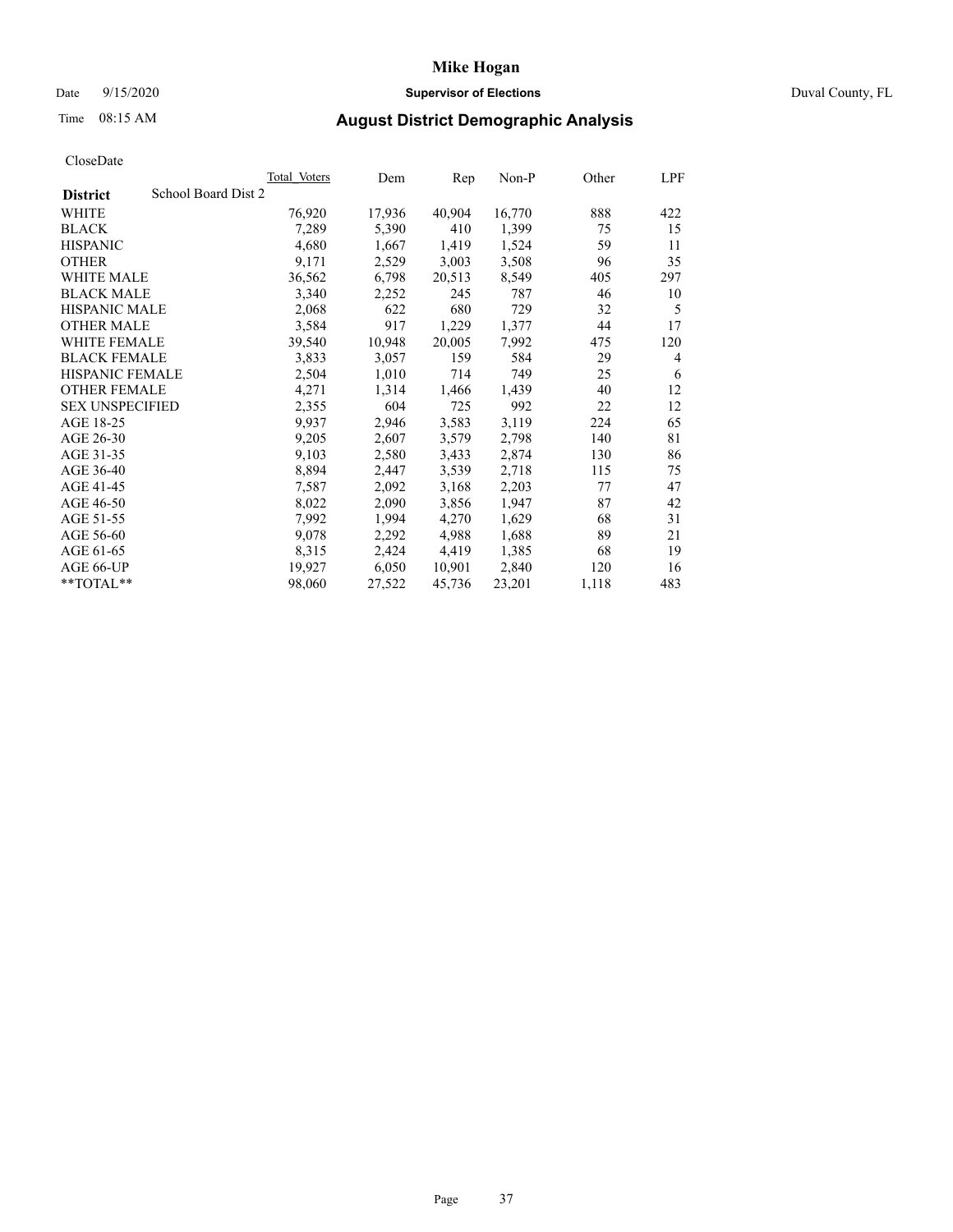# Mike Hogan

Date 9/15/2020 **Supervisor of Elections** Duval County, FL

Time 08:15 AM **August District Demographic Analysis**

CloseDate

| District | School Board Dist 2 | Total Voters | Dem | Rep | Non-P | Other | LPF |
|---|---|---|---|---|---|---|---|
| WHITE | | 76,920 | 17,936 | 40,904 | 16,770 | 888 | 422 |
| BLACK | | 7,289 | 5,390 | 410 | 1,399 | 75 | 15 |
| HISPANIC | | 4,680 | 1,667 | 1,419 | 1,524 | 59 | 11 |
| OTHER | | 9,171 | 2,529 | 3,003 | 3,508 | 96 | 35 |
| WHITE MALE | | 36,562 | 6,798 | 20,513 | 8,549 | 405 | 297 |
| BLACK MALE | | 3,340 | 2,252 | 245 | 787 | 46 | 10 |
| HISPANIC MALE | | 2,068 | 622 | 680 | 729 | 32 | 5 |
| OTHER MALE | | 3,584 | 917 | 1,229 | 1,377 | 44 | 17 |
| WHITE FEMALE | | 39,540 | 10,948 | 20,005 | 7,992 | 475 | 120 |
| BLACK FEMALE | | 3,833 | 3,057 | 159 | 584 | 29 | 4 |
| HISPANIC FEMALE | | 2,504 | 1,010 | 714 | 749 | 25 | 6 |
| OTHER FEMALE | | 4,271 | 1,314 | 1,466 | 1,439 | 40 | 12 |
| SEX UNSPECIFIED | | 2,355 | 604 | 725 | 992 | 22 | 12 |
| AGE 18-25 | | 9,937 | 2,946 | 3,583 | 3,119 | 224 | 65 |
| AGE 26-30 | | 9,205 | 2,607 | 3,579 | 2,798 | 140 | 81 |
| AGE 31-35 | | 9,103 | 2,580 | 3,433 | 2,874 | 130 | 86 |
| AGE 36-40 | | 8,894 | 2,447 | 3,539 | 2,718 | 115 | 75 |
| AGE 41-45 | | 7,587 | 2,092 | 3,168 | 2,203 | 77 | 47 |
| AGE 46-50 | | 8,022 | 2,090 | 3,856 | 1,947 | 87 | 42 |
| AGE 51-55 | | 7,992 | 1,994 | 4,270 | 1,629 | 68 | 31 |
| AGE 56-60 | | 9,078 | 2,292 | 4,988 | 1,688 | 89 | 21 |
| AGE 61-65 | | 8,315 | 2,424 | 4,419 | 1,385 | 68 | 19 |
| AGE 66-UP | | 19,927 | 6,050 | 10,901 | 2,840 | 120 | 16 |
| **TOTAL** | | 98,060 | 27,522 | 45,736 | 23,201 | 1,118 | 483 |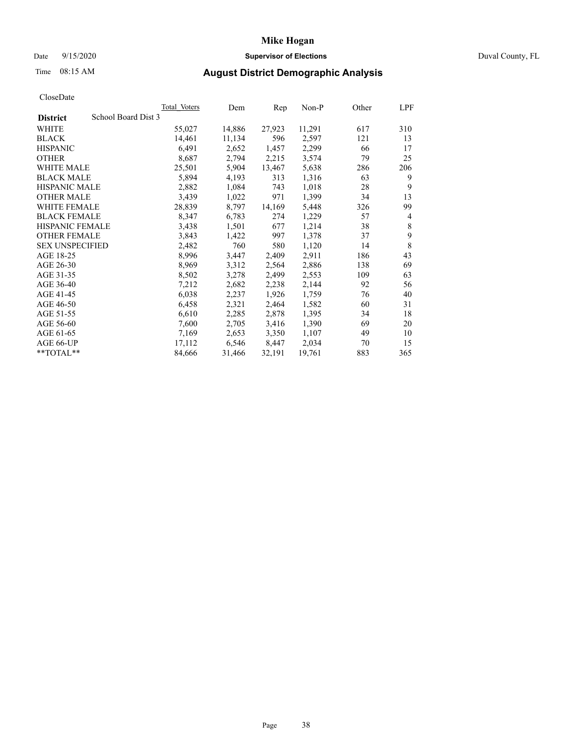# Mike Hogan

Date 9/15/2020 **Supervisor of Elections** Duval County, FL

Time 08:15 AM **August District Demographic Analysis**

CloseDate

| District | School Board Dist 3 | Total Voters | Dem | Rep | Non-P | Other | LPF |
|---|---|---|---|---|---|---|---|
| WHITE | | 55,027 | 14,886 | 27,923 | 11,291 | 617 | 310 |
| BLACK | | 14,461 | 11,134 | 596 | 2,597 | 121 | 13 |
| HISPANIC | | 6,491 | 2,652 | 1,457 | 2,299 | 66 | 17 |
| OTHER | | 8,687 | 2,794 | 2,215 | 3,574 | 79 | 25 |
| WHITE MALE | | 25,501 | 5,904 | 13,467 | 5,638 | 286 | 206 |
| BLACK MALE | | 5,894 | 4,193 | 313 | 1,316 | 63 | 9 |
| HISPANIC MALE | | 2,882 | 1,084 | 743 | 1,018 | 28 | 9 |
| OTHER MALE | | 3,439 | 1,022 | 971 | 1,399 | 34 | 13 |
| WHITE FEMALE | | 28,839 | 8,797 | 14,169 | 5,448 | 326 | 99 |
| BLACK FEMALE | | 8,347 | 6,783 | 274 | 1,229 | 57 | 4 |
| HISPANIC FEMALE | | 3,438 | 1,501 | 677 | 1,214 | 38 | 8 |
| OTHER FEMALE | | 3,843 | 1,422 | 997 | 1,378 | 37 | 9 |
| SEX UNSPECIFIED | | 2,482 | 760 | 580 | 1,120 | 14 | 8 |
| AGE 18-25 | | 8,996 | 3,447 | 2,409 | 2,911 | 186 | 43 |
| AGE 26-30 | | 8,969 | 3,312 | 2,564 | 2,886 | 138 | 69 |
| AGE 31-35 | | 8,502 | 3,278 | 2,499 | 2,553 | 109 | 63 |
| AGE 36-40 | | 7,212 | 2,682 | 2,238 | 2,144 | 92 | 56 |
| AGE 41-45 | | 6,038 | 2,237 | 1,926 | 1,759 | 76 | 40 |
| AGE 46-50 | | 6,458 | 2,321 | 2,464 | 1,582 | 60 | 31 |
| AGE 51-55 | | 6,610 | 2,285 | 2,878 | 1,395 | 34 | 18 |
| AGE 56-60 | | 7,600 | 2,705 | 3,416 | 1,390 | 69 | 20 |
| AGE 61-65 | | 7,169 | 2,653 | 3,350 | 1,107 | 49 | 10 |
| AGE 66-UP | | 17,112 | 6,546 | 8,447 | 2,034 | 70 | 15 |
| **TOTAL** | | 84,666 | 31,466 | 32,191 | 19,761 | 883 | 365 |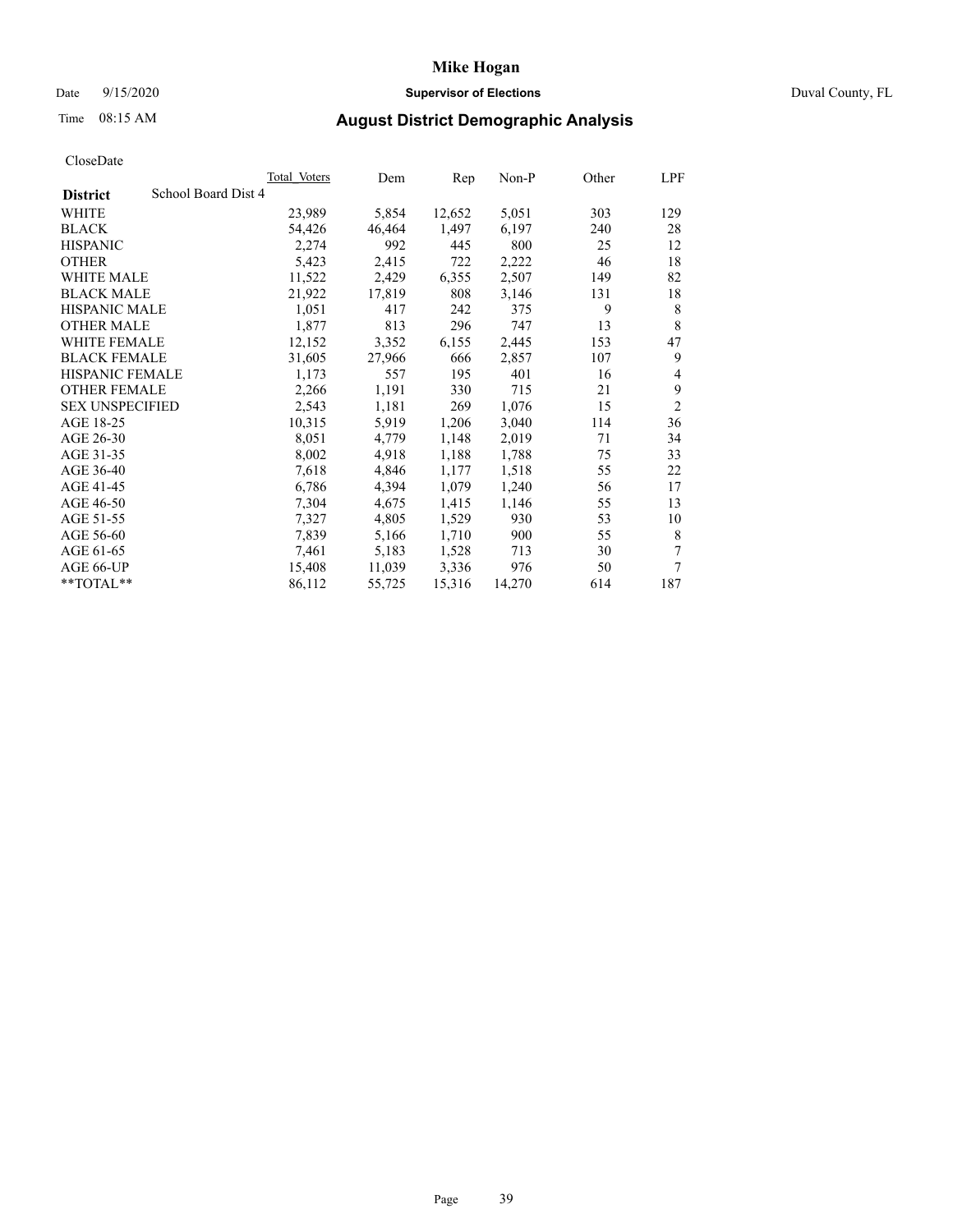# Mike Hogan

Date 9/15/2020 **Supervisor of Elections** Duval County, FL

Time 08:15 AM **August District Demographic Analysis**

CloseDate

| **District** | School Board Dist 4 | Total Voters | Dem | Rep | Non-P | Other | LPF |
|---|---|---|---|---|---|---|---|
| WHITE | | 23,989 | 5,854 | 12,652 | 5,051 | 303 | 129 |
| BLACK | | 54,426 | 46,464 | 1,497 | 6,197 | 240 | 28 |
| HISPANIC | | 2,274 | 992 | 445 | 800 | 25 | 12 |
| OTHER | | 5,423 | 2,415 | 722 | 2,222 | 46 | 18 |
| WHITE MALE | | 11,522 | 2,429 | 6,355 | 2,507 | 149 | 82 |
| BLACK MALE | | 21,922 | 17,819 | 808 | 3,146 | 131 | 18 |
| HISPANIC MALE | | 1,051 | 417 | 242 | 375 | 9 | 8 |
| OTHER MALE | | 1,877 | 813 | 296 | 747 | 13 | 8 |
| WHITE FEMALE | | 12,152 | 3,352 | 6,155 | 2,445 | 153 | 47 |
| BLACK FEMALE | | 31,605 | 27,966 | 666 | 2,857 | 107 | 9 |
| HISPANIC FEMALE | | 1,173 | 557 | 195 | 401 | 16 | 4 |
| OTHER FEMALE | | 2,266 | 1,191 | 330 | 715 | 21 | 9 |
| SEX UNSPECIFIED | | 2,543 | 1,181 | 269 | 1,076 | 15 | 2 |
| AGE 18-25 | | 10,315 | 5,919 | 1,206 | 3,040 | 114 | 36 |
| AGE 26-30 | | 8,051 | 4,779 | 1,148 | 2,019 | 71 | 34 |
| AGE 31-35 | | 8,002 | 4,918 | 1,188 | 1,788 | 75 | 33 |
| AGE 36-40 | | 7,618 | 4,846 | 1,177 | 1,518 | 55 | 22 |
| AGE 41-45 | | 6,786 | 4,394 | 1,079 | 1,240 | 56 | 17 |
| AGE 46-50 | | 7,304 | 4,675 | 1,415 | 1,146 | 55 | 13 |
| AGE 51-55 | | 7,327 | 4,805 | 1,529 | 930 | 53 | 10 |
| AGE 56-60 | | 7,839 | 5,166 | 1,710 | 900 | 55 | 8 |
| AGE 61-65 | | 7,461 | 5,183 | 1,528 | 713 | 30 | 7 |
| AGE 66-UP | | 15,408 | 11,039 | 3,336 | 976 | 50 | 7 |
| **TOTAL** | | 86,112 | 55,725 | 15,316 | 14,270 | 614 | 187 |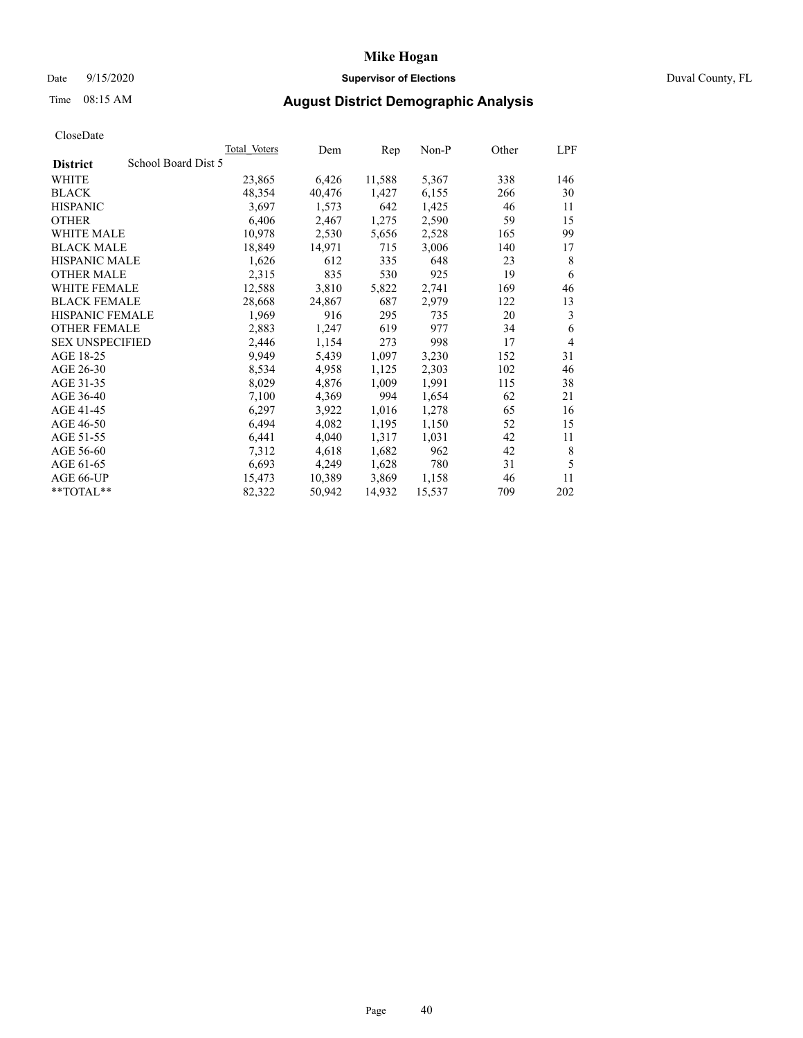# Mike Hogan

Date 9/15/2020 **Supervisor of Elections** Duval County, FL

Time 08:15 AM **August District Demographic Analysis**

CloseDate

| District | School Board Dist 5 Total Voters | Dem | Rep | Non-P | Other | LPF |
|---|---|---|---|---|---|---|
| WHITE | 23,865 | 6,426 | 11,588 | 5,367 | 338 | 146 |
| BLACK | 48,354 | 40,476 | 1,427 | 6,155 | 266 | 30 |
| HISPANIC | 3,697 | 1,573 | 642 | 1,425 | 46 | 11 |
| OTHER | 6,406 | 2,467 | 1,275 | 2,590 | 59 | 15 |
| WHITE MALE | 10,978 | 2,530 | 5,656 | 2,528 | 165 | 99 |
| BLACK MALE | 18,849 | 14,971 | 715 | 3,006 | 140 | 17 |
| HISPANIC MALE | 1,626 | 612 | 335 | 648 | 23 | 8 |
| OTHER MALE | 2,315 | 835 | 530 | 925 | 19 | 6 |
| WHITE FEMALE | 12,588 | 3,810 | 5,822 | 2,741 | 169 | 46 |
| BLACK FEMALE | 28,668 | 24,867 | 687 | 2,979 | 122 | 13 |
| HISPANIC FEMALE | 1,969 | 916 | 295 | 735 | 20 | 3 |
| OTHER FEMALE | 2,883 | 1,247 | 619 | 977 | 34 | 6 |
| SEX UNSPECIFIED | 2,446 | 1,154 | 273 | 998 | 17 | 4 |
| AGE 18-25 | 9,949 | 5,439 | 1,097 | 3,230 | 152 | 31 |
| AGE 26-30 | 8,534 | 4,958 | 1,125 | 2,303 | 102 | 46 |
| AGE 31-35 | 8,029 | 4,876 | 1,009 | 1,991 | 115 | 38 |
| AGE 36-40 | 7,100 | 4,369 | 994 | 1,654 | 62 | 21 |
| AGE 41-45 | 6,297 | 3,922 | 1,016 | 1,278 | 65 | 16 |
| AGE 46-50 | 6,494 | 4,082 | 1,195 | 1,150 | 52 | 15 |
| AGE 51-55 | 6,441 | 4,040 | 1,317 | 1,031 | 42 | 11 |
| AGE 56-60 | 7,312 | 4,618 | 1,682 | 962 | 42 | 8 |
| AGE 61-65 | 6,693 | 4,249 | 1,628 | 780 | 31 | 5 |
| AGE 66-UP | 15,473 | 10,389 | 3,869 | 1,158 | 46 | 11 |
| **TOTAL** | 82,322 | 50,942 | 14,932 | 15,537 | 709 | 202 |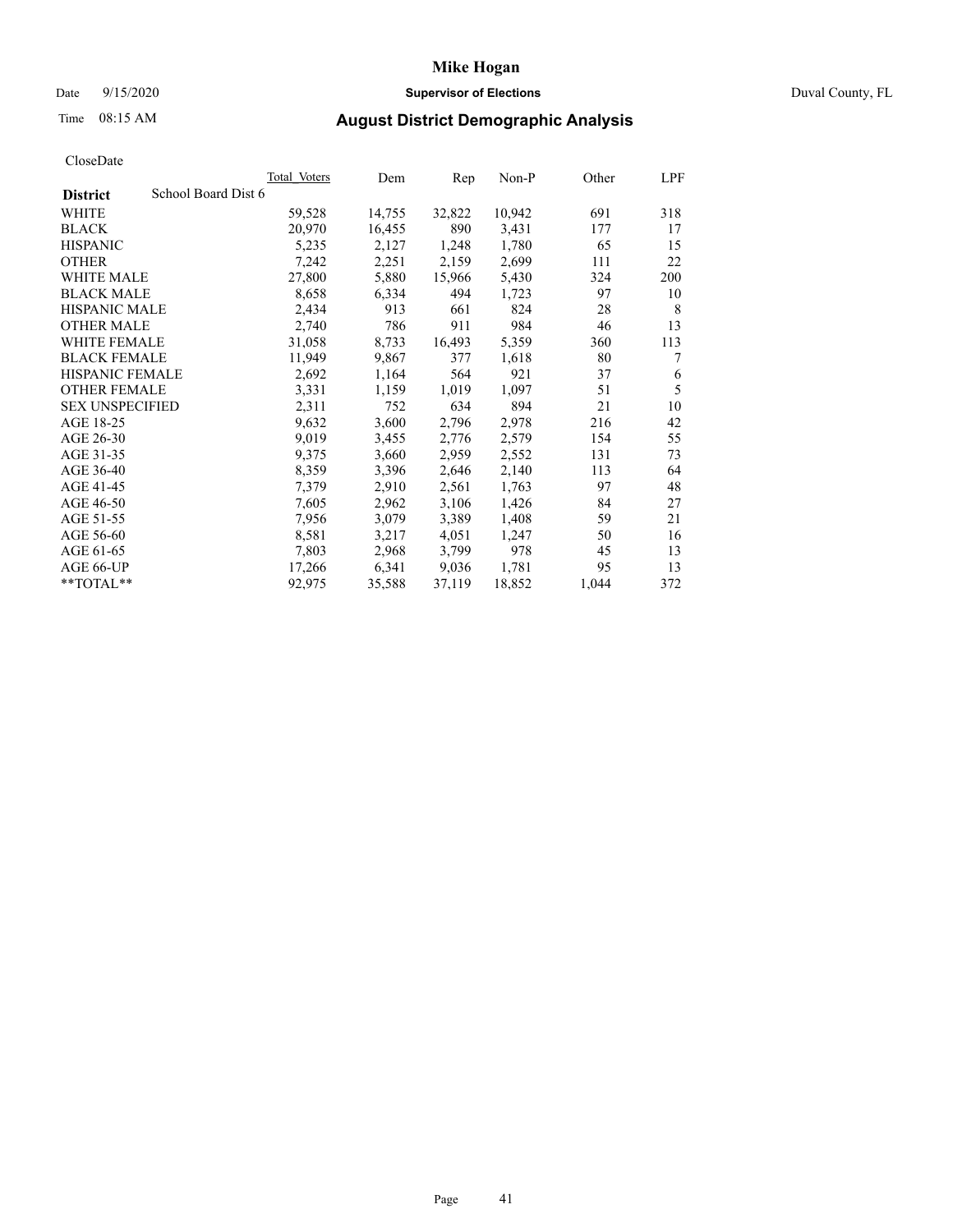Mike Hogan

Date 9/15/2020 **Supervisor of Elections** Duval County, FL

Time 08:15 AM **August District Demographic Analysis**

CloseDate

| District | School Board Dist 6 | Total Voters | Dem | Rep | Non-P | Other | LPF |
|---|---|---|---|---|---|---|---|
| WHITE | | 59,528 | 14,755 | 32,822 | 10,942 | 691 | 318 |
| BLACK | | 20,970 | 16,455 | 890 | 3,431 | 177 | 17 |
| HISPANIC | | 5,235 | 2,127 | 1,248 | 1,780 | 65 | 15 |
| OTHER | | 7,242 | 2,251 | 2,159 | 2,699 | 111 | 22 |
| WHITE MALE | | 27,800 | 5,880 | 15,966 | 5,430 | 324 | 200 |
| BLACK MALE | | 8,658 | 6,334 | 494 | 1,723 | 97 | 10 |
| HISPANIC MALE | | 2,434 | 913 | 661 | 824 | 28 | 8 |
| OTHER MALE | | 2,740 | 786 | 911 | 984 | 46 | 13 |
| WHITE FEMALE | | 31,058 | 8,733 | 16,493 | 5,359 | 360 | 113 |
| BLACK FEMALE | | 11,949 | 9,867 | 377 | 1,618 | 80 | 7 |
| HISPANIC FEMALE | | 2,692 | 1,164 | 564 | 921 | 37 | 6 |
| OTHER FEMALE | | 3,331 | 1,159 | 1,019 | 1,097 | 51 | 5 |
| SEX UNSPECIFIED | | 2,311 | 752 | 634 | 894 | 21 | 10 |
| AGE 18-25 | | 9,632 | 3,600 | 2,796 | 2,978 | 216 | 42 |
| AGE 26-30 | | 9,019 | 3,455 | 2,776 | 2,579 | 154 | 55 |
| AGE 31-35 | | 9,375 | 3,660 | 2,959 | 2,552 | 131 | 73 |
| AGE 36-40 | | 8,359 | 3,396 | 2,646 | 2,140 | 113 | 64 |
| AGE 41-45 | | 7,379 | 2,910 | 2,561 | 1,763 | 97 | 48 |
| AGE 46-50 | | 7,605 | 2,962 | 3,106 | 1,426 | 84 | 27 |
| AGE 51-55 | | 7,956 | 3,079 | 3,389 | 1,408 | 59 | 21 |
| AGE 56-60 | | 8,581 | 3,217 | 4,051 | 1,247 | 50 | 16 |
| AGE 61-65 | | 7,803 | 2,968 | 3,799 | 978 | 45 | 13 |
| AGE 66-UP | | 17,266 | 6,341 | 9,036 | 1,781 | 95 | 13 |
| **TOTAL** | | 92,975 | 35,588 | 37,119 | 18,852 | 1,044 | 372 |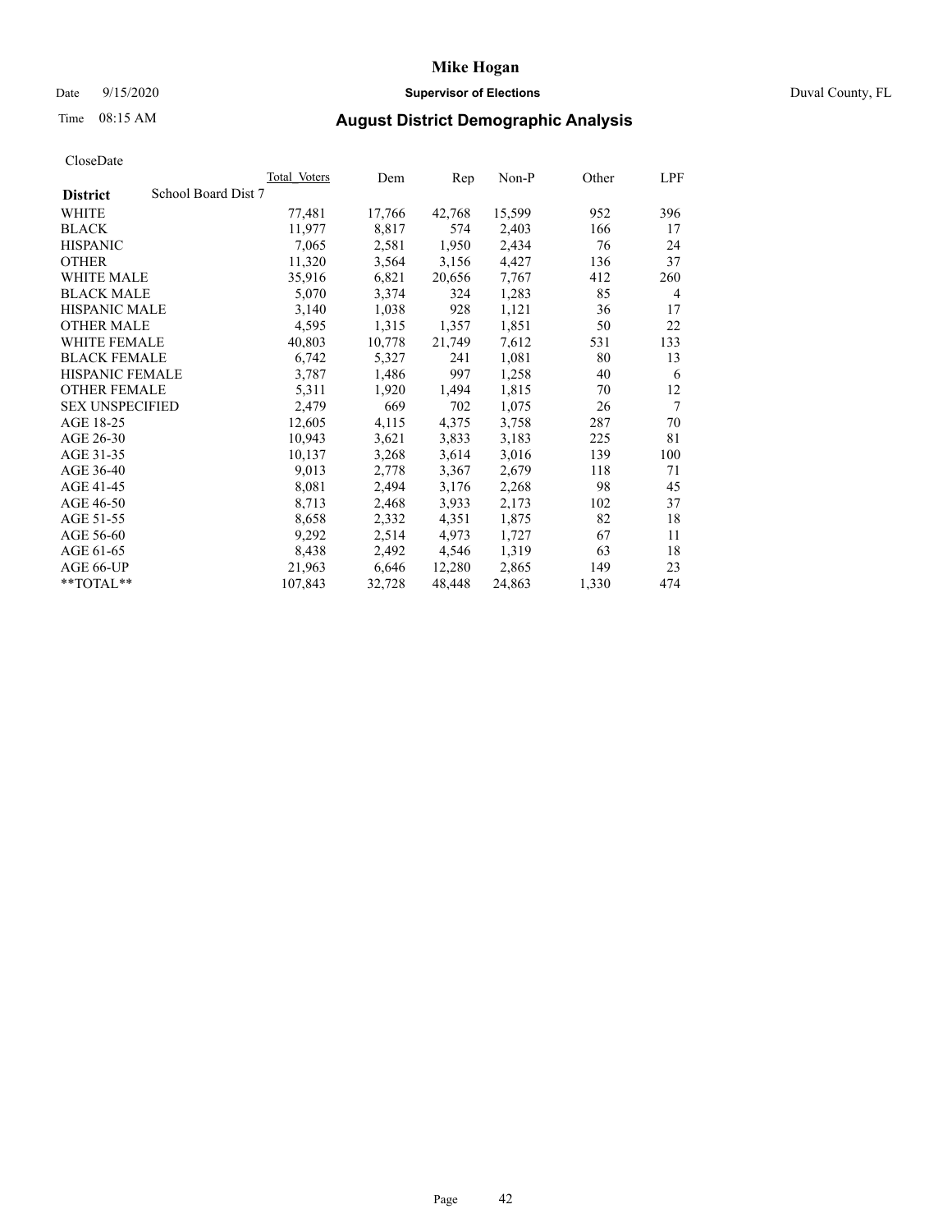# Mike Hogan

Date 9/15/2020 **Supervisor of Elections** Duval County, FL

Time 08:15 AM **August District Demographic Analysis**

CloseDate

| District | School Board Dist 7 | Total Voters | Dem | Rep | Non-P | Other | LPF |
|---|---|---|---|---|---|---|---|
| WHITE | | 77,481 | 17,766 | 42,768 | 15,599 | 952 | 396 |
| BLACK | | 11,977 | 8,817 | 574 | 2,403 | 166 | 17 |
| HISPANIC | | 7,065 | 2,581 | 1,950 | 2,434 | 76 | 24 |
| OTHER | | 11,320 | 3,564 | 3,156 | 4,427 | 136 | 37 |
| WHITE MALE | | 35,916 | 6,821 | 20,656 | 7,767 | 412 | 260 |
| BLACK MALE | | 5,070 | 3,374 | 324 | 1,283 | 85 | 4 |
| HISPANIC MALE | | 3,140 | 1,038 | 928 | 1,121 | 36 | 17 |
| OTHER MALE | | 4,595 | 1,315 | 1,357 | 1,851 | 50 | 22 |
| WHITE FEMALE | | 40,803 | 10,778 | 21,749 | 7,612 | 531 | 133 |
| BLACK FEMALE | | 6,742 | 5,327 | 241 | 1,081 | 80 | 13 |
| HISPANIC FEMALE | | 3,787 | 1,486 | 997 | 1,258 | 40 | 6 |
| OTHER FEMALE | | 5,311 | 1,920 | 1,494 | 1,815 | 70 | 12 |
| SEX UNSPECIFIED | | 2,479 | 669 | 702 | 1,075 | 26 | 7 |
| AGE 18-25 | | 12,605 | 4,115 | 4,375 | 3,758 | 287 | 70 |
| AGE 26-30 | | 10,943 | 3,621 | 3,833 | 3,183 | 225 | 81 |
| AGE 31-35 | | 10,137 | 3,268 | 3,614 | 3,016 | 139 | 100 |
| AGE 36-40 | | 9,013 | 2,778 | 3,367 | 2,679 | 118 | 71 |
| AGE 41-45 | | 8,081 | 2,494 | 3,176 | 2,268 | 98 | 45 |
| AGE 46-50 | | 8,713 | 2,468 | 3,933 | 2,173 | 102 | 37 |
| AGE 51-55 | | 8,658 | 2,332 | 4,351 | 1,875 | 82 | 18 |
| AGE 56-60 | | 9,292 | 2,514 | 4,973 | 1,727 | 67 | 11 |
| AGE 61-65 | | 8,438 | 2,492 | 4,546 | 1,319 | 63 | 18 |
| AGE 66-UP | | 21,963 | 6,646 | 12,280 | 2,865 | 149 | 23 |
| **TOTAL** | | 107,843 | 32,728 | 48,448 | 24,863 | 1,330 | 474 |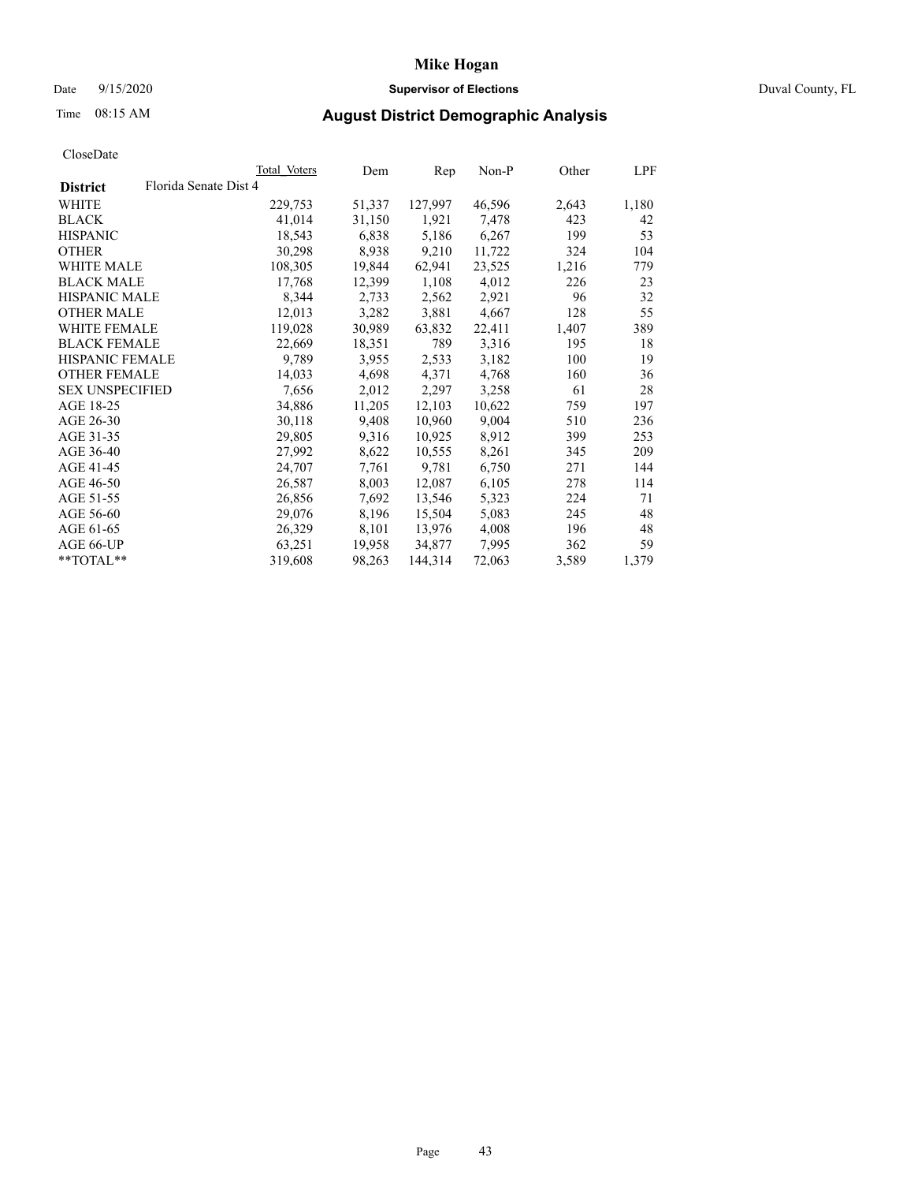# Mike Hogan

Date 9/15/2020 **Supervisor of Elections** Duval County, FL

Time 08:15 AM **August District Demographic Analysis**

CloseDate

| | Total Voters | Dem | Rep | Non-P | Other | LPF |
|---|---|---|---|---|---|---|
| **District** Florida Senate Dist 4 | | | | | | |
| WHITE | 229,753 | 51,337 | 127,997 | 46,596 | 2,643 | 1,180 |
| BLACK | 41,014 | 31,150 | 1,921 | 7,478 | 423 | 42 |
| HISPANIC | 18,543 | 6,838 | 5,186 | 6,267 | 199 | 53 |
| OTHER | 30,298 | 8,938 | 9,210 | 11,722 | 324 | 104 |
| WHITE MALE | 108,305 | 19,844 | 62,941 | 23,525 | 1,216 | 779 |
| BLACK MALE | 17,768 | 12,399 | 1,108 | 4,012 | 226 | 23 |
| HISPANIC MALE | 8,344 | 2,733 | 2,562 | 2,921 | 96 | 32 |
| OTHER MALE | 12,013 | 3,282 | 3,881 | 4,667 | 128 | 55 |
| WHITE FEMALE | 119,028 | 30,989 | 63,832 | 22,411 | 1,407 | 389 |
| BLACK FEMALE | 22,669 | 18,351 | 789 | 3,316 | 195 | 18 |
| HISPANIC FEMALE | 9,789 | 3,955 | 2,533 | 3,182 | 100 | 19 |
| OTHER FEMALE | 14,033 | 4,698 | 4,371 | 4,768 | 160 | 36 |
| SEX UNSPECIFIED | 7,656 | 2,012 | 2,297 | 3,258 | 61 | 28 |
| AGE 18-25 | 34,886 | 11,205 | 12,103 | 10,622 | 759 | 197 |
| AGE 26-30 | 30,118 | 9,408 | 10,960 | 9,004 | 510 | 236 |
| AGE 31-35 | 29,805 | 9,316 | 10,925 | 8,912 | 399 | 253 |
| AGE 36-40 | 27,992 | 8,622 | 10,555 | 8,261 | 345 | 209 |
| AGE 41-45 | 24,707 | 7,761 | 9,781 | 6,750 | 271 | 144 |
| AGE 46-50 | 26,587 | 8,003 | 12,087 | 6,105 | 278 | 114 |
| AGE 51-55 | 26,856 | 7,692 | 13,546 | 5,323 | 224 | 71 |
| AGE 56-60 | 29,076 | 8,196 | 15,504 | 5,083 | 245 | 48 |
| AGE 61-65 | 26,329 | 8,101 | 13,976 | 4,008 | 196 | 48 |
| AGE 66-UP | 63,251 | 19,958 | 34,877 | 7,995 | 362 | 59 |
| **TOTAL** | 319,608 | 98,263 | 144,314 | 72,063 | 3,589 | 1,379 |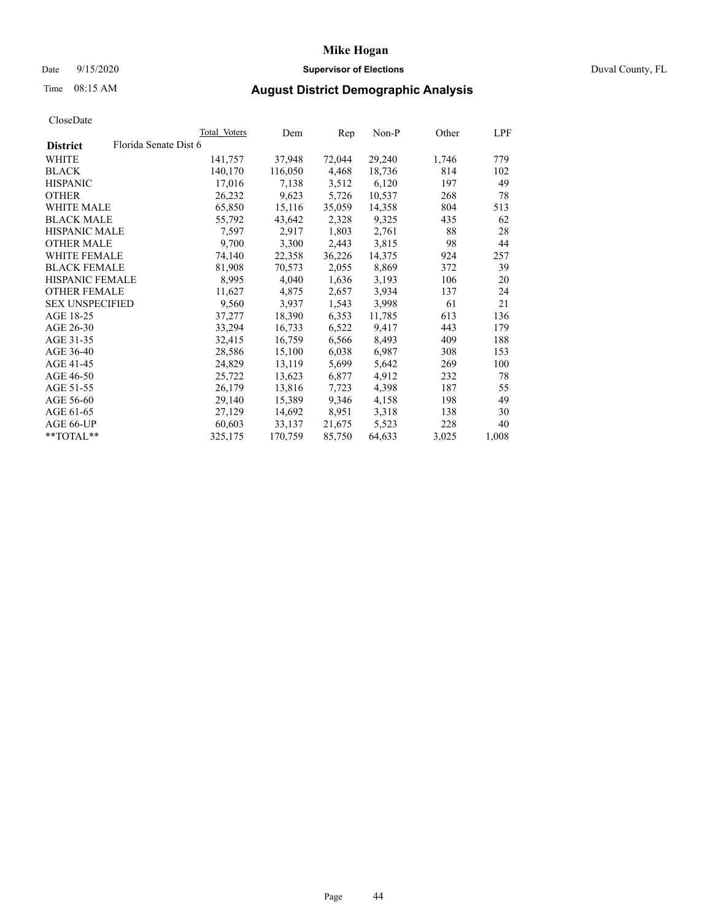# Mike Hogan

Date 9/15/2020 **Supervisor of Elections** Duval County, FL

Time 08:15 AM **August District Demographic Analysis**

CloseDate

| District | Florida Senate Dist 6 | Total Voters | Dem | Rep | Non-P | Other | LPF |
|---|---|---|---|---|---|---|---|
| WHITE | | 141,757 | 37,948 | 72,044 | 29,240 | 1,746 | 779 |
| BLACK | | 140,170 | 116,050 | 4,468 | 18,736 | 814 | 102 |
| HISPANIC | | 17,016 | 7,138 | 3,512 | 6,120 | 197 | 49 |
| OTHER | | 26,232 | 9,623 | 5,726 | 10,537 | 268 | 78 |
| WHITE MALE | | 65,850 | 15,116 | 35,059 | 14,358 | 804 | 513 |
| BLACK MALE | | 55,792 | 43,642 | 2,328 | 9,325 | 435 | 62 |
| HISPANIC MALE | | 7,597 | 2,917 | 1,803 | 2,761 | 88 | 28 |
| OTHER MALE | | 9,700 | 3,300 | 2,443 | 3,815 | 98 | 44 |
| WHITE FEMALE | | 74,140 | 22,358 | 36,226 | 14,375 | 924 | 257 |
| BLACK FEMALE | | 81,908 | 70,573 | 2,055 | 8,869 | 372 | 39 |
| HISPANIC FEMALE | | 8,995 | 4,040 | 1,636 | 3,193 | 106 | 20 |
| OTHER FEMALE | | 11,627 | 4,875 | 2,657 | 3,934 | 137 | 24 |
| SEX UNSPECIFIED | | 9,560 | 3,937 | 1,543 | 3,998 | 61 | 21 |
| AGE 18-25 | | 37,277 | 18,390 | 6,353 | 11,785 | 613 | 136 |
| AGE 26-30 | | 33,294 | 16,733 | 6,522 | 9,417 | 443 | 179 |
| AGE 31-35 | | 32,415 | 16,759 | 6,566 | 8,493 | 409 | 188 |
| AGE 36-40 | | 28,586 | 15,100 | 6,038 | 6,987 | 308 | 153 |
| AGE 41-45 | | 24,829 | 13,119 | 5,699 | 5,642 | 269 | 100 |
| AGE 46-50 | | 25,722 | 13,623 | 6,877 | 4,912 | 232 | 78 |
| AGE 51-55 | | 26,179 | 13,816 | 7,723 | 4,398 | 187 | 55 |
| AGE 56-60 | | 29,140 | 15,389 | 9,346 | 4,158 | 198 | 49 |
| AGE 61-65 | | 27,129 | 14,692 | 8,951 | 3,318 | 138 | 30 |
| AGE 66-UP | | 60,603 | 33,137 | 21,675 | 5,523 | 228 | 40 |
| **TOTAL** | | 325,175 | 170,759 | 85,750 | 64,633 | 3,025 | 1,008 |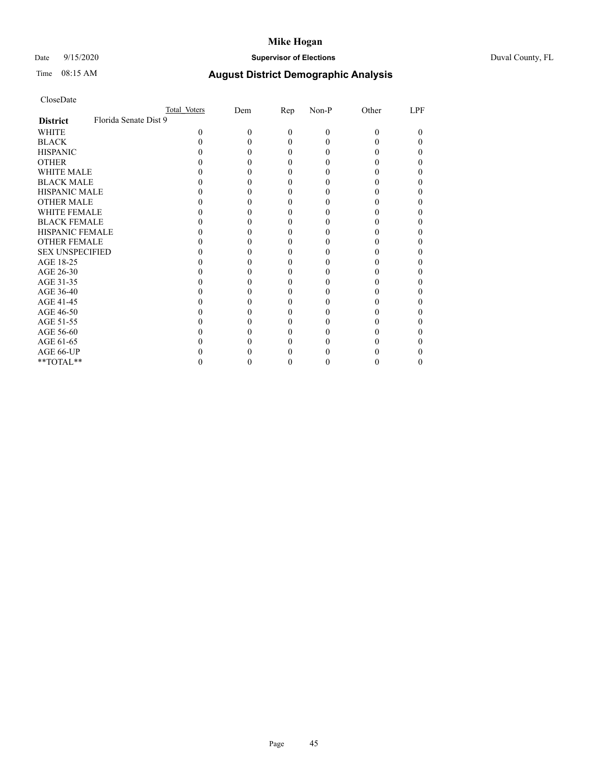# Mike Hogan

Date 9/15/2020 **Supervisor of Elections** Duval County, FL

Time 08:15 AM **August District Demographic Analysis**

CloseDate

| | Total Voters | Dem | Rep | Non-P | Other | LPF |
|---|---|---|---|---|---|---|
| **District** Florida Senate Dist 9 | | | | | | |
| WHITE | 0 | 0 | 0 | 0 | 0 | 0 |
| BLACK | 0 | 0 | 0 | 0 | 0 | 0 |
| HISPANIC | 0 | 0 | 0 | 0 | 0 | 0 |
| OTHER | 0 | 0 | 0 | 0 | 0 | 0 |
| WHITE MALE | 0 | 0 | 0 | 0 | 0 | 0 |
| BLACK MALE | 0 | 0 | 0 | 0 | 0 | 0 |
| HISPANIC MALE | 0 | 0 | 0 | 0 | 0 | 0 |
| OTHER MALE | 0 | 0 | 0 | 0 | 0 | 0 |
| WHITE FEMALE | 0 | 0 | 0 | 0 | 0 | 0 |
| BLACK FEMALE | 0 | 0 | 0 | 0 | 0 | 0 |
| HISPANIC FEMALE | 0 | 0 | 0 | 0 | 0 | 0 |
| OTHER FEMALE | 0 | 0 | 0 | 0 | 0 | 0 |
| SEX UNSPECIFIED | 0 | 0 | 0 | 0 | 0 | 0 |
| AGE 18-25 | 0 | 0 | 0 | 0 | 0 | 0 |
| AGE 26-30 | 0 | 0 | 0 | 0 | 0 | 0 |
| AGE 31-35 | 0 | 0 | 0 | 0 | 0 | 0 |
| AGE 36-40 | 0 | 0 | 0 | 0 | 0 | 0 |
| AGE 41-45 | 0 | 0 | 0 | 0 | 0 | 0 |
| AGE 46-50 | 0 | 0 | 0 | 0 | 0 | 0 |
| AGE 51-55 | 0 | 0 | 0 | 0 | 0 | 0 |
| AGE 56-60 | 0 | 0 | 0 | 0 | 0 | 0 |
| AGE 61-65 | 0 | 0 | 0 | 0 | 0 | 0 |
| AGE 66-UP | 0 | 0 | 0 | 0 | 0 | 0 |
| **TOTAL** | 0 | 0 | 0 | 0 | 0 | 0 |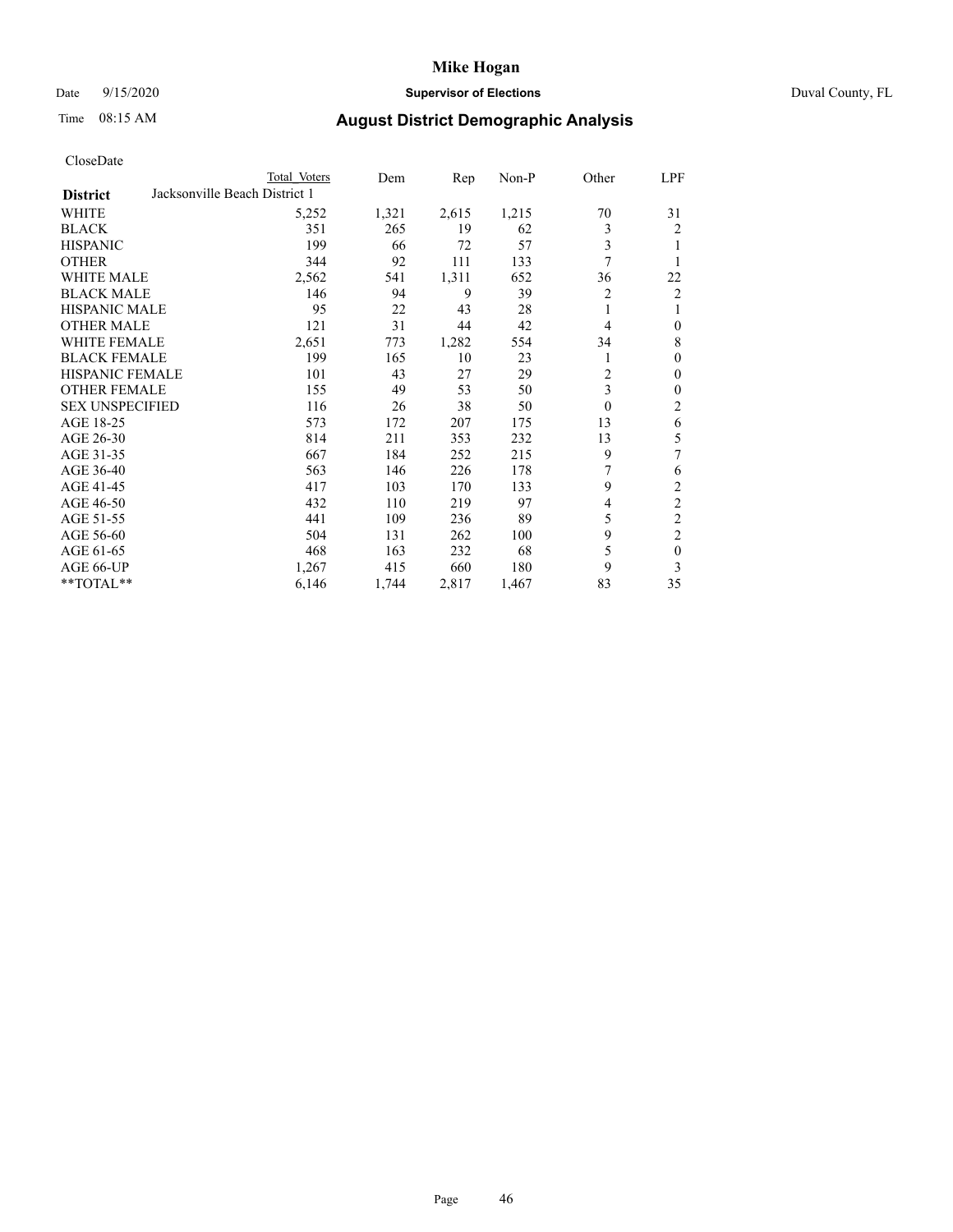# Mike Hogan

Date 9/15/2020 **Supervisor of Elections** Duval County, FL

Time 08:15 AM **August District Demographic Analysis**

CloseDate

| District | Total Voters | Dem | Rep | Non-P | Other | LPF |
|---|---|---|---|---|---|---|
| **Jacksonville Beach District 1** | | | | | | |
| WHITE | 5,252 | 1,321 | 2,615 | 1,215 | 70 | 31 |
| BLACK | 351 | 265 | 19 | 62 | 3 | 2 |
| HISPANIC | 199 | 66 | 72 | 57 | 3 | 1 |
| OTHER | 344 | 92 | 111 | 133 | 7 | 1 |
| WHITE MALE | 2,562 | 541 | 1,311 | 652 | 36 | 22 |
| BLACK MALE | 146 | 94 | 9 | 39 | 2 | 2 |
| HISPANIC MALE | 95 | 22 | 43 | 28 | 1 | 1 |
| OTHER MALE | 121 | 31 | 44 | 42 | 4 | 0 |
| WHITE FEMALE | 2,651 | 773 | 1,282 | 554 | 34 | 8 |
| BLACK FEMALE | 199 | 165 | 10 | 23 | 1 | 0 |
| HISPANIC FEMALE | 101 | 43 | 27 | 29 | 2 | 0 |
| OTHER FEMALE | 155 | 49 | 53 | 50 | 3 | 0 |
| SEX UNSPECIFIED | 116 | 26 | 38 | 50 | 0 | 2 |
| AGE 18-25 | 573 | 172 | 207 | 175 | 13 | 6 |
| AGE 26-30 | 814 | 211 | 353 | 232 | 13 | 5 |
| AGE 31-35 | 667 | 184 | 252 | 215 | 9 | 7 |
| AGE 36-40 | 563 | 146 | 226 | 178 | 7 | 6 |
| AGE 41-45 | 417 | 103 | 170 | 133 | 9 | 2 |
| AGE 46-50 | 432 | 110 | 219 | 97 | 4 | 2 |
| AGE 51-55 | 441 | 109 | 236 | 89 | 5 | 2 |
| AGE 56-60 | 504 | 131 | 262 | 100 | 9 | 2 |
| AGE 61-65 | 468 | 163 | 232 | 68 | 5 | 0 |
| AGE 66-UP | 1,267 | 415 | 660 | 180 | 9 | 3 |
| **TOTAL** | 6,146 | 1,744 | 2,817 | 1,467 | 83 | 35 |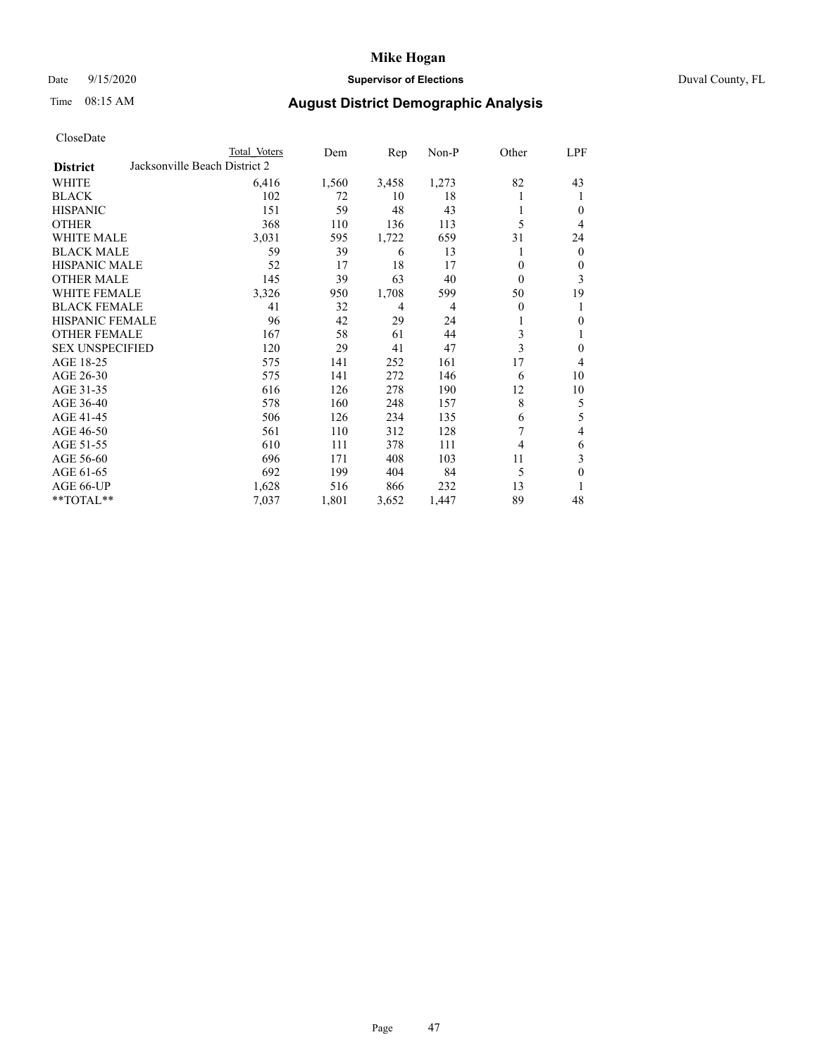# Mike Hogan

Date 9/15/2020 **Supervisor of Elections** Duval County, FL

Time 08:15 AM **August District Demographic Analysis**

CloseDate

| District | Total Voters | Dem | Rep | Non-P | Other | LPF |
|---|---|---|---|---|---|---|
| Jacksonville Beach District 2 | | | | | | |
| WHITE | 6,416 | 1,560 | 3,458 | 1,273 | 82 | 43 |
| BLACK | 102 | 72 | 10 | 18 | 1 | 1 |
| HISPANIC | 151 | 59 | 48 | 43 | 1 | 0 |
| OTHER | 368 | 110 | 136 | 113 | 5 | 4 |
| WHITE MALE | 3,031 | 595 | 1,722 | 659 | 31 | 24 |
| BLACK MALE | 59 | 39 | 6 | 13 | 1 | 0 |
| HISPANIC MALE | 52 | 17 | 18 | 17 | 0 | 0 |
| OTHER MALE | 145 | 39 | 63 | 40 | 0 | 3 |
| WHITE FEMALE | 3,326 | 950 | 1,708 | 599 | 50 | 19 |
| BLACK FEMALE | 41 | 32 | 4 | 4 | 0 | 1 |
| HISPANIC FEMALE | 96 | 42 | 29 | 24 | 1 | 0 |
| OTHER FEMALE | 167 | 58 | 61 | 44 | 3 | 1 |
| SEX UNSPECIFIED | 120 | 29 | 41 | 47 | 3 | 0 |
| AGE 18-25 | 575 | 141 | 252 | 161 | 17 | 4 |
| AGE 26-30 | 575 | 141 | 272 | 146 | 6 | 10 |
| AGE 31-35 | 616 | 126 | 278 | 190 | 12 | 10 |
| AGE 36-40 | 578 | 160 | 248 | 157 | 8 | 5 |
| AGE 41-45 | 506 | 126 | 234 | 135 | 6 | 5 |
| AGE 46-50 | 561 | 110 | 312 | 128 | 7 | 4 |
| AGE 51-55 | 610 | 111 | 378 | 111 | 4 | 6 |
| AGE 56-60 | 696 | 171 | 408 | 103 | 11 | 3 |
| AGE 61-65 | 692 | 199 | 404 | 84 | 5 | 0 |
| AGE 66-UP | 1,628 | 516 | 866 | 232 | 13 | 1 |
| **TOTAL** | 7,037 | 1,801 | 3,652 | 1,447 | 89 | 48 |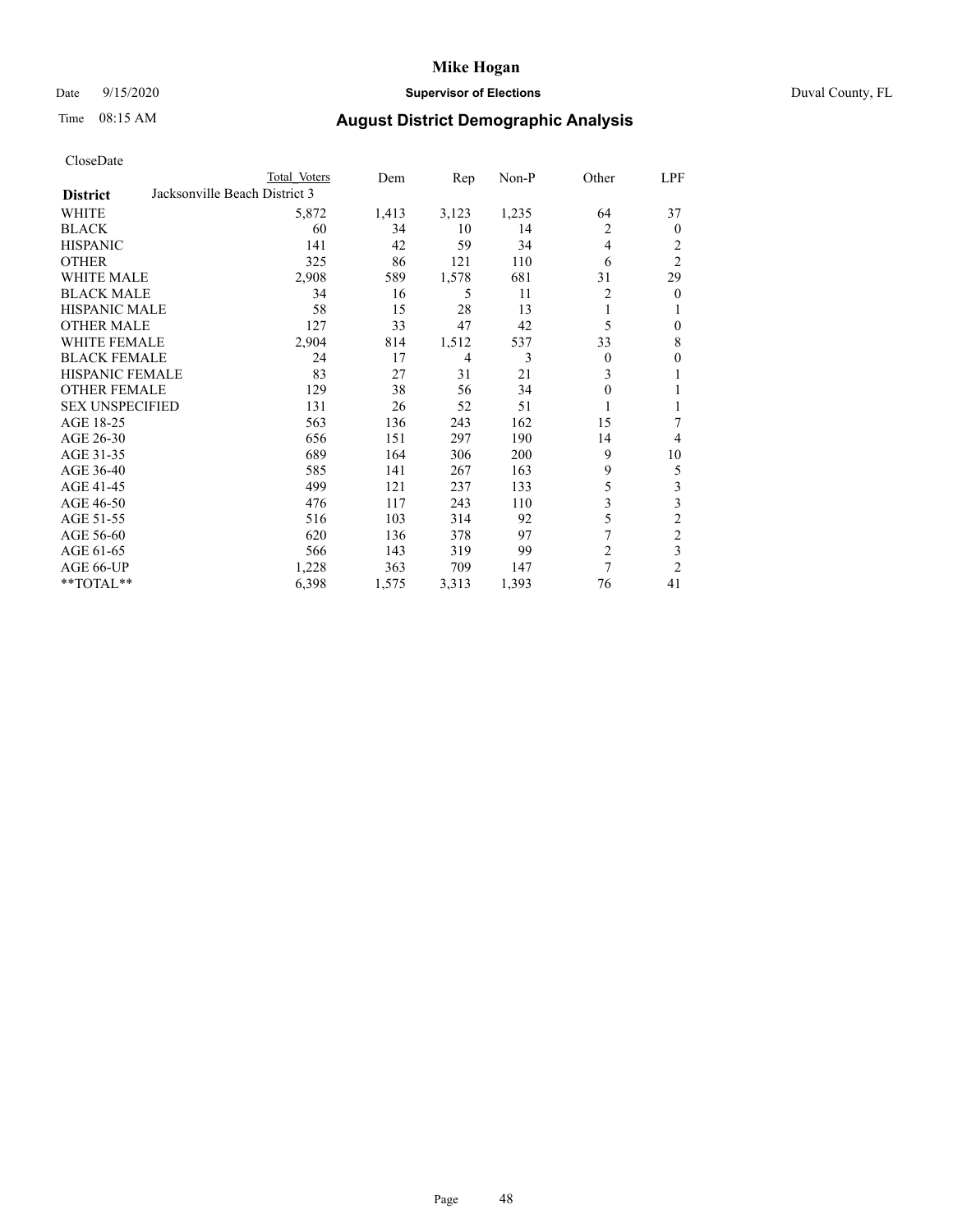# Mike Hogan

Date 9/15/2020 **Supervisor of Elections** Duval County, FL

Time 08:15 AM **August District Demographic Analysis**

CloseDate

| | Total Voters | Dem | Rep | Non-P | Other | LPF |
|---|---|---|---|---|---|---|
| **District** Jacksonville Beach District 3 | | | | | | |
| WHITE | 5,872 | 1,413 | 3,123 | 1,235 | 64 | 37 |
| BLACK | 60 | 34 | 10 | 14 | 2 | 0 |
| HISPANIC | 141 | 42 | 59 | 34 | 4 | 2 |
| OTHER | 325 | 86 | 121 | 110 | 6 | 2 |
| WHITE MALE | 2,908 | 589 | 1,578 | 681 | 31 | 29 |
| BLACK MALE | 34 | 16 | 5 | 11 | 2 | 0 |
| HISPANIC MALE | 58 | 15 | 28 | 13 | 1 | 1 |
| OTHER MALE | 127 | 33 | 47 | 42 | 5 | 0 |
| WHITE FEMALE | 2,904 | 814 | 1,512 | 537 | 33 | 8 |
| BLACK FEMALE | 24 | 17 | 4 | 3 | 0 | 0 |
| HISPANIC FEMALE | 83 | 27 | 31 | 21 | 3 | 1 |
| OTHER FEMALE | 129 | 38 | 56 | 34 | 0 | 1 |
| SEX UNSPECIFIED | 131 | 26 | 52 | 51 | 1 | 1 |
| AGE 18-25 | 563 | 136 | 243 | 162 | 15 | 7 |
| AGE 26-30 | 656 | 151 | 297 | 190 | 14 | 4 |
| AGE 31-35 | 689 | 164 | 306 | 200 | 9 | 10 |
| AGE 36-40 | 585 | 141 | 267 | 163 | 9 | 5 |
| AGE 41-45 | 499 | 121 | 237 | 133 | 5 | 3 |
| AGE 46-50 | 476 | 117 | 243 | 110 | 3 | 3 |
| AGE 51-55 | 516 | 103 | 314 | 92 | 5 | 2 |
| AGE 56-60 | 620 | 136 | 378 | 97 | 7 | 2 |
| AGE 61-65 | 566 | 143 | 319 | 99 | 2 | 3 |
| AGE 66-UP | 1,228 | 363 | 709 | 147 | 7 | 2 |
| **TOTAL** | 6,398 | 1,575 | 3,313 | 1,393 | 76 | 41 |